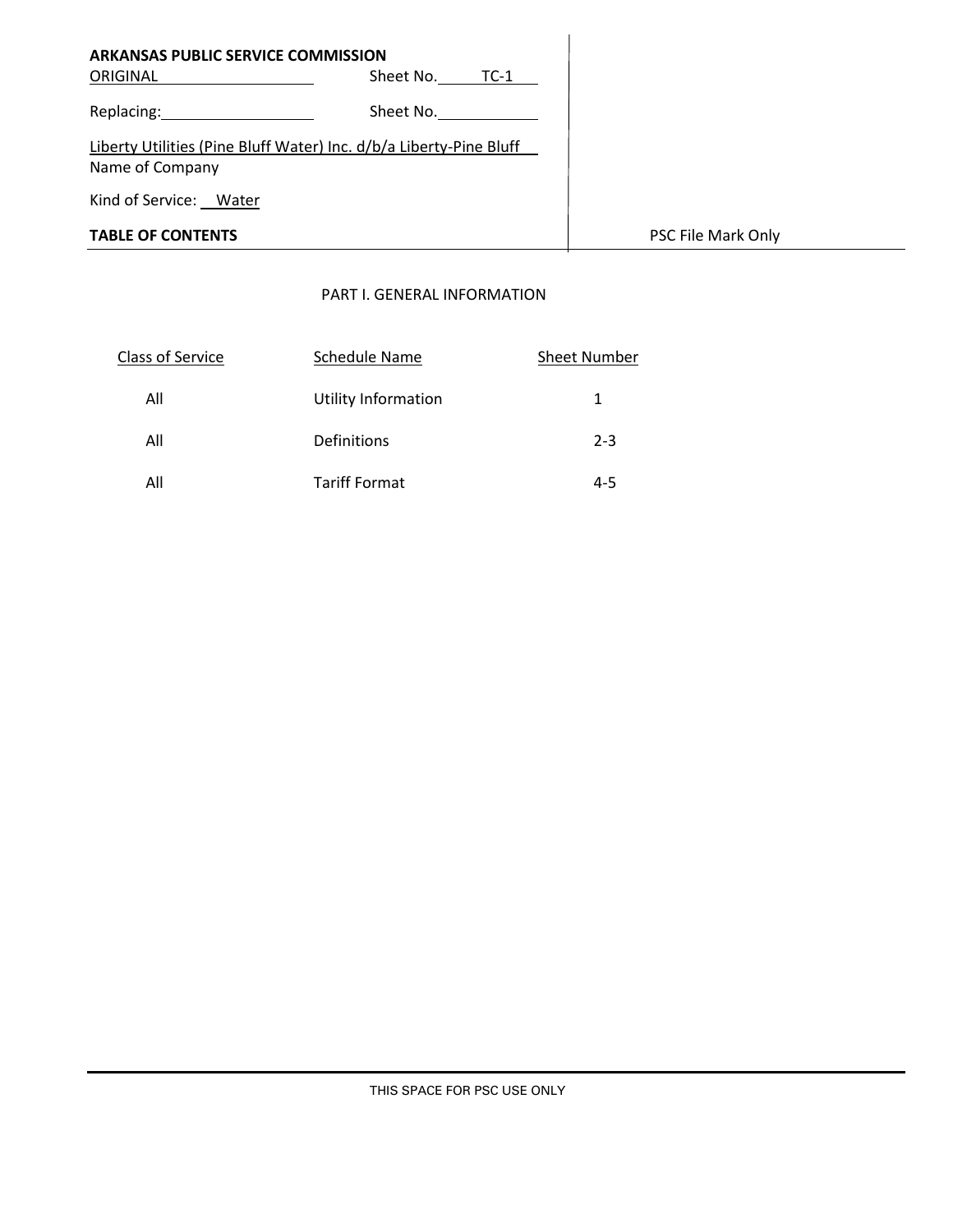**ARKANSAS PUBLIC SERVICE COMMISSION**

ORIGINAL Sheet No. TC-1

Replacing: Sheet No.

Liberty Utilities (Pine Bluff Water) Inc. d/b/a Liberty-Pine Bluff
Name of Company

Kind of Service: Water

**TABLE OF CONTENTS**

PSC File Mark Only

## PART I. GENERAL INFORMATION

| Class of Service | Schedule Name | Sheet Number |
|---|---|---|
| All | Utility Information | 1 |
| All | Definitions | 2-3 |
| All | Tariff Format | 4-5 |

THIS SPACE FOR PSC USE ONLY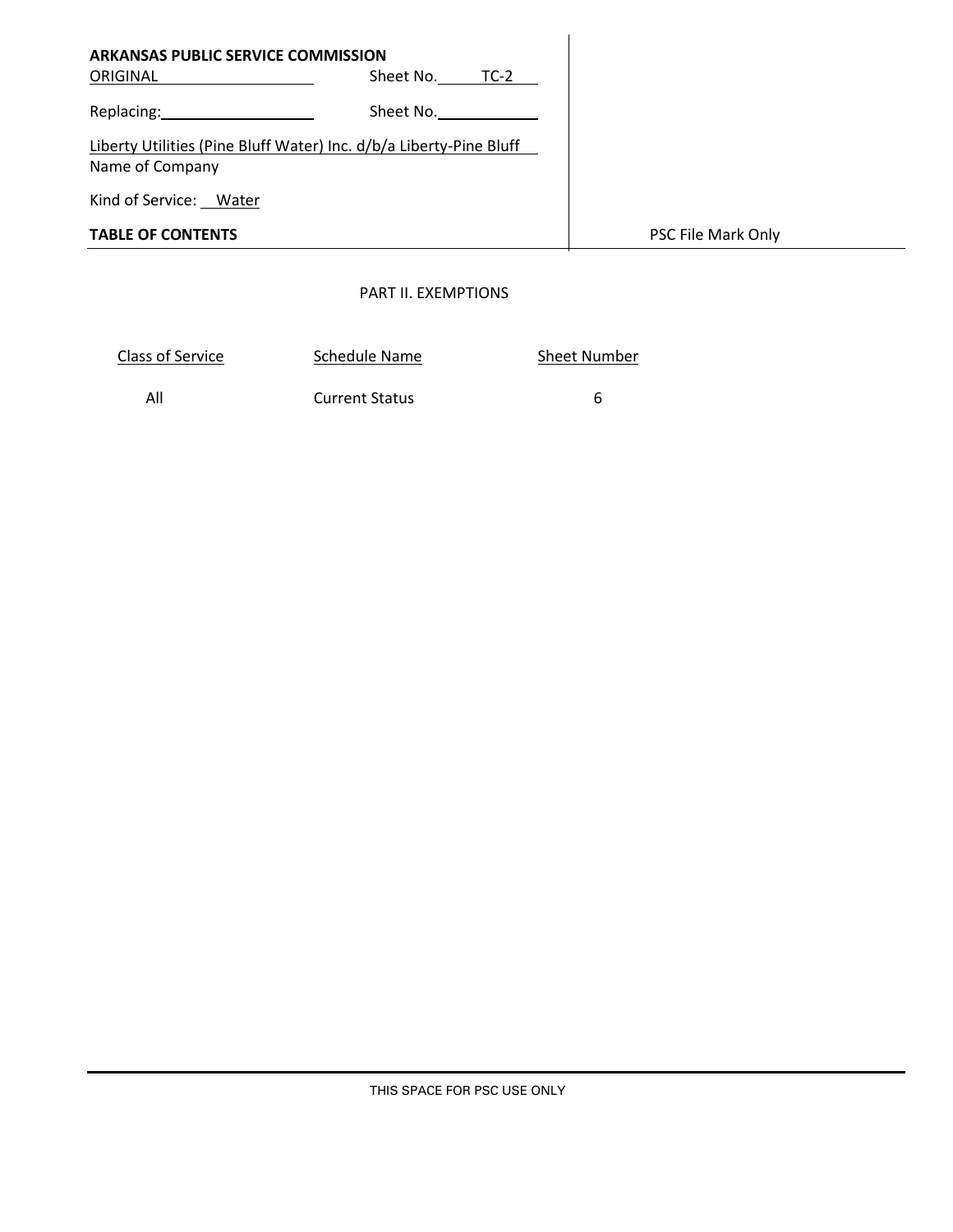**ARKANSAS PUBLIC SERVICE COMMISSION**

ORIGINAL Sheet No. TC-2

Replacing: Sheet No.

Liberty Utilities (Pine Bluff Water) Inc. d/b/a Liberty-Pine Bluff
Name of Company

Kind of Service: Water

**TABLE OF CONTENTS**

PSC File Mark Only

PART II. EXEMPTIONS

| Class of Service | Schedule Name | Sheet Number |
| --- | --- | --- |
| All | Current Status | 6 |

THIS SPACE FOR PSC USE ONLY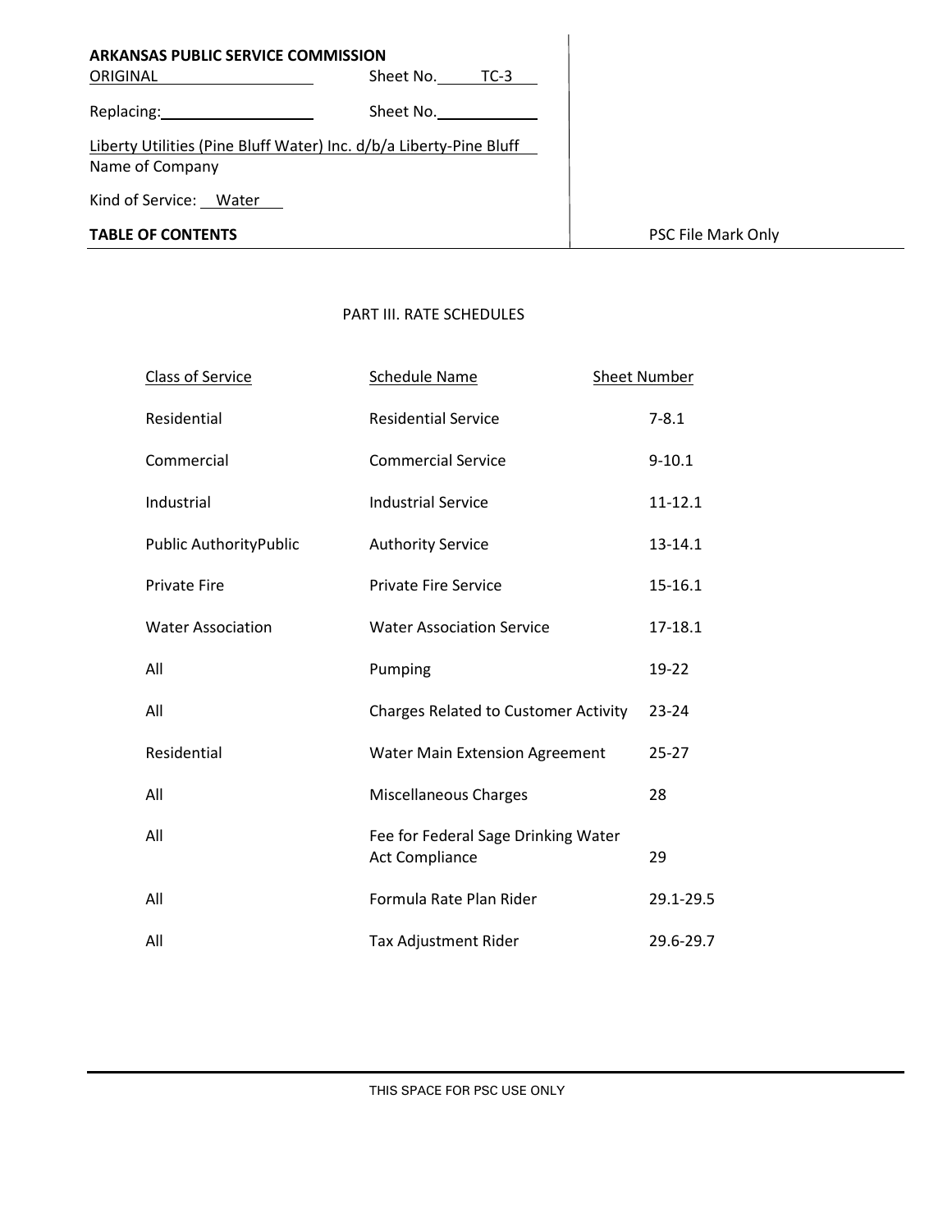**ARKANSAS PUBLIC SERVICE COMMISSION**

ORIGINAL Sheet No. TC-3

Replacing: Sheet No.

Liberty Utilities (Pine Bluff Water) Inc. d/b/a Liberty-Pine Bluff
Name of Company

Kind of Service: Water

**TABLE OF CONTENTS**

PSC File Mark Only

PART III. RATE SCHEDULES

| Class of Service | Schedule Name | Sheet Number |
|---|---|---|
| Residential | Residential Service | 7-8.1 |
| Commercial | Commercial Service | 9-10.1 |
| Industrial | Industrial Service | 11-12.1 |
| Public AuthorityPublic | Authority Service | 13-14.1 |
| Private Fire | Private Fire Service | 15-16.1 |
| Water Association | Water Association Service | 17-18.1 |
| All | Pumping | 19-22 |
| All | Charges Related to Customer Activity | 23-24 |
| Residential | Water Main Extension Agreement | 25-27 |
| All | Miscellaneous Charges | 28 |
| All | Fee for Federal Sage Drinking Water Act Compliance | 29 |
| All | Formula Rate Plan Rider | 29.1-29.5 |
| All | Tax Adjustment Rider | 29.6-29.7 |

THIS SPACE FOR PSC USE ONLY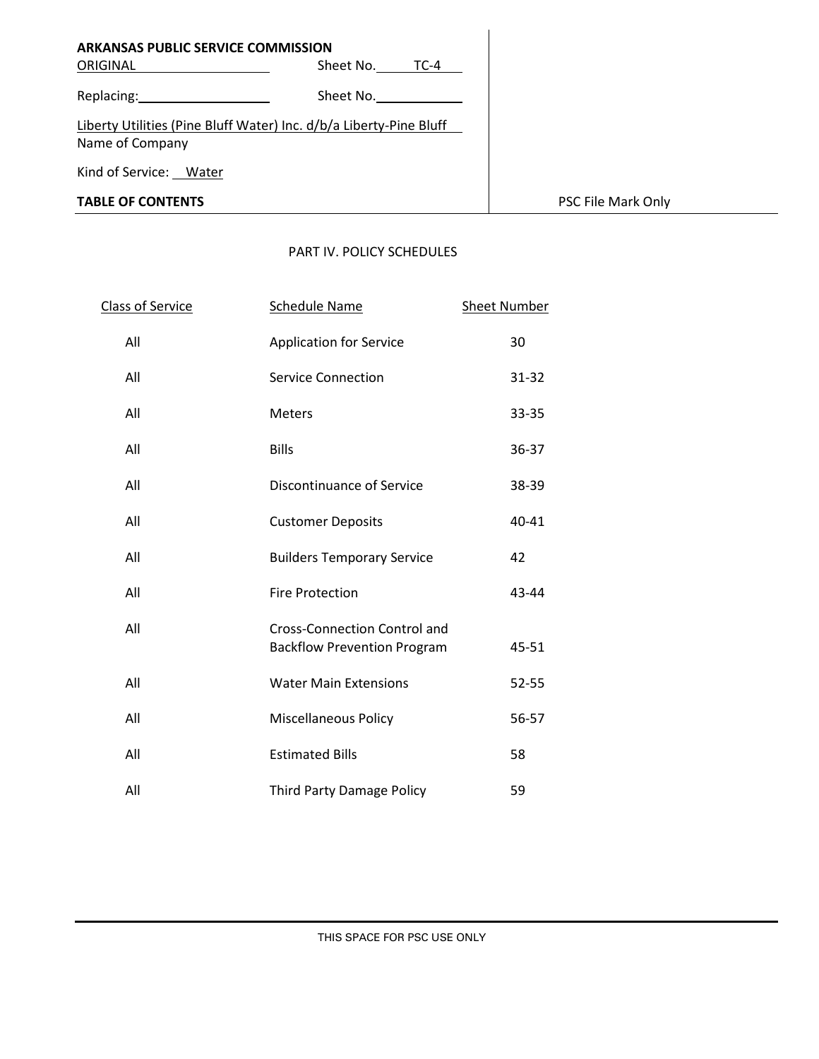**ARKANSAS PUBLIC SERVICE COMMISSION**

ORIGINAL Sheet No. TC-4

Replacing: Sheet No.

Liberty Utilities (Pine Bluff Water) Inc. d/b/a Liberty-Pine Bluff
Name of Company

Kind of Service: Water

**TABLE OF CONTENTS**

PSC File Mark Only

PART IV. POLICY SCHEDULES

| Class of Service | Schedule Name | Sheet Number |
|---|---|---|
| All | Application for Service | 30 |
| All | Service Connection | 31-32 |
| All | Meters | 33-35 |
| All | Bills | 36-37 |
| All | Discontinuance of Service | 38-39 |
| All | Customer Deposits | 40-41 |
| All | Builders Temporary Service | 42 |
| All | Fire Protection | 43-44 |
| All | Cross-Connection Control and Backflow Prevention Program | 45-51 |
| All | Water Main Extensions | 52-55 |
| All | Miscellaneous Policy | 56-57 |
| All | Estimated Bills | 58 |
| All | Third Party Damage Policy | 59 |

THIS SPACE FOR PSC USE ONLY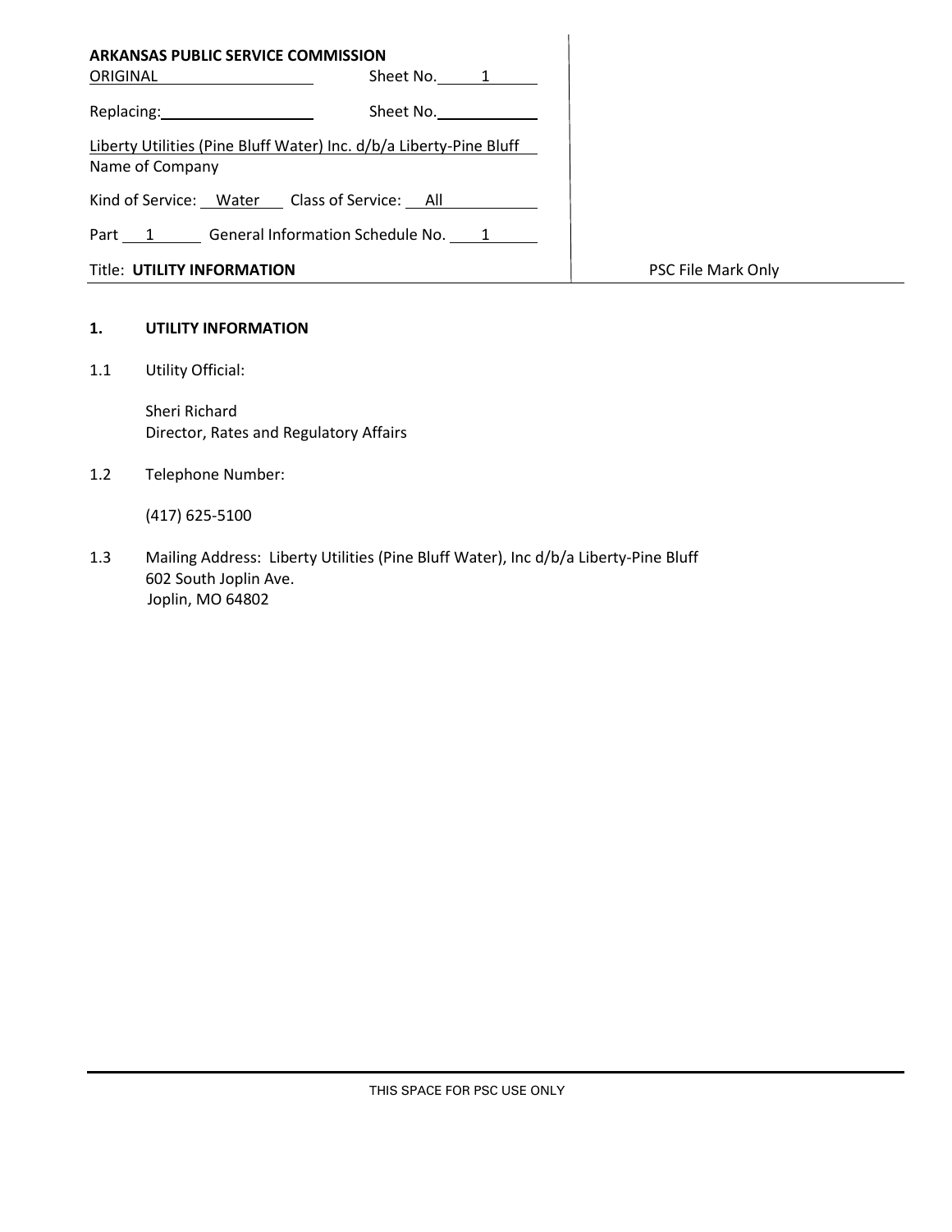**ARKANSAS PUBLIC SERVICE COMMISSION**

| | |
|---|---|
| ORIGINAL | Sheet No. 1 |
| Replacing: | Sheet No. |

Liberty Utilities (Pine Bluff Water) Inc. d/b/a Liberty-Pine Bluff
Name of Company

Kind of Service: Water Class of Service: All

Part 1 General Information Schedule No. 1

Title: **UTILITY INFORMATION**

PSC File Mark Only

## 1. UTILITY INFORMATION

1.1 Utility Official:

Sheri Richard
Director, Rates and Regulatory Affairs

1.2 Telephone Number:

(417) 625-5100

1.3 Mailing Address: Liberty Utilities (Pine Bluff Water), Inc d/b/a Liberty-Pine Bluff
602 South Joplin Ave.
Joplin, MO 64802

THIS SPACE FOR PSC USE ONLY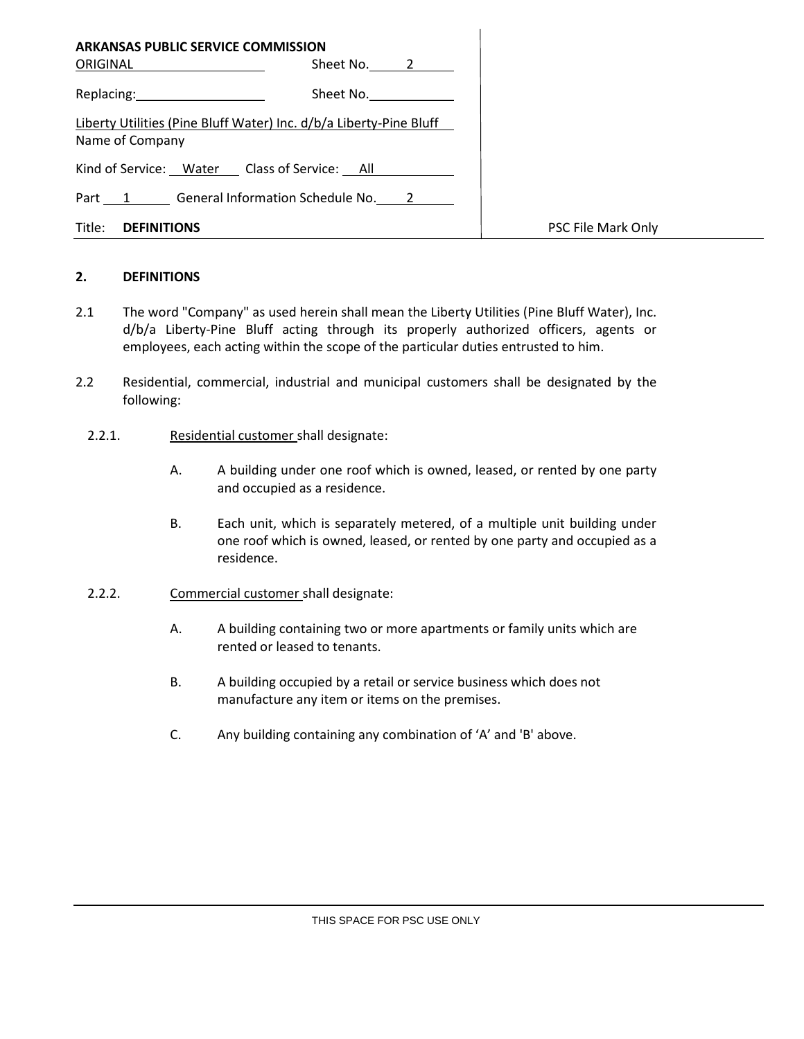**ARKANSAS PUBLIC SERVICE COMMISSION**

ORIGINAL Sheet No. 2

Replacing: Sheet No.

Liberty Utilities (Pine Bluff Water) Inc. d/b/a Liberty-Pine Bluff
Name of Company

Kind of Service: Water Class of Service: All

Part 1 General Information Schedule No. 2

Title: **DEFINITIONS**

PSC File Mark Only

## 2. DEFINITIONS

2.1 The word "Company" as used herein shall mean the Liberty Utilities (Pine Bluff Water), Inc. d/b/a Liberty-Pine Bluff acting through its properly authorized officers, agents or employees, each acting within the scope of the particular duties entrusted to him.

2.2 Residential, commercial, industrial and municipal customers shall be designated by the following:

2.2.1. Residential customer shall designate:

A. A building under one roof which is owned, leased, or rented by one party and occupied as a residence.

B. Each unit, which is separately metered, of a multiple unit building under one roof which is owned, leased, or rented by one party and occupied as a residence.

2.2.2. Commercial customer shall designate:

A. A building containing two or more apartments or family units which are rented or leased to tenants.

B. A building occupied by a retail or service business which does not manufacture any item or items on the premises.

C. Any building containing any combination of ‘A’ and 'B' above.

THIS SPACE FOR PSC USE ONLY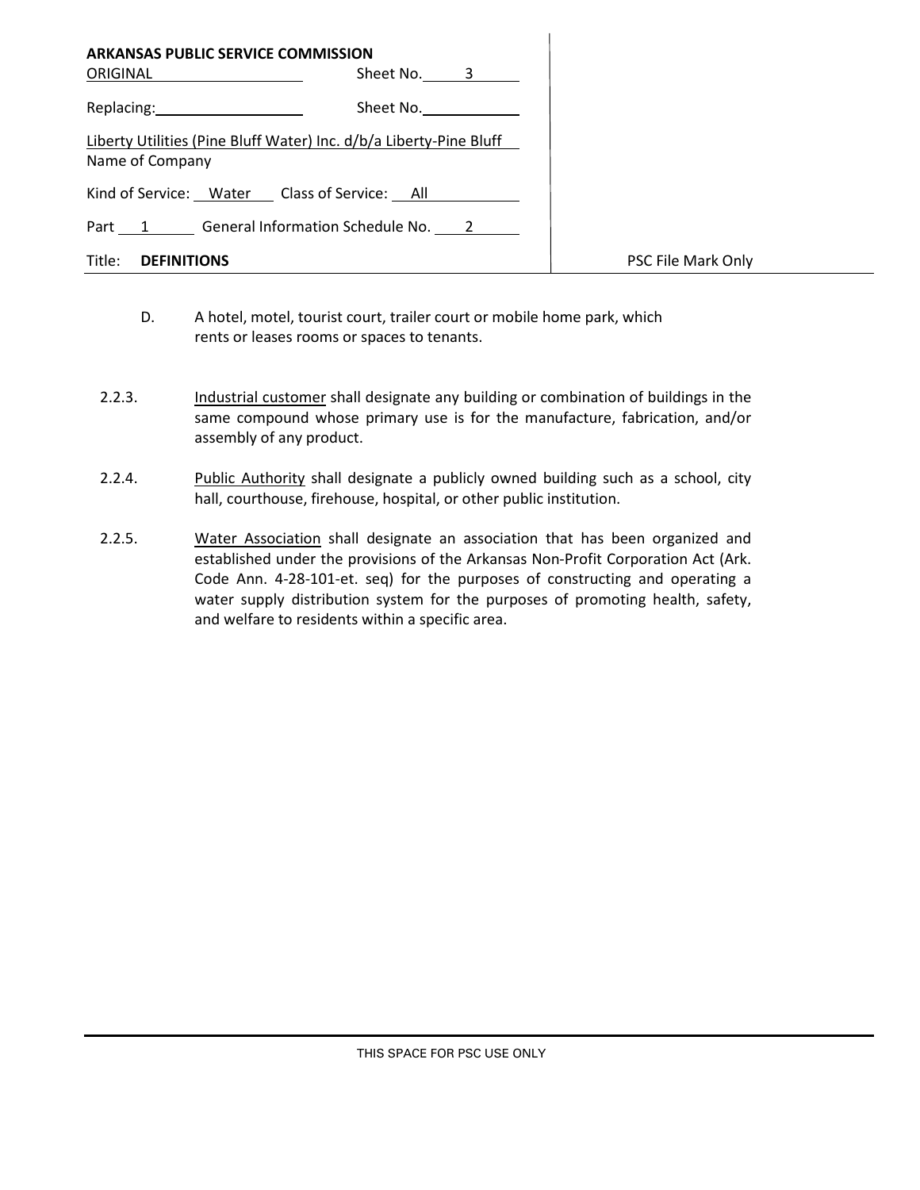**ARKANSAS PUBLIC SERVICE COMMISSION**

| | | |
|---|---|---|
| ORIGINAL | Sheet No. 3 | |
| Replacing: | Sheet No. | |
| Liberty Utilities (Pine Bluff Water) Inc. d/b/a Liberty-Pine Bluff | | |
| Name of Company | | |
| Kind of Service: Water | Class of Service: All | |
| Part 1 | General Information Schedule No. 2 | |
| Title: **DEFINITIONS** | | PSC File Mark Only |

D. A hotel, motel, tourist court, trailer court or mobile home park, which rents or leases rooms or spaces to tenants.

2.2.3. Industrial customer shall designate any building or combination of buildings in the same compound whose primary use is for the manufacture, fabrication, and/or assembly of any product.

2.2.4. Public Authority shall designate a publicly owned building such as a school, city hall, courthouse, firehouse, hospital, or other public institution.

2.2.5. Water Association shall designate an association that has been organized and established under the provisions of the Arkansas Non-Profit Corporation Act (Ark. Code Ann. 4-28-101-et. seq) for the purposes of constructing and operating a water supply distribution system for the purposes of promoting health, safety, and welfare to residents within a specific area.

THIS SPACE FOR PSC USE ONLY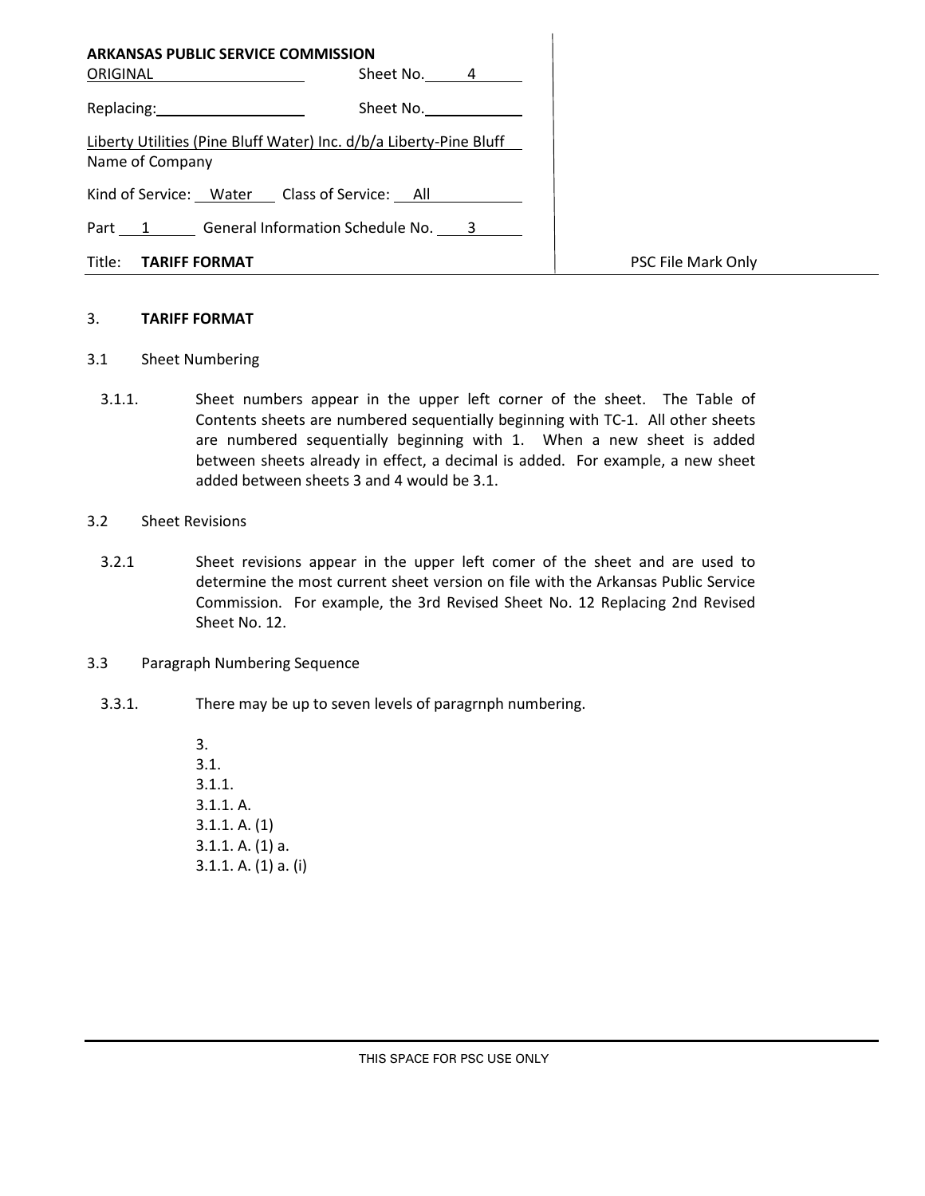**ARKANSAS PUBLIC SERVICE COMMISSION**

ORIGINAL Sheet No. 4

Replacing: Sheet No.

Liberty Utilities (Pine Bluff Water) Inc. d/b/a Liberty-Pine Bluff
Name of Company

Kind of Service: Water Class of Service: All

Part 1 General Information Schedule No. 3

Title: **TARIFF FORMAT**

PSC File Mark Only

## 3. TARIFF FORMAT

### 3.1 Sheet Numbering

3.1.1. Sheet numbers appear in the upper left corner of the sheet. The Table of Contents sheets are numbered sequentially beginning with TC-1. All other sheets are numbered sequentially beginning with 1. When a new sheet is added between sheets already in effect, a decimal is added. For example, a new sheet added between sheets 3 and 4 would be 3.1.

### 3.2 Sheet Revisions

3.2.1 Sheet revisions appear in the upper left comer of the sheet and are used to determine the most current sheet version on file with the Arkansas Public Service Commission. For example, the 3rd Revised Sheet No. 12 Replacing 2nd Revised Sheet No. 12.

### 3.3 Paragraph Numbering Sequence

3.3.1. There may be up to seven levels of paragrnph numbering.

3.
3.1.
3.1.1.
3.1.1. A.
3.1.1. A. (1)
3.1.1. A. (1) a.
3.1.1. A. (1) a. (i)

THIS SPACE FOR PSC USE ONLY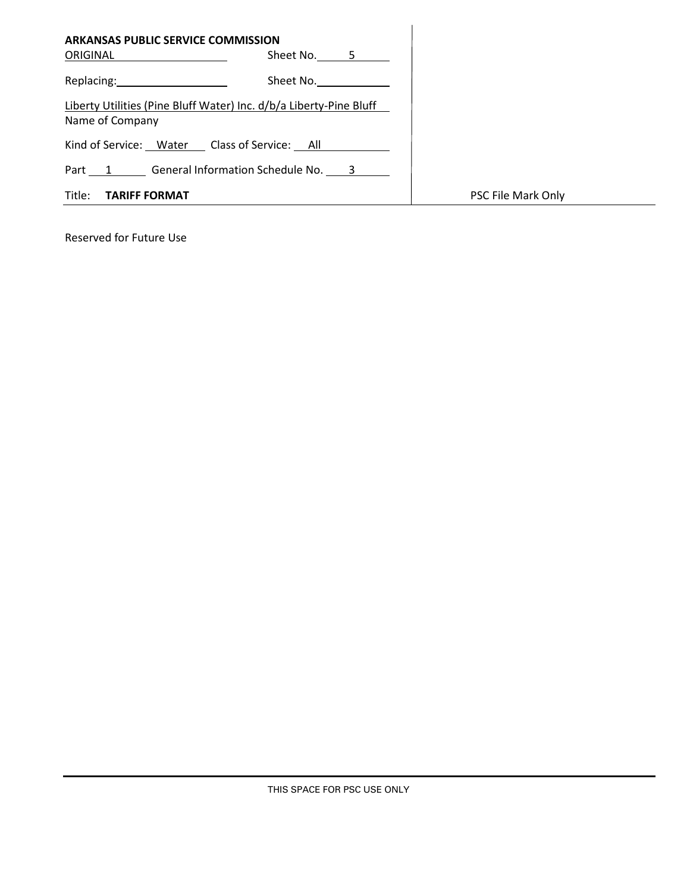**ARKANSAS PUBLIC SERVICE COMMISSION**

| | |
|---|---|
| ORIGINAL | Sheet No. 5 |
| Replacing: | Sheet No. |

Liberty Utilities (Pine Bluff Water) Inc. d/b/a Liberty-Pine Bluff
Name of Company

Kind of Service: Water Class of Service: All

Part 1 General Information Schedule No. 3

Title: **TARIFF FORMAT**

PSC File Mark Only

Reserved for Future Use

THIS SPACE FOR PSC USE ONLY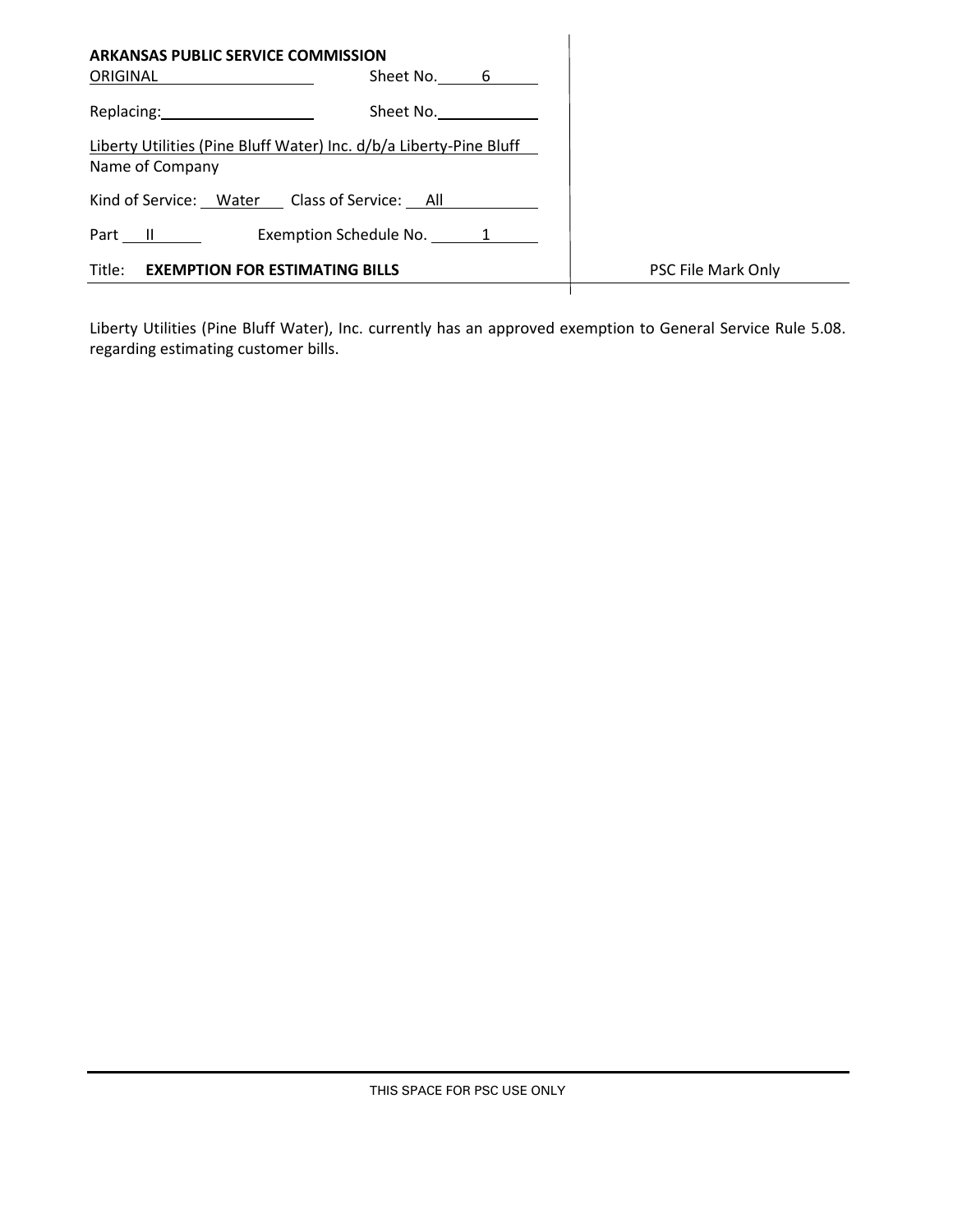**ARKANSAS PUBLIC SERVICE COMMISSION**

ORIGINAL Sheet No. 6

Replacing: Sheet No.

Liberty Utilities (Pine Bluff Water) Inc. d/b/a Liberty-Pine Bluff
Name of Company

Kind of Service: Water Class of Service: All

Part II Exemption Schedule No. 1

Title: **EXEMPTION FOR ESTIMATING BILLS**

PSC File Mark Only

Liberty Utilities (Pine Bluff Water), Inc. currently has an approved exemption to General Service Rule 5.08. regarding estimating customer bills.

THIS SPACE FOR PSC USE ONLY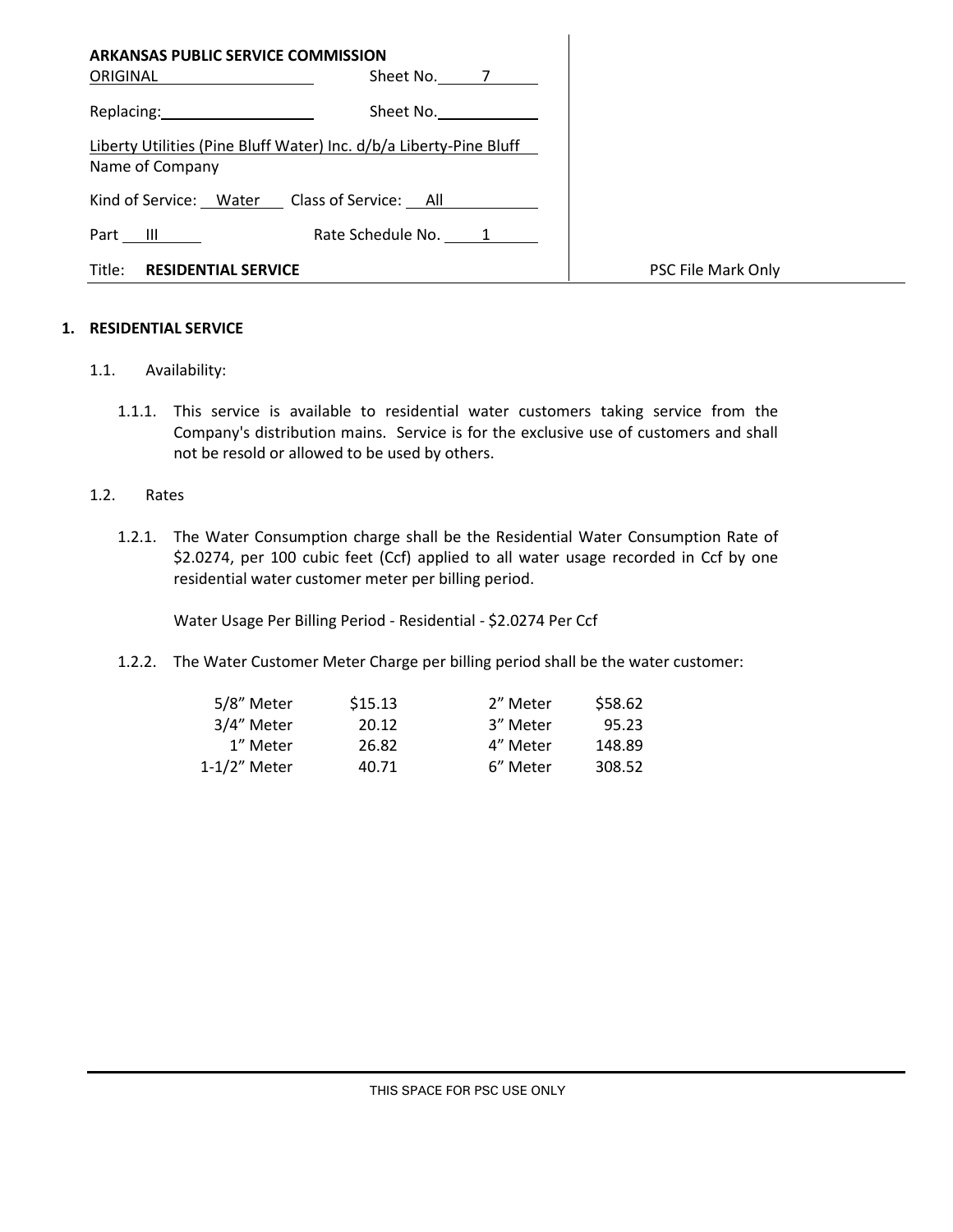**ARKANSAS PUBLIC SERVICE COMMISSION**

ORIGINAL Sheet No. 7

Replacing: Sheet No.

Liberty Utilities (Pine Bluff Water) Inc. d/b/a Liberty-Pine Bluff
Name of Company

Kind of Service: Water Class of Service: All

Part III Rate Schedule No. 1

Title: **RESIDENTIAL SERVICE**

PSC File Mark Only

## 1. RESIDENTIAL SERVICE

1.1. Availability:

1.1.1. This service is available to residential water customers taking service from the Company's distribution mains. Service is for the exclusive use of customers and shall not be resold or allowed to be used by others.

1.2. Rates

1.2.1. The Water Consumption charge shall be the Residential Water Consumption Rate of $2.0274, per 100 cubic feet (Ccf) applied to all water usage recorded in Ccf by one residential water customer meter per billing period.

Water Usage Per Billing Period - Residential - $2.0274 Per Ccf

1.2.2. The Water Customer Meter Charge per billing period shall be the water customer:

| Meter | Charge | Meter | Charge |
|---|---|---|---|
| 5/8" Meter | $15.13 | 2" Meter | $58.62 |
| 3/4" Meter | 20.12 | 3" Meter | 95.23 |
| 1" Meter | 26.82 | 4" Meter | 148.89 |
| 1-1/2" Meter | 40.71 | 6" Meter | 308.52 |

THIS SPACE FOR PSC USE ONLY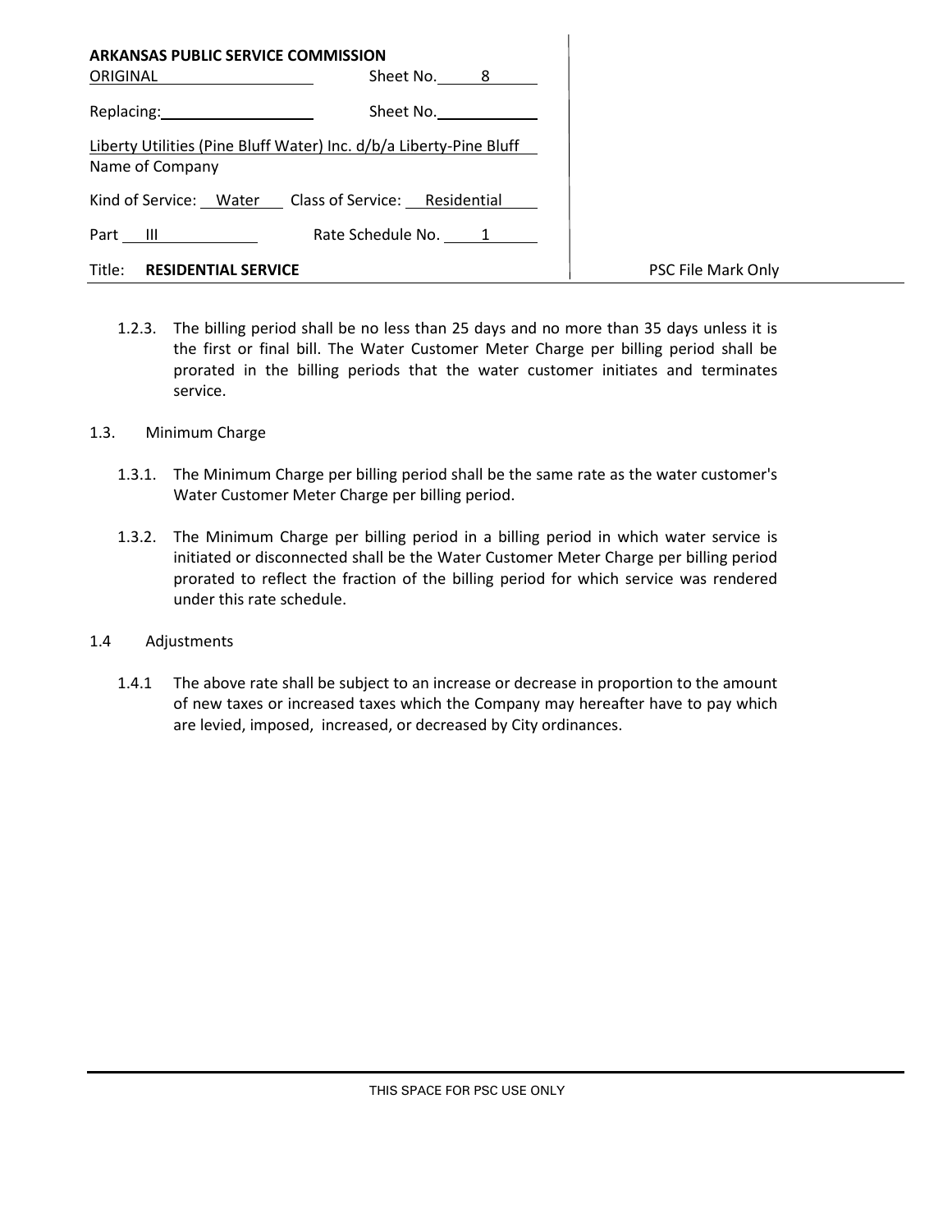**ARKANSAS PUBLIC SERVICE COMMISSION**

| | |
|---|---|
| ORIGINAL | Sheet No. 8 |
| Replacing: | Sheet No. |

Liberty Utilities (Pine Bluff Water) Inc. d/b/a Liberty-Pine Bluff
Name of Company

Kind of Service: Water Class of Service: Residential

Part III Rate Schedule No. 1

Title: **RESIDENTIAL SERVICE**

PSC File Mark Only

1.2.3. The billing period shall be no less than 25 days and no more than 35 days unless it is the first or final bill. The Water Customer Meter Charge per billing period shall be prorated in the billing periods that the water customer initiates and terminates service.

1.3. Minimum Charge

1.3.1. The Minimum Charge per billing period shall be the same rate as the water customer's Water Customer Meter Charge per billing period.

1.3.2. The Minimum Charge per billing period in a billing period in which water service is initiated or disconnected shall be the Water Customer Meter Charge per billing period prorated to reflect the fraction of the billing period for which service was rendered under this rate schedule.

1.4 Adjustments

1.4.1 The above rate shall be subject to an increase or decrease in proportion to the amount of new taxes or increased taxes which the Company may hereafter have to pay which are levied, imposed, increased, or decreased by City ordinances.

THIS SPACE FOR PSC USE ONLY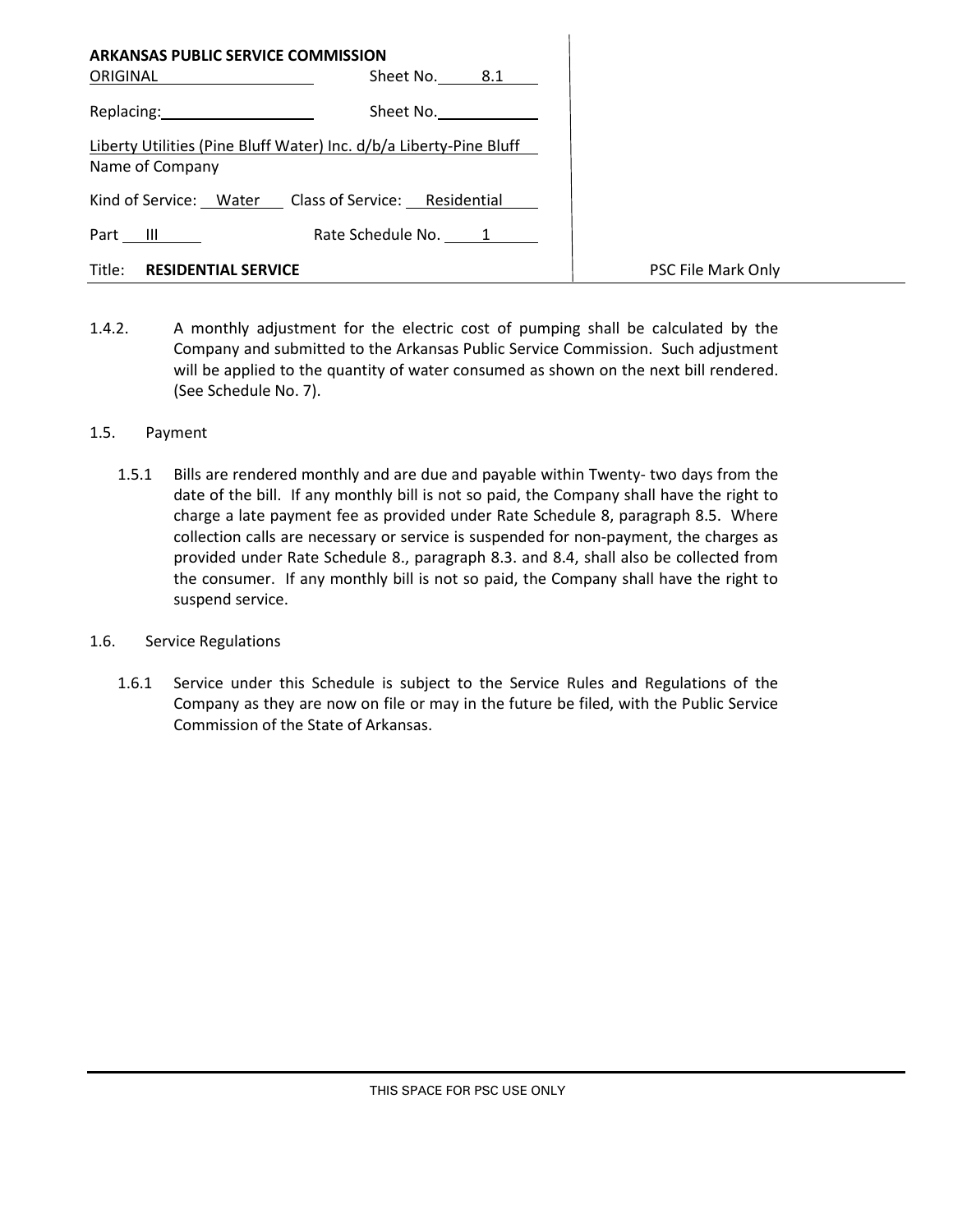**ARKANSAS PUBLIC SERVICE COMMISSION**

ORIGINAL Sheet No. 8.1

Replacing: Sheet No.

Liberty Utilities (Pine Bluff Water) Inc. d/b/a Liberty-Pine Bluff
Name of Company

Kind of Service: Water Class of Service: Residential

Part III Rate Schedule No. 1

Title: **RESIDENTIAL SERVICE**

PSC File Mark Only

1.4.2. A monthly adjustment for the electric cost of pumping shall be calculated by the Company and submitted to the Arkansas Public Service Commission. Such adjustment will be applied to the quantity of water consumed as shown on the next bill rendered. (See Schedule No. 7).

1.5. Payment

1.5.1 Bills are rendered monthly and are due and payable within Twenty- two days from the date of the bill. If any monthly bill is not so paid, the Company shall have the right to charge a late payment fee as provided under Rate Schedule 8, paragraph 8.5. Where collection calls are necessary or service is suspended for non-payment, the charges as provided under Rate Schedule 8., paragraph 8.3. and 8.4, shall also be collected from the consumer. If any monthly bill is not so paid, the Company shall have the right to suspend service.

1.6. Service Regulations

1.6.1 Service under this Schedule is subject to the Service Rules and Regulations of the Company as they are now on file or may in the future be filed, with the Public Service Commission of the State of Arkansas.

THIS SPACE FOR PSC USE ONLY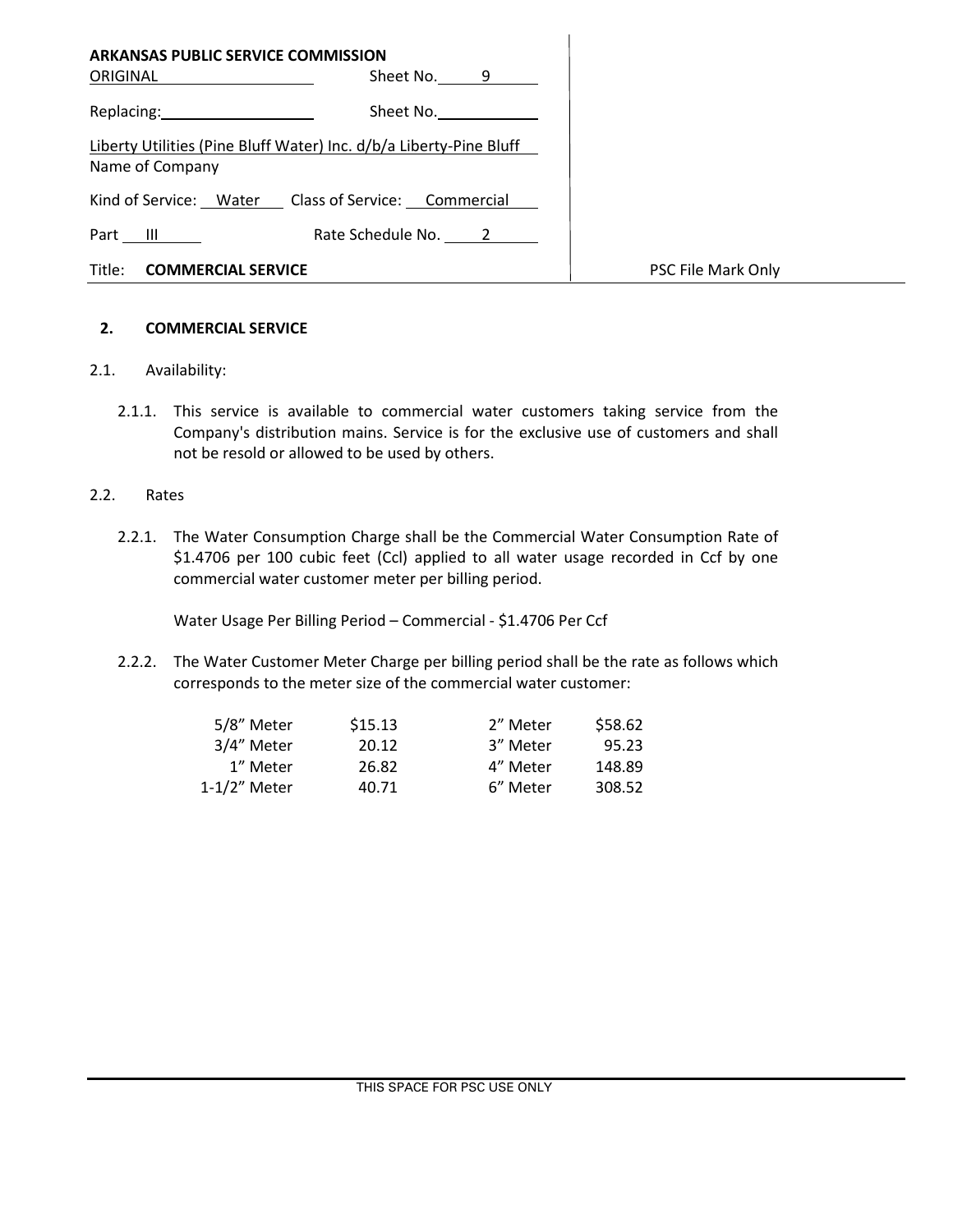**ARKANSAS PUBLIC SERVICE COMMISSION**

ORIGINAL Sheet No. 9

Replacing: Sheet No.

Liberty Utilities (Pine Bluff Water) Inc. d/b/a Liberty-Pine Bluff
Name of Company

Kind of Service: Water Class of Service: Commercial

Part III Rate Schedule No. 2

Title: **COMMERCIAL SERVICE**

PSC File Mark Only

## 2. COMMERCIAL SERVICE

2.1. Availability:

2.1.1. This service is available to commercial water customers taking service from the Company's distribution mains. Service is for the exclusive use of customers and shall not be resold or allowed to be used by others.

2.2. Rates

2.2.1. The Water Consumption Charge shall be the Commercial Water Consumption Rate of $1.4706 per 100 cubic feet (Ccl) applied to all water usage recorded in Ccf by one commercial water customer meter per billing period.

Water Usage Per Billing Period – Commercial - $1.4706 Per Ccf

2.2.2. The Water Customer Meter Charge per billing period shall be the rate as follows which corresponds to the meter size of the commercial water customer:

| Meter | Charge | Meter | Charge |
|---|---|---|---|
| 5/8" Meter | $15.13 | 2" Meter | $58.62 |
| 3/4" Meter | 20.12 | 3" Meter | 95.23 |
| 1" Meter | 26.82 | 4" Meter | 148.89 |
| 1-1/2" Meter | 40.71 | 6" Meter | 308.52 |

THIS SPACE FOR PSC USE ONLY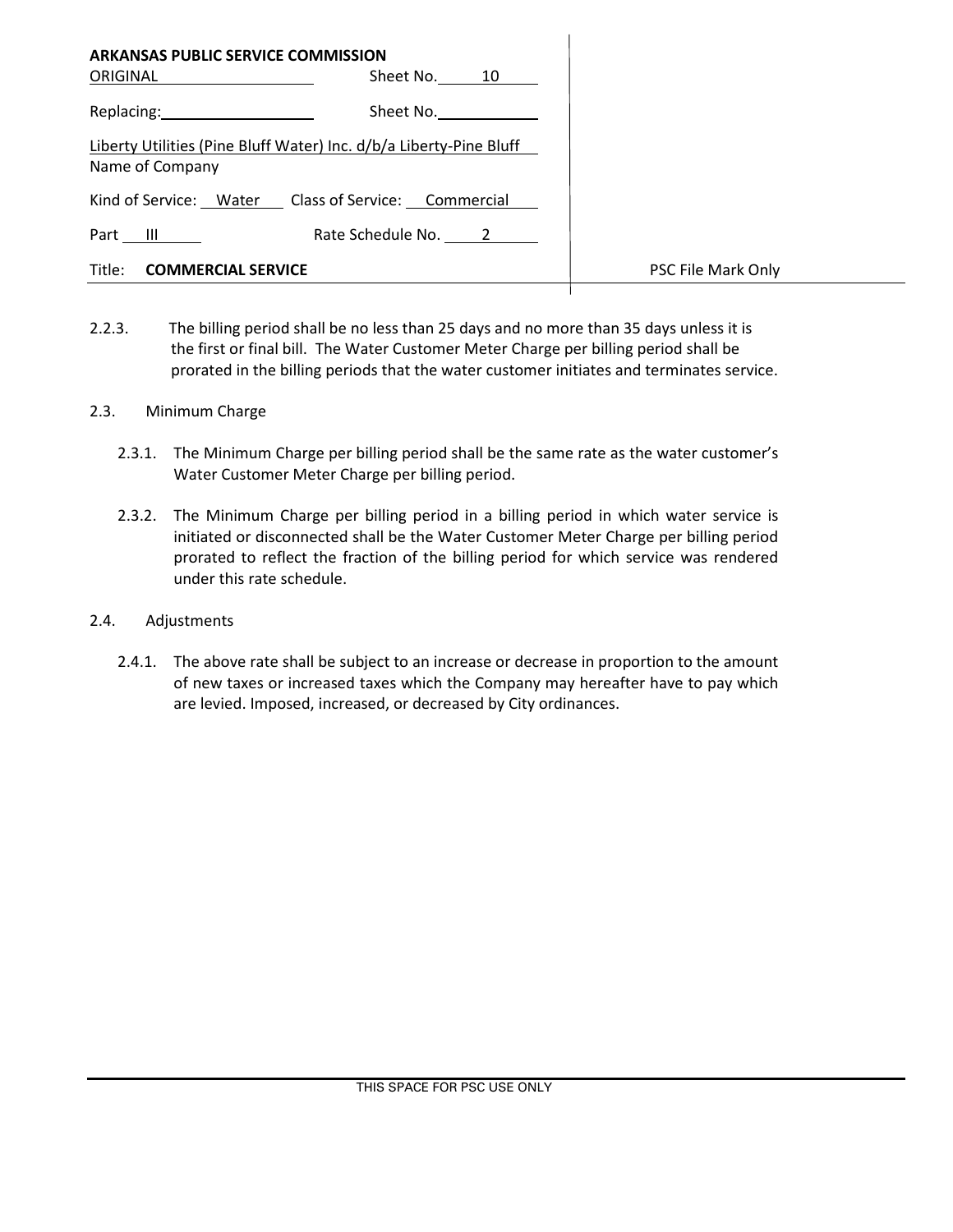**ARKANSAS PUBLIC SERVICE COMMISSION**

ORIGINAL Sheet No. 10

Replacing: Sheet No.

Liberty Utilities (Pine Bluff Water) Inc. d/b/a Liberty-Pine Bluff
Name of Company

Kind of Service: Water Class of Service: Commercial

Part III Rate Schedule No. 2

Title: **COMMERCIAL SERVICE**

PSC File Mark Only

2.2.3. The billing period shall be no less than 25 days and no more than 35 days unless it is the first or final bill. The Water Customer Meter Charge per billing period shall be prorated in the billing periods that the water customer initiates and terminates service.

2.3. Minimum Charge

2.3.1. The Minimum Charge per billing period shall be the same rate as the water customer's Water Customer Meter Charge per billing period.

2.3.2. The Minimum Charge per billing period in a billing period in which water service is initiated or disconnected shall be the Water Customer Meter Charge per billing period prorated to reflect the fraction of the billing period for which service was rendered under this rate schedule.

2.4. Adjustments

2.4.1. The above rate shall be subject to an increase or decrease in proportion to the amount of new taxes or increased taxes which the Company may hereafter have to pay which are levied. Imposed, increased, or decreased by City ordinances.

THIS SPACE FOR PSC USE ONLY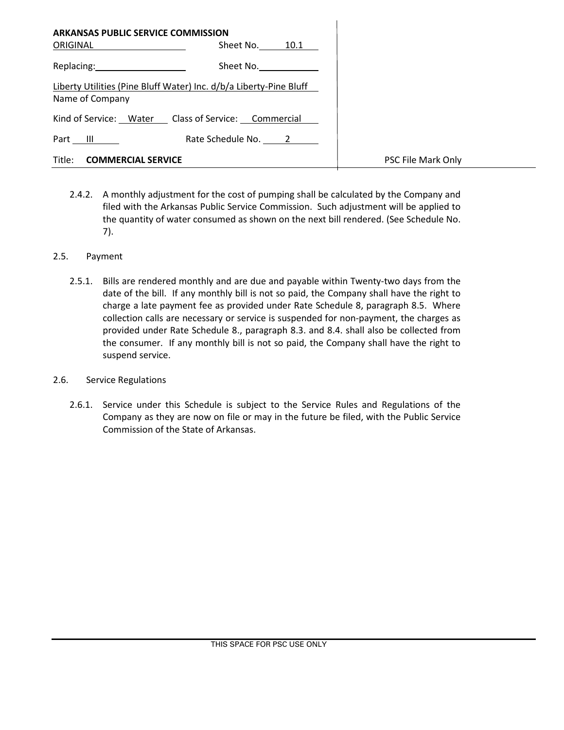**ARKANSAS PUBLIC SERVICE COMMISSION**

ORIGINAL Sheet No. 10.1

Replacing: Sheet No.

Liberty Utilities (Pine Bluff Water) Inc. d/b/a Liberty-Pine Bluff
Name of Company

Kind of Service: Water Class of Service: Commercial

Part III Rate Schedule No. 2

Title: **COMMERCIAL SERVICE**

PSC File Mark Only

2.4.2. A monthly adjustment for the cost of pumping shall be calculated by the Company and filed with the Arkansas Public Service Commission. Such adjustment will be applied to the quantity of water consumed as shown on the next bill rendered. (See Schedule No. 7).

2.5. Payment

2.5.1. Bills are rendered monthly and are due and payable within Twenty-two days from the date of the bill. If any monthly bill is not so paid, the Company shall have the right to charge a late payment fee as provided under Rate Schedule 8, paragraph 8.5. Where collection calls are necessary or service is suspended for non-payment, the charges as provided under Rate Schedule 8., paragraph 8.3. and 8.4. shall also be collected from the consumer. If any monthly bill is not so paid, the Company shall have the right to suspend service.

2.6. Service Regulations

2.6.1. Service under this Schedule is subject to the Service Rules and Regulations of the Company as they are now on file or may in the future be filed, with the Public Service Commission of the State of Arkansas.

THIS SPACE FOR PSC USE ONLY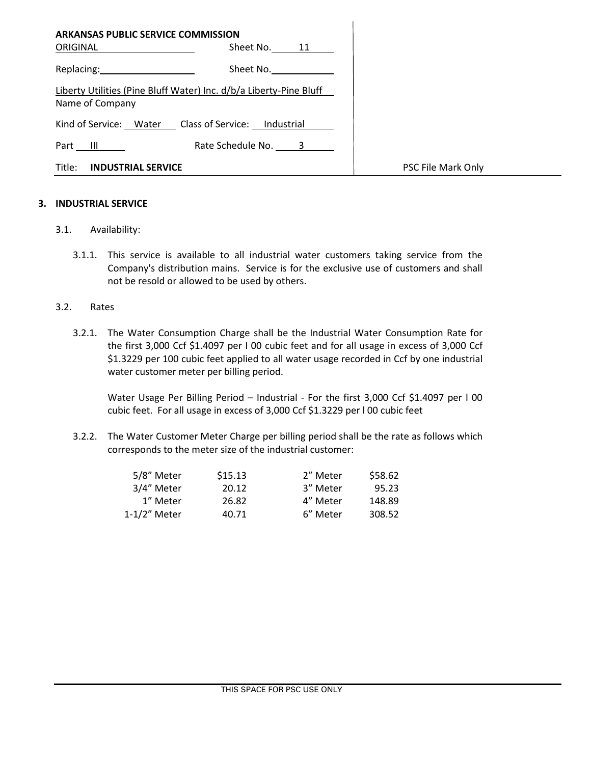| ARKANSAS PUBLIC SERVICE COMMISSION | | |
|---|---|---|
| ORIGINAL | Sheet No. 11 | |
| Replacing: | Sheet No. | |
| Liberty Utilities (Pine Bluff Water) Inc. d/b/a Liberty-Pine Bluff<br>Name of Company | | |
| Kind of Service: Water | Class of Service: Industrial | |
| Part III | Rate Schedule No. 3 | |
| Title: **INDUSTRIAL SERVICE** | | PSC File Mark Only |

## 3. INDUSTRIAL SERVICE

3.1. Availability:

3.1.1. This service is available to all industrial water customers taking service from the Company's distribution mains. Service is for the exclusive use of customers and shall not be resold or allowed to be used by others.

3.2. Rates

3.2.1. The Water Consumption Charge shall be the Industrial Water Consumption Rate for the first 3,000 Ccf $1.4097 per I 00 cubic feet and for all usage in excess of 3,000 Ccf $1.3229 per 100 cubic feet applied to all water usage recorded in Ccf by one industrial water customer meter per billing period.

Water Usage Per Billing Period – Industrial - For the first 3,000 Ccf $1.4097 per l 00 cubic feet. For all usage in excess of 3,000 Ccf $1.3229 per l 00 cubic feet

3.2.2. The Water Customer Meter Charge per billing period shall be the rate as follows which corresponds to the meter size of the industrial customer:

| | | | |
|---|---|---|---|
| 5/8" Meter | $15.13 | 2" Meter | $58.62 |
| 3/4" Meter | 20.12 | 3" Meter | 95.23 |
| 1" Meter | 26.82 | 4" Meter | 148.89 |
| 1-1/2" Meter | 40.71 | 6" Meter | 308.52 |

THIS SPACE FOR PSC USE ONLY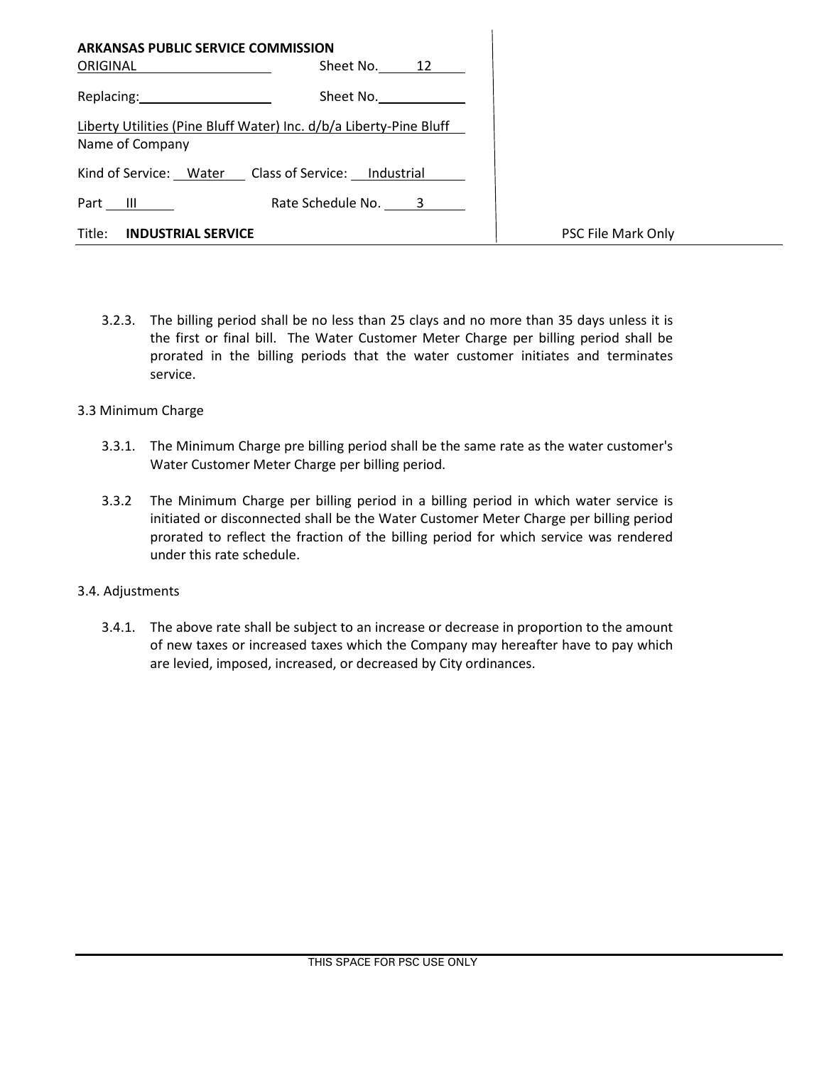**ARKANSAS PUBLIC SERVICE COMMISSION**

ORIGINAL Sheet No. 12

Replacing: Sheet No.

Liberty Utilities (Pine Bluff Water) Inc. d/b/a Liberty-Pine Bluff
Name of Company

Kind of Service: Water Class of Service: Industrial

Part III Rate Schedule No. 3

Title: **INDUSTRIAL SERVICE**

PSC File Mark Only

3.2.3. The billing period shall be no less than 25 clays and no more than 35 days unless it is the first or final bill. The Water Customer Meter Charge per billing period shall be prorated in the billing periods that the water customer initiates and terminates service.

3.3 Minimum Charge

3.3.1. The Minimum Charge pre billing period shall be the same rate as the water customer's Water Customer Meter Charge per billing period.

3.3.2 The Minimum Charge per billing period in a billing period in which water service is initiated or disconnected shall be the Water Customer Meter Charge per billing period prorated to reflect the fraction of the billing period for which service was rendered under this rate schedule.

3.4. Adjustments

3.4.1. The above rate shall be subject to an increase or decrease in proportion to the amount of new taxes or increased taxes which the Company may hereafter have to pay which are levied, imposed, increased, or decreased by City ordinances.

THIS SPACE FOR PSC USE ONLY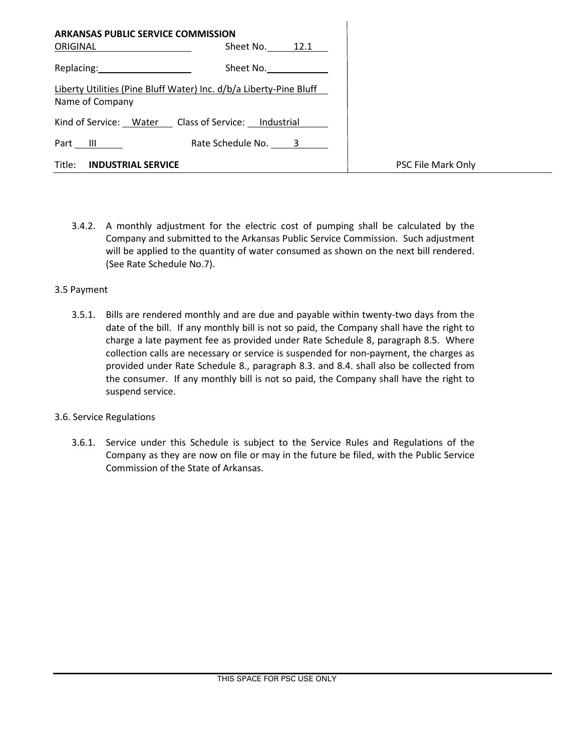**ARKANSAS PUBLIC SERVICE COMMISSION**

ORIGINAL Sheet No. 12.1

Replacing: Sheet No.

Liberty Utilities (Pine Bluff Water) Inc. d/b/a Liberty-Pine Bluff
Name of Company

Kind of Service: Water Class of Service: Industrial

Part III Rate Schedule No. 3

Title: **INDUSTRIAL SERVICE**

PSC File Mark Only

3.4.2. A monthly adjustment for the electric cost of pumping shall be calculated by the Company and submitted to the Arkansas Public Service Commission. Such adjustment will be applied to the quantity of water consumed as shown on the next bill rendered. (See Rate Schedule No.7).

3.5 Payment

3.5.1. Bills are rendered monthly and are due and payable within twenty-two days from the date of the bill. If any monthly bill is not so paid, the Company shall have the right to charge a late payment fee as provided under Rate Schedule 8, paragraph 8.5. Where collection calls are necessary or service is suspended for non-payment, the charges as provided under Rate Schedule 8., paragraph 8.3. and 8.4. shall also be collected from the consumer. If any monthly bill is not so paid, the Company shall have the right to suspend service.

3.6. Service Regulations

3.6.1. Service under this Schedule is subject to the Service Rules and Regulations of the Company as they are now on file or may in the future be filed, with the Public Service Commission of the State of Arkansas.

THIS SPACE FOR PSC USE ONLY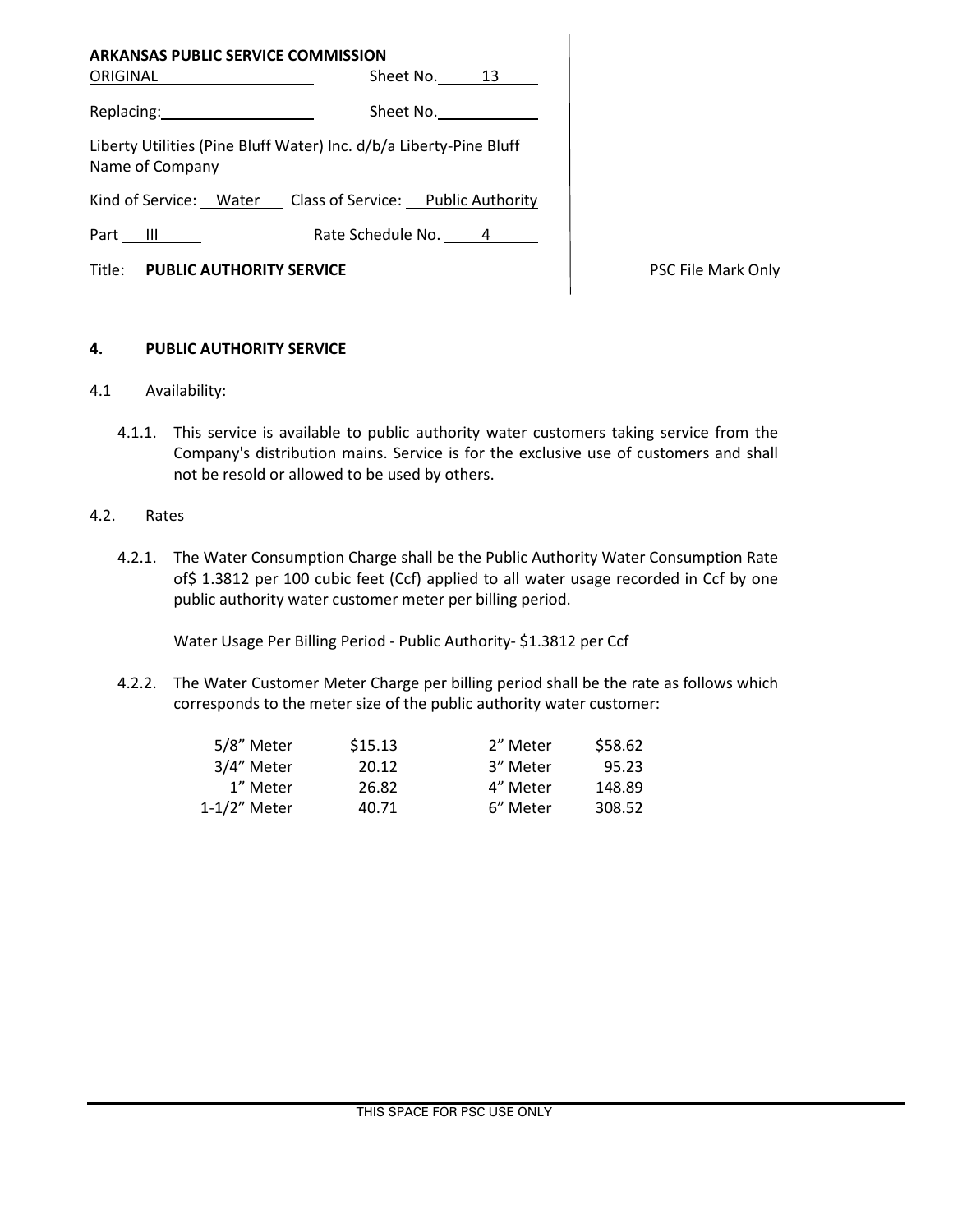**ARKANSAS PUBLIC SERVICE COMMISSION**

| | |
|---|---|
| ORIGINAL | Sheet No. 13 |
| Replacing: | Sheet No. |

Liberty Utilities (Pine Bluff Water) Inc. d/b/a Liberty-Pine Bluff
Name of Company

Kind of Service: Water Class of Service: Public Authority

Part III Rate Schedule No. 4

Title: **PUBLIC AUTHORITY SERVICE**

PSC File Mark Only

## 4. PUBLIC AUTHORITY SERVICE

4.1 Availability:

4.1.1. This service is available to public authority water customers taking service from the Company's distribution mains. Service is for the exclusive use of customers and shall not be resold or allowed to be used by others.

4.2. Rates

4.2.1. The Water Consumption Charge shall be the Public Authority Water Consumption Rate of$ 1.3812 per 100 cubic feet (Ccf) applied to all water usage recorded in Ccf by one public authority water customer meter per billing period.

Water Usage Per Billing Period - Public Authority- $1.3812 per Ccf

4.2.2. The Water Customer Meter Charge per billing period shall be the rate as follows which corresponds to the meter size of the public authority water customer:

| | | | |
|---|---|---|---|
| 5/8” Meter | $15.13 | 2” Meter | $58.62 |
| 3/4” Meter | 20.12 | 3” Meter | 95.23 |
| 1” Meter | 26.82 | 4” Meter | 148.89 |
| 1-1/2” Meter | 40.71 | 6” Meter | 308.52 |

THIS SPACE FOR PSC USE ONLY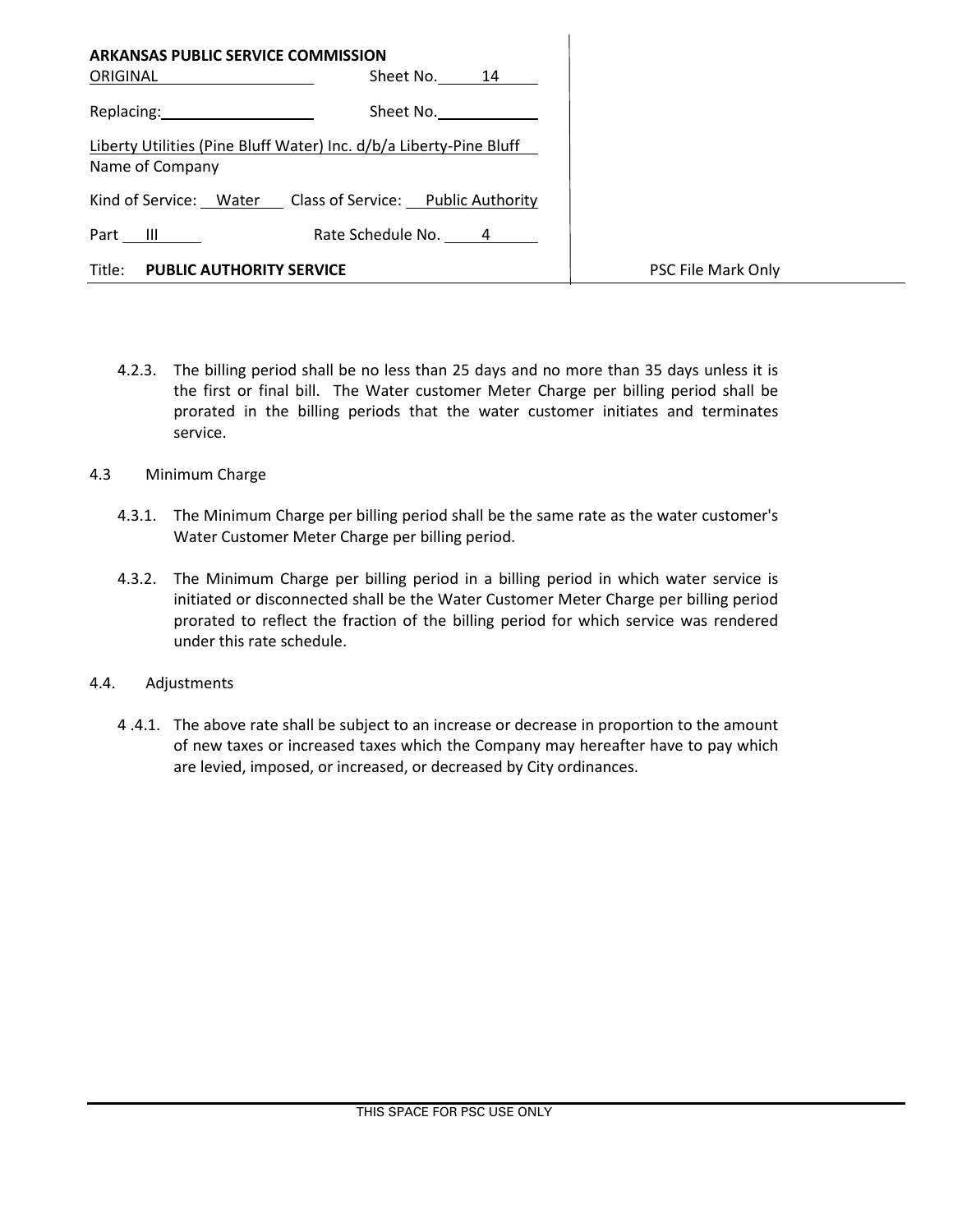**ARKANSAS PUBLIC SERVICE COMMISSION**

| | |
|---|---|
| ORIGINAL | Sheet No. 14 |
| Replacing: | Sheet No. |

Liberty Utilities (Pine Bluff Water) Inc. d/b/a Liberty-Pine Bluff
Name of Company

Kind of Service: Water Class of Service: Public Authority

Part III Rate Schedule No. 4

Title: **PUBLIC AUTHORITY SERVICE**

PSC File Mark Only

4.2.3. The billing period shall be no less than 25 days and no more than 35 days unless it is the first or final bill. The Water customer Meter Charge per billing period shall be prorated in the billing periods that the water customer initiates and terminates service.

4.3 Minimum Charge

4.3.1. The Minimum Charge per billing period shall be the same rate as the water customer's Water Customer Meter Charge per billing period.

4.3.2. The Minimum Charge per billing period in a billing period in which water service is initiated or disconnected shall be the Water Customer Meter Charge per billing period prorated to reflect the fraction of the billing period for which service was rendered under this rate schedule.

4.4. Adjustments

4 .4.1. The above rate shall be subject to an increase or decrease in proportion to the amount of new taxes or increased taxes which the Company may hereafter have to pay which are levied, imposed, or increased, or decreased by City ordinances.

THIS SPACE FOR PSC USE ONLY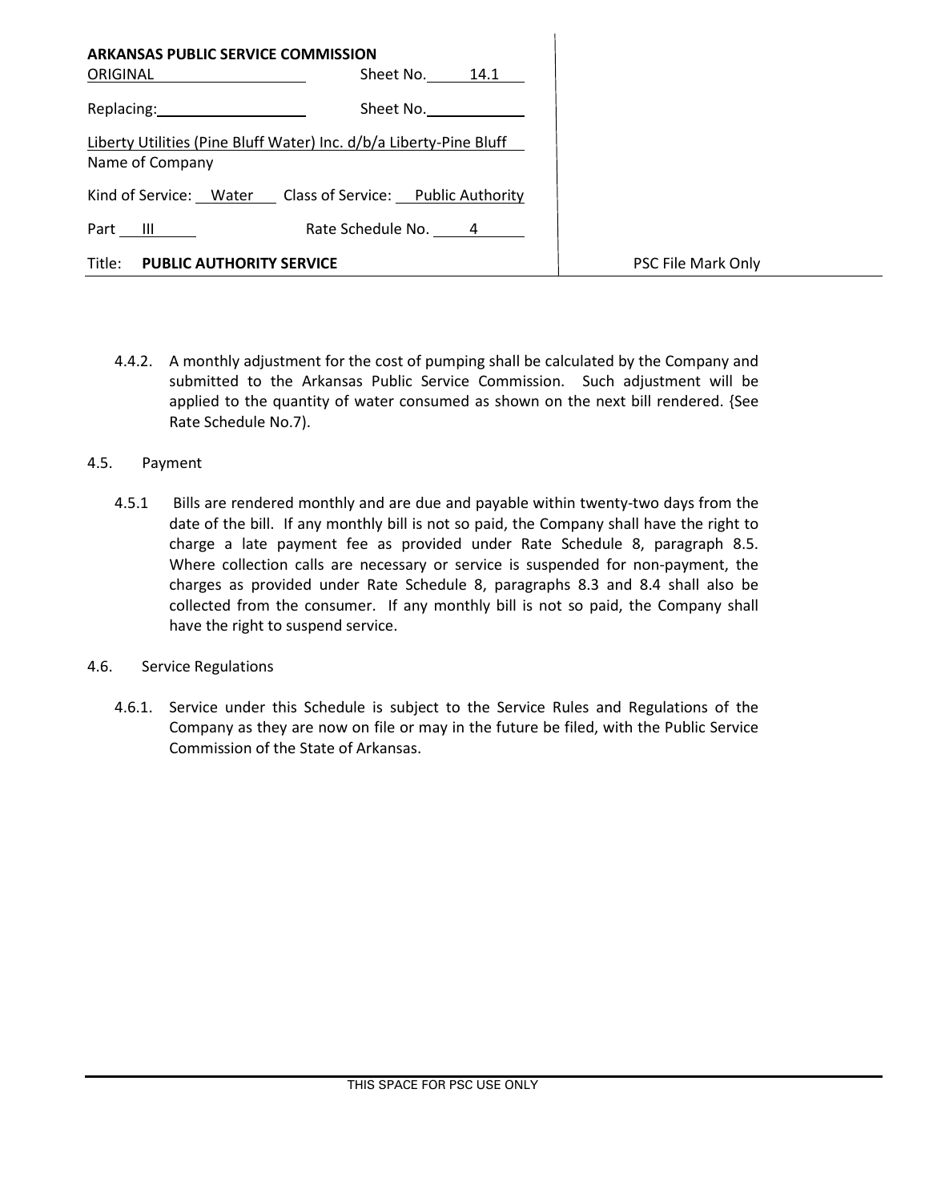**ARKANSAS PUBLIC SERVICE COMMISSION**

| | |
|---|---|
| ORIGINAL | Sheet No. 14.1 |
| Replacing: | Sheet No. |

Liberty Utilities (Pine Bluff Water) Inc. d/b/a Liberty-Pine Bluff
Name of Company

Kind of Service: Water Class of Service: Public Authority

Part III Rate Schedule No. 4

Title: **PUBLIC AUTHORITY SERVICE**

PSC File Mark Only

4.4.2. A monthly adjustment for the cost of pumping shall be calculated by the Company and submitted to the Arkansas Public Service Commission. Such adjustment will be applied to the quantity of water consumed as shown on the next bill rendered. {See Rate Schedule No.7).

4.5. Payment

4.5.1 Bills are rendered monthly and are due and payable within twenty-two days from the date of the bill. If any monthly bill is not so paid, the Company shall have the right to charge a late payment fee as provided under Rate Schedule 8, paragraph 8.5. Where collection calls are necessary or service is suspended for non-payment, the charges as provided under Rate Schedule 8, paragraphs 8.3 and 8.4 shall also be collected from the consumer. If any monthly bill is not so paid, the Company shall have the right to suspend service.

4.6. Service Regulations

4.6.1. Service under this Schedule is subject to the Service Rules and Regulations of the Company as they are now on file or may in the future be filed, with the Public Service Commission of the State of Arkansas.

THIS SPACE FOR PSC USE ONLY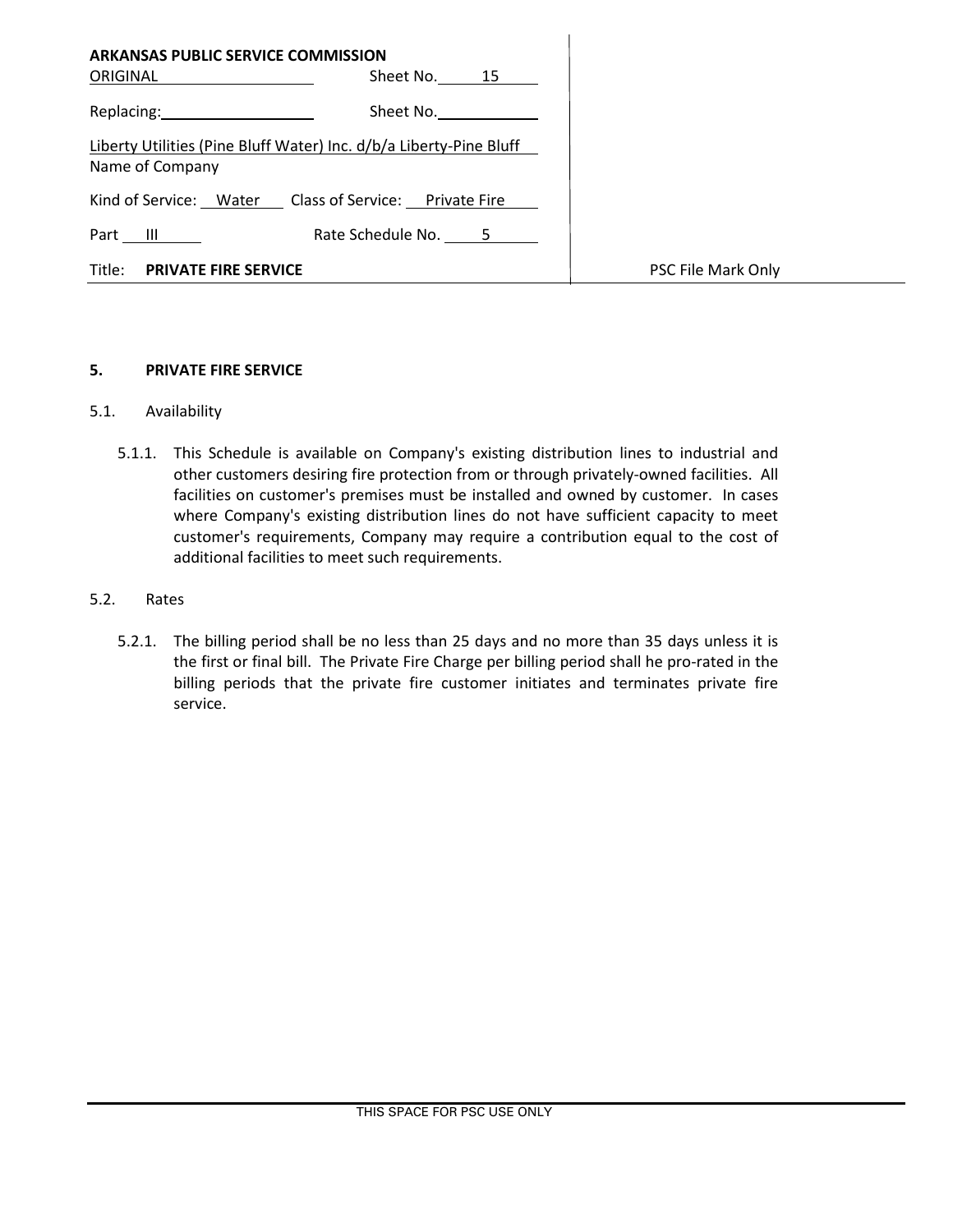**ARKANSAS PUBLIC SERVICE COMMISSION**

| | |
|---|---|
| ORIGINAL | Sheet No. 15 |
| Replacing: | Sheet No. |

Liberty Utilities (Pine Bluff Water) Inc. d/b/a Liberty-Pine Bluff
Name of Company

Kind of Service: Water    Class of Service: Private Fire

Part III    Rate Schedule No. 5

Title: **PRIVATE FIRE SERVICE**

PSC File Mark Only

## 5. PRIVATE FIRE SERVICE

5.1. Availability

5.1.1. This Schedule is available on Company's existing distribution lines to industrial and other customers desiring fire protection from or through privately-owned facilities. All facilities on customer's premises must be installed and owned by customer. In cases where Company's existing distribution lines do not have sufficient capacity to meet customer's requirements, Company may require a contribution equal to the cost of additional facilities to meet such requirements.

5.2. Rates

5.2.1. The billing period shall be no less than 25 days and no more than 35 days unless it is the first or final bill. The Private Fire Charge per billing period shall he pro-rated in the billing periods that the private fire customer initiates and terminates private fire service.

THIS SPACE FOR PSC USE ONLY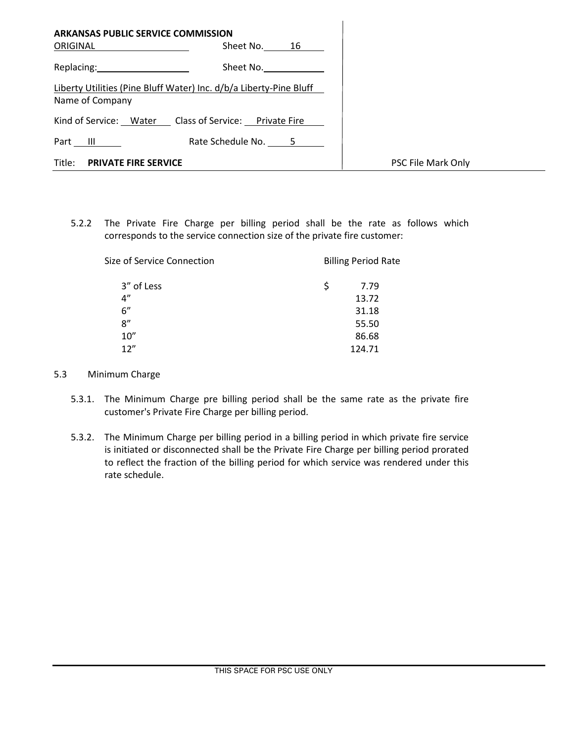**ARKANSAS PUBLIC SERVICE COMMISSION**

ORIGINAL Sheet No. 16

Replacing: Sheet No.

Liberty Utilities (Pine Bluff Water) Inc. d/b/a Liberty-Pine Bluff
Name of Company

Kind of Service: Water Class of Service: Private Fire

Part III Rate Schedule No. 5

Title: **PRIVATE FIRE SERVICE**

PSC File Mark Only

5.2.2 The Private Fire Charge per billing period shall be the rate as follows which corresponds to the service connection size of the private fire customer:

| Size of Service Connection | Billing Period Rate |
|---|---|
| 3" of Less | $ 7.79 |
| 4" | 13.72 |
| 6" | 31.18 |
| 8" | 55.50 |
| 10" | 86.68 |
| 12" | 124.71 |

5.3 Minimum Charge

5.3.1. The Minimum Charge pre billing period shall be the same rate as the private fire customer's Private Fire Charge per billing period.

5.3.2. The Minimum Charge per billing period in a billing period in which private fire service is initiated or disconnected shall be the Private Fire Charge per billing period prorated to reflect the fraction of the billing period for which service was rendered under this rate schedule.

THIS SPACE FOR PSC USE ONLY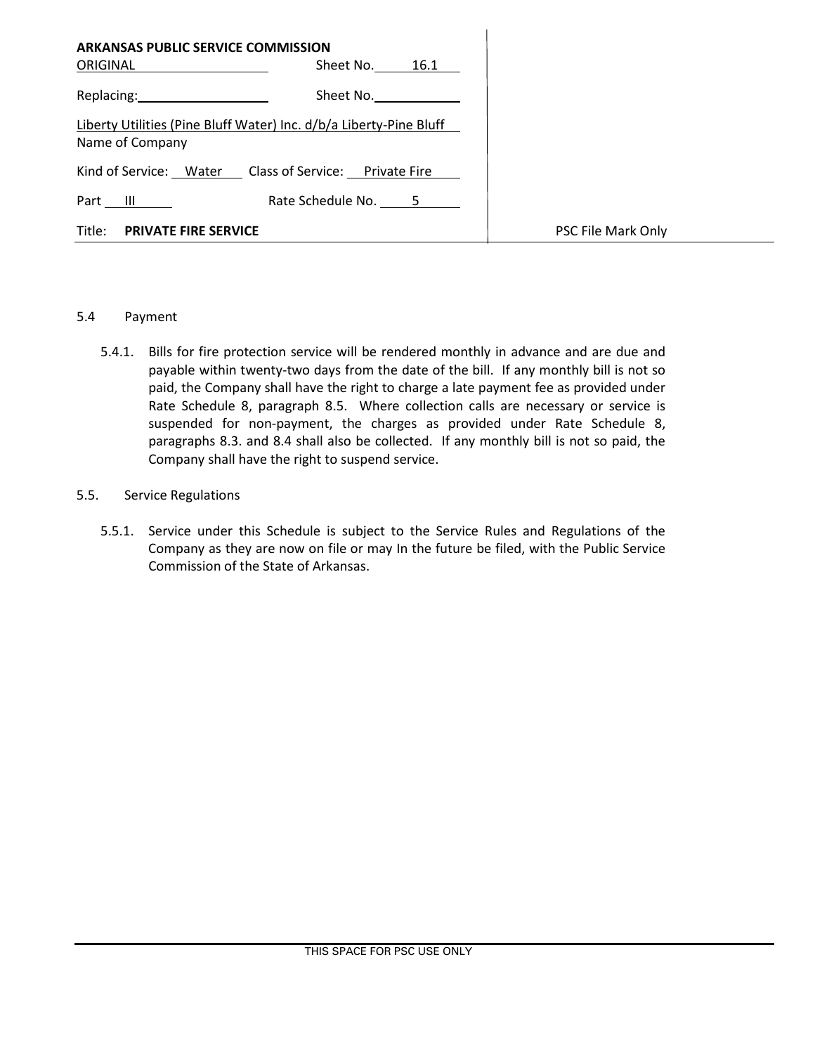**ARKANSAS PUBLIC SERVICE COMMISSION**

| | |
|---|---|
| ORIGINAL | Sheet No. 16.1 |
| Replacing: | Sheet No. |

Liberty Utilities (Pine Bluff Water) Inc. d/b/a Liberty-Pine Bluff
Name of Company

Kind of Service: Water Class of Service: Private Fire

Part III Rate Schedule No. 5

Title: **PRIVATE FIRE SERVICE**

PSC File Mark Only

5.4 Payment

5.4.1. Bills for fire protection service will be rendered monthly in advance and are due and payable within twenty-two days from the date of the bill. If any monthly bill is not so paid, the Company shall have the right to charge a late payment fee as provided under Rate Schedule 8, paragraph 8.5. Where collection calls are necessary or service is suspended for non-payment, the charges as provided under Rate Schedule 8, paragraphs 8.3. and 8.4 shall also be collected. If any monthly bill is not so paid, the Company shall have the right to suspend service.

5.5. Service Regulations

5.5.1. Service under this Schedule is subject to the Service Rules and Regulations of the Company as they are now on file or may In the future be filed, with the Public Service Commission of the State of Arkansas.

THIS SPACE FOR PSC USE ONLY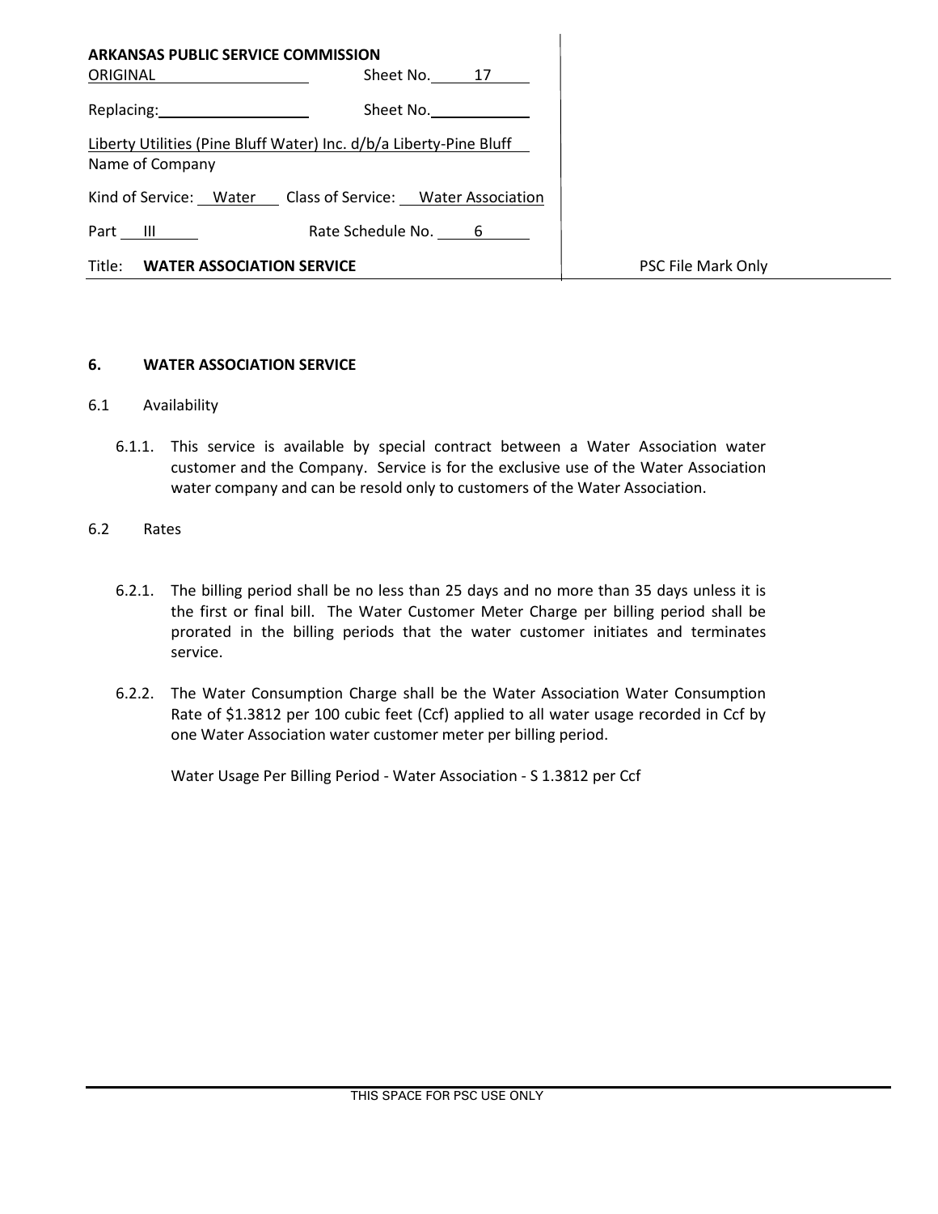**ARKANSAS PUBLIC SERVICE COMMISSION**

| | | |
|---|---|---|
| ORIGINAL | Sheet No. 17 | |
| Replacing: | Sheet No. | |
| Liberty Utilities (Pine Bluff Water) Inc. d/b/a Liberty-Pine Bluff | | |
| Name of Company | | |
| Kind of Service: Water | Class of Service: Water Association | |
| Part III | Rate Schedule No. 6 | |
| Title: **WATER ASSOCIATION SERVICE** | | PSC File Mark Only |

## 6. WATER ASSOCIATION SERVICE

6.1 Availability

6.1.1. This service is available by special contract between a Water Association water customer and the Company. Service is for the exclusive use of the Water Association water company and can be resold only to customers of the Water Association.

6.2 Rates

6.2.1. The billing period shall be no less than 25 days and no more than 35 days unless it is the first or final bill. The Water Customer Meter Charge per billing period shall be prorated in the billing periods that the water customer initiates and terminates service.

6.2.2. The Water Consumption Charge shall be the Water Association Water Consumption Rate of $1.3812 per 100 cubic feet (Ccf) applied to all water usage recorded in Ccf by one Water Association water customer meter per billing period.

Water Usage Per Billing Period - Water Association - S 1.3812 per Ccf

THIS SPACE FOR PSC USE ONLY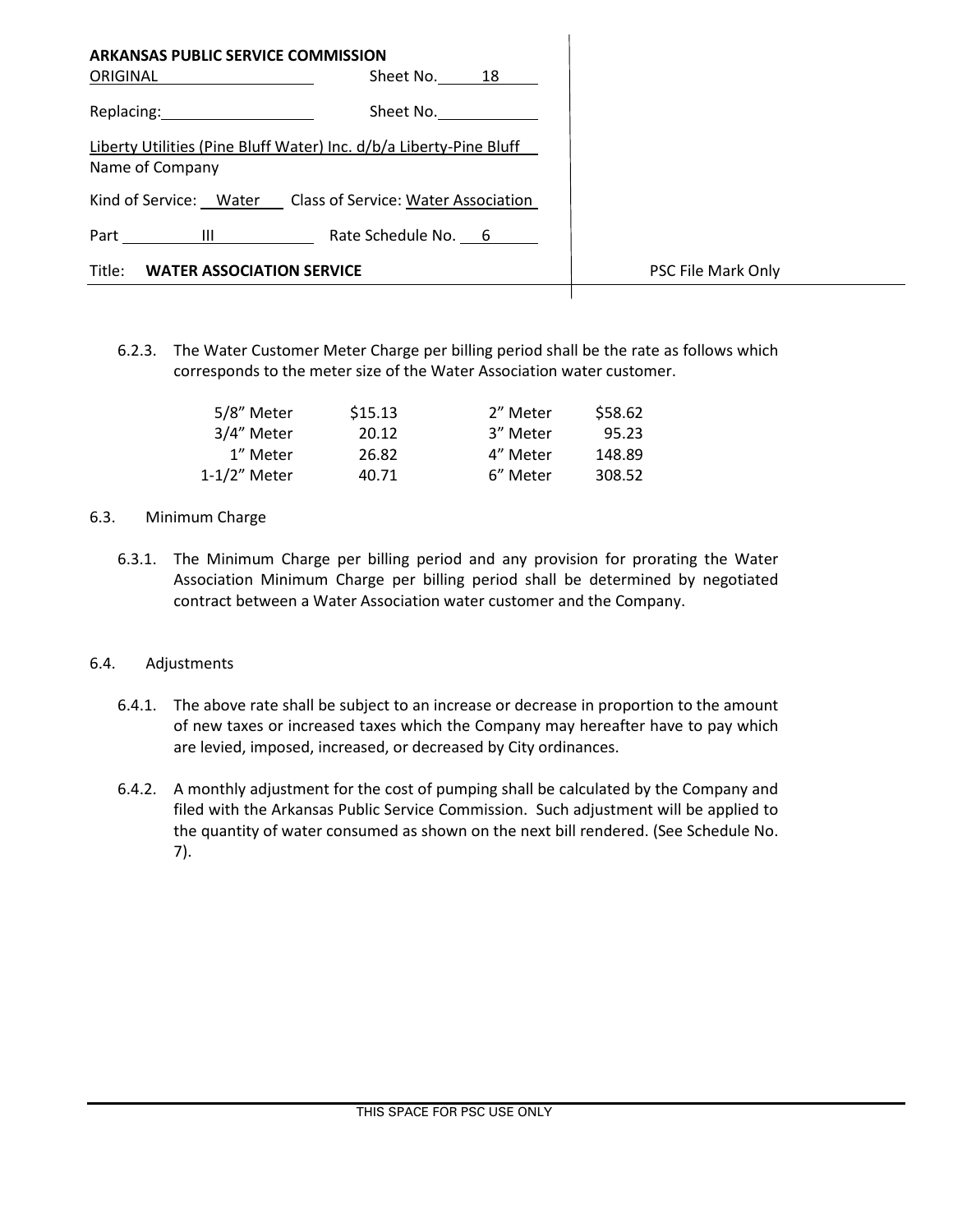**ARKANSAS PUBLIC SERVICE COMMISSION**

ORIGINAL Sheet No. 18

Replacing: Sheet No.

Liberty Utilities (Pine Bluff Water) Inc. d/b/a Liberty-Pine Bluff
Name of Company

Kind of Service: Water Class of Service: Water Association

Part III Rate Schedule No. 6

Title: **WATER ASSOCIATION SERVICE**

PSC File Mark Only

6.2.3. The Water Customer Meter Charge per billing period shall be the rate as follows which corresponds to the meter size of the Water Association water customer.

| Meter | Rate | Meter | Rate |
|---|---|---|---|
| 5/8" Meter | $15.13 | 2" Meter | $58.62 |
| 3/4" Meter | 20.12 | 3" Meter | 95.23 |
| 1" Meter | 26.82 | 4" Meter | 148.89 |
| 1-1/2" Meter | 40.71 | 6" Meter | 308.52 |

6.3. Minimum Charge

6.3.1. The Minimum Charge per billing period and any provision for prorating the Water Association Minimum Charge per billing period shall be determined by negotiated contract between a Water Association water customer and the Company.

6.4. Adjustments

6.4.1. The above rate shall be subject to an increase or decrease in proportion to the amount of new taxes or increased taxes which the Company may hereafter have to pay which are levied, imposed, increased, or decreased by City ordinances.

6.4.2. A monthly adjustment for the cost of pumping shall be calculated by the Company and filed with the Arkansas Public Service Commission. Such adjustment will be applied to the quantity of water consumed as shown on the next bill rendered. (See Schedule No. 7).

THIS SPACE FOR PSC USE ONLY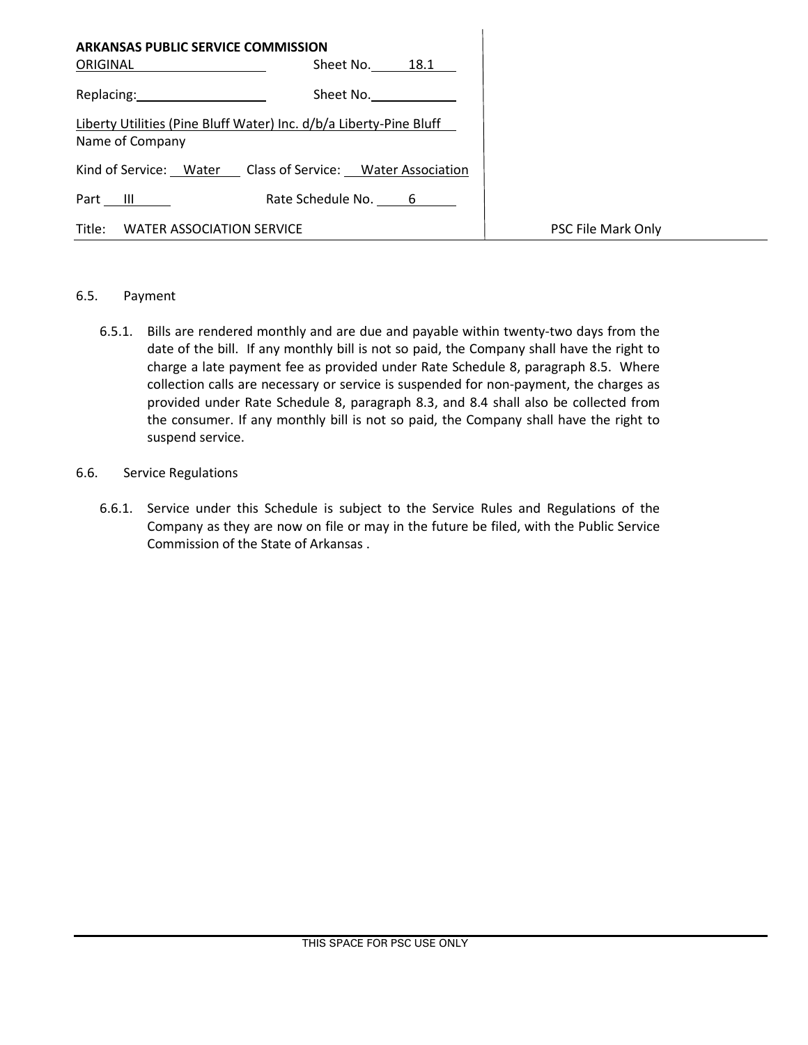**ARKANSAS PUBLIC SERVICE COMMISSION**

| | | |
|---|---|---|
| ORIGINAL | Sheet No. 18.1 | |
| Replacing: | Sheet No. | |
| Liberty Utilities (Pine Bluff Water) Inc. d/b/a Liberty-Pine Bluff<br>Name of Company | | |
| Kind of Service: Water | Class of Service: Water Association | |
| Part III | Rate Schedule No. 6 | |
| Title: WATER ASSOCIATION SERVICE | | PSC File Mark Only |

6.5. Payment

6.5.1. Bills are rendered monthly and are due and payable within twenty-two days from the date of the bill. If any monthly bill is not so paid, the Company shall have the right to charge a late payment fee as provided under Rate Schedule 8, paragraph 8.5. Where collection calls are necessary or service is suspended for non-payment, the charges as provided under Rate Schedule 8, paragraph 8.3, and 8.4 shall also be collected from the consumer. If any monthly bill is not so paid, the Company shall have the right to suspend service.

6.6. Service Regulations

6.6.1. Service under this Schedule is subject to the Service Rules and Regulations of the Company as they are now on file or may in the future be filed, with the Public Service Commission of the State of Arkansas .

THIS SPACE FOR PSC USE ONLY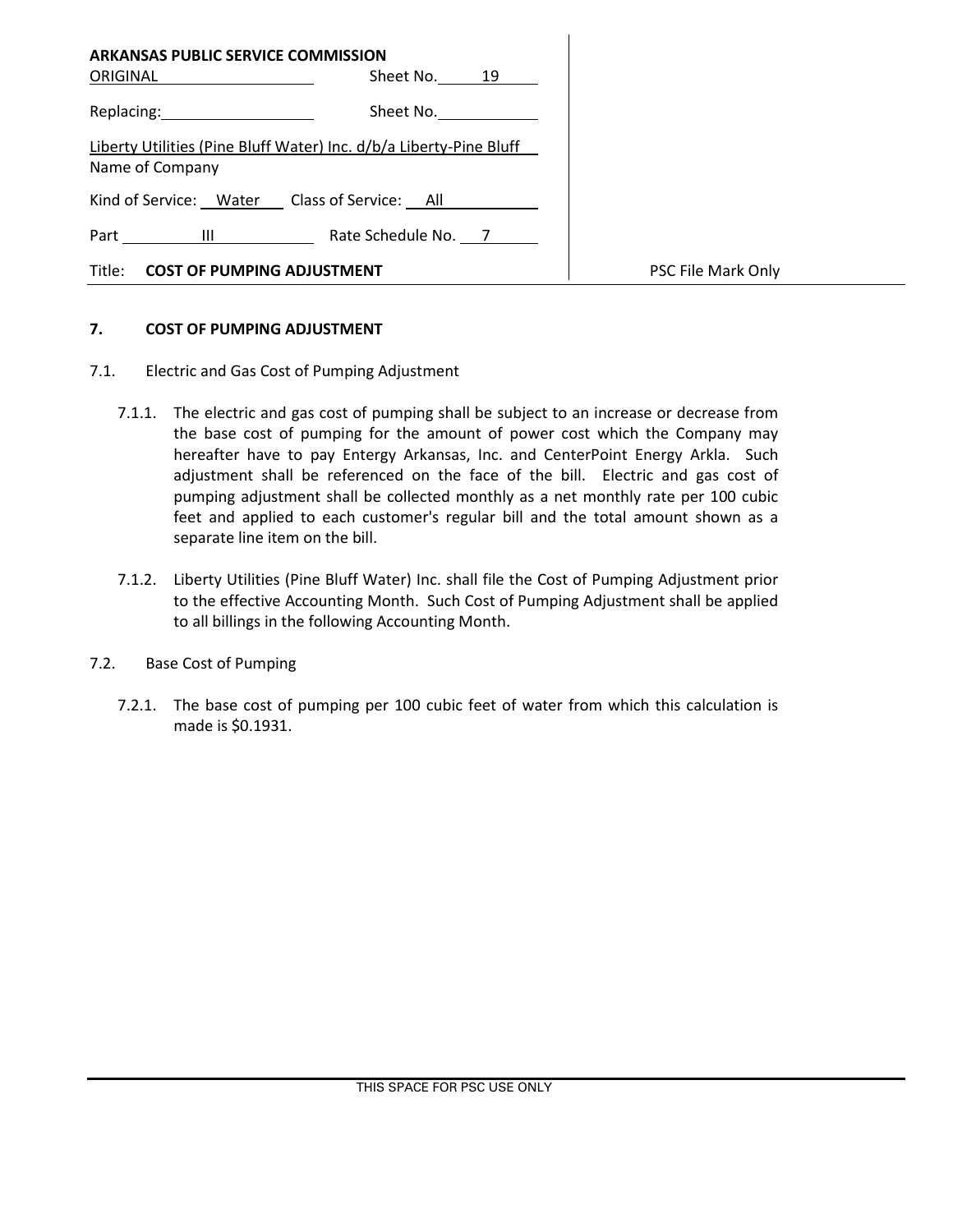**ARKANSAS PUBLIC SERVICE COMMISSION**

| | | |
|---|---|---|
| ORIGINAL | Sheet No. 19 | |
| Replacing: | Sheet No. | |
| Liberty Utilities (Pine Bluff Water) Inc. d/b/a Liberty-Pine Bluff | | |
| Name of Company | | |
| Kind of Service: Water | Class of Service: All | |
| Part III | Rate Schedule No. 7 | |
| Title: **COST OF PUMPING ADJUSTMENT** | | PSC File Mark Only |

## 7. COST OF PUMPING ADJUSTMENT

7.1. Electric and Gas Cost of Pumping Adjustment

7.1.1. The electric and gas cost of pumping shall be subject to an increase or decrease from the base cost of pumping for the amount of power cost which the Company may hereafter have to pay Entergy Arkansas, Inc. and CenterPoint Energy Arkla. Such adjustment shall be referenced on the face of the bill. Electric and gas cost of pumping adjustment shall be collected monthly as a net monthly rate per 100 cubic feet and applied to each customer's regular bill and the total amount shown as a separate line item on the bill.

7.1.2. Liberty Utilities (Pine Bluff Water) Inc. shall file the Cost of Pumping Adjustment prior to the effective Accounting Month. Such Cost of Pumping Adjustment shall be applied to all billings in the following Accounting Month.

7.2. Base Cost of Pumping

7.2.1. The base cost of pumping per 100 cubic feet of water from which this calculation is made is $0.1931.

THIS SPACE FOR PSC USE ONLY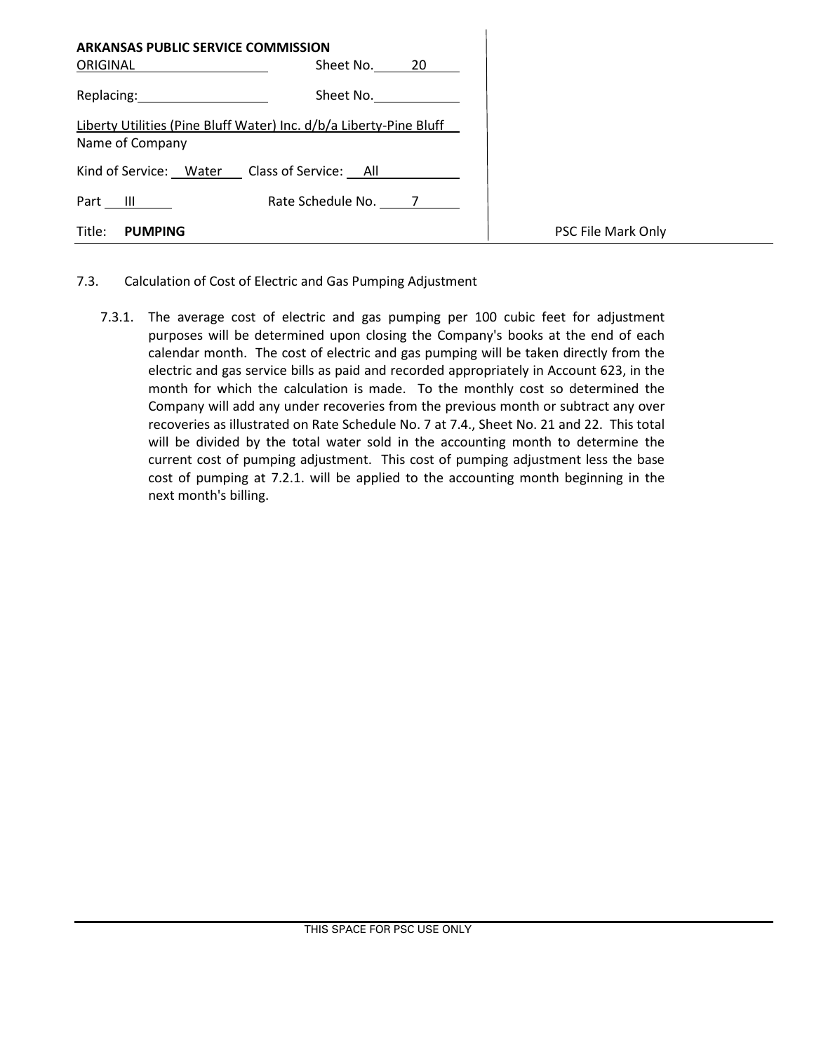**ARKANSAS PUBLIC SERVICE COMMISSION**

ORIGINAL — Sheet No. 20

Replacing: — Sheet No.

Liberty Utilities (Pine Bluff Water) Inc. d/b/a Liberty-Pine Bluff
Name of Company

Kind of Service: Water — Class of Service: All

Part III — Rate Schedule No. 7

Title: **PUMPING** — PSC File Mark Only

7.3. Calculation of Cost of Electric and Gas Pumping Adjustment

7.3.1. The average cost of electric and gas pumping per 100 cubic feet for adjustment purposes will be determined upon closing the Company's books at the end of each calendar month. The cost of electric and gas pumping will be taken directly from the electric and gas service bills as paid and recorded appropriately in Account 623, in the month for which the calculation is made. To the monthly cost so determined the Company will add any under recoveries from the previous month or subtract any over recoveries as illustrated on Rate Schedule No. 7 at 7.4., Sheet No. 21 and 22. This total will be divided by the total water sold in the accounting month to determine the current cost of pumping adjustment. This cost of pumping adjustment less the base cost of pumping at 7.2.1. will be applied to the accounting month beginning in the next month's billing.

THIS SPACE FOR PSC USE ONLY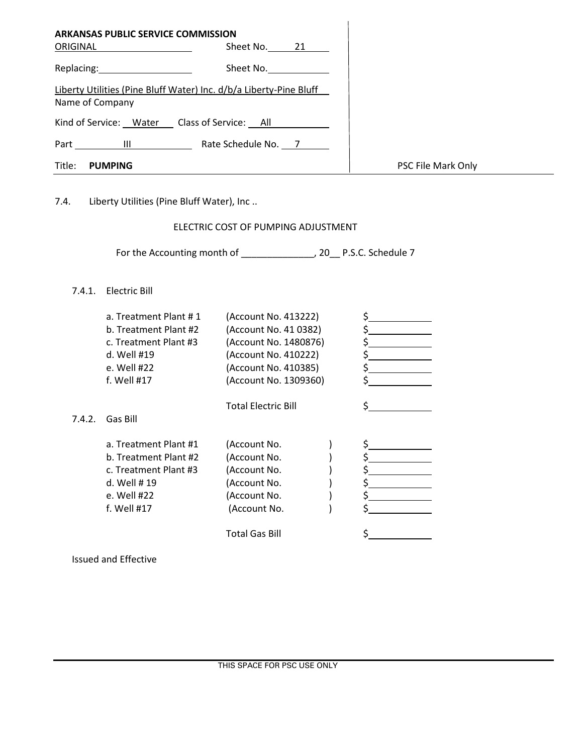| **ARKANSAS PUBLIC SERVICE COMMISSION** | |
|---|---|
| ORIGINAL | Sheet No. 21 |
| Replacing: | Sheet No. |
| Liberty Utilities (Pine Bluff Water) Inc. d/b/a Liberty-Pine Bluff | |
| Name of Company | |
| Kind of Service: Water | Class of Service: All |
| Part III | Rate Schedule No. 7 |
| Title: **PUMPING** | |

PSC File Mark Only

7.4. Liberty Utilities (Pine Bluff Water), Inc ..

ELECTRIC COST OF PUMPING ADJUSTMENT

For the Accounting month of ______________, 20__ P.S.C. Schedule 7

7.4.1. Electric Bill

| | | |
|---|---|---|
| a. Treatment Plant # 1 | (Account No. 413222) | $ |
| b. Treatment Plant #2 | (Account No. 41 0382) | $ |
| c. Treatment Plant #3 | (Account No. 1480876) | $ |
| d. Well #19 | (Account No. 410222) | $ |
| e. Well #22 | (Account No. 410385) | $ |
| f. Well #17 | (Account No. 1309360) | $ |
| | Total Electric Bill | $ |

7.4.2. Gas Bill

| | | |
|---|---|---|
| a. Treatment Plant #1 | (Account No. ) | $ |
| b. Treatment Plant #2 | (Account No. ) | $ |
| c. Treatment Plant #3 | (Account No. ) | $ |
| d. Well # 19 | (Account No. ) | $ |
| e. Well #22 | (Account No. ) | $ |
| f. Well #17 | (Account No. ) | $ |
| | Total Gas Bill | $ |

Issued and Effective

THIS SPACE FOR PSC USE ONLY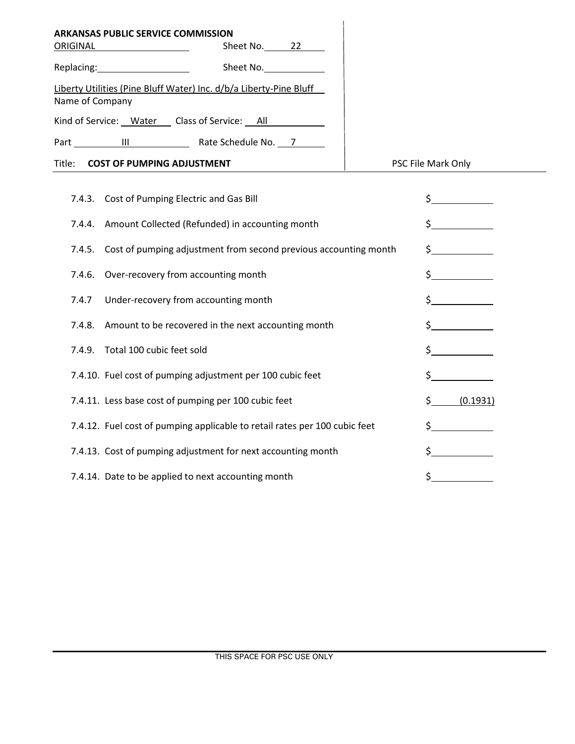**ARKANSAS PUBLIC SERVICE COMMISSION**

ORIGINAL　　　Sheet No. 22

Replacing: 　　　Sheet No.

Liberty Utilities (Pine Bluff Water) Inc. d/b/a Liberty-Pine Bluff
Name of Company

Kind of Service: Water　Class of Service: All

Part III　　Rate Schedule No. 7

Title: **COST OF PUMPING ADJUSTMENT**

PSC File Mark Only

| | | |
|---|---|---|
| 7.4.3. | Cost of Pumping Electric and Gas Bill | $ |
| 7.4.4. | Amount Collected (Refunded) in accounting month | $ |
| 7.4.5. | Cost of pumping adjustment from second previous accounting month | $ |
| 7.4.6. | Over-recovery from accounting month | $ |
| 7.4.7 | Under-recovery from accounting month | $ |
| 7.4.8. | Amount to be recovered in the next accounting month | $ |
| 7.4.9. | Total 100 cubic feet sold | $ |
| 7.4.10. | Fuel cost of pumping adjustment per 100 cubic feet | $ |
| 7.4.11. | Less base cost of pumping per 100 cubic feet | $ (0.1931) |
| 7.4.12. | Fuel cost of pumping applicable to retail rates per 100 cubic feet | $ |
| 7.4.13. | Cost of pumping adjustment for next accounting month | $ |
| 7.4.14. | Date to be applied to next accounting month | $ |

THIS SPACE FOR PSC USE ONLY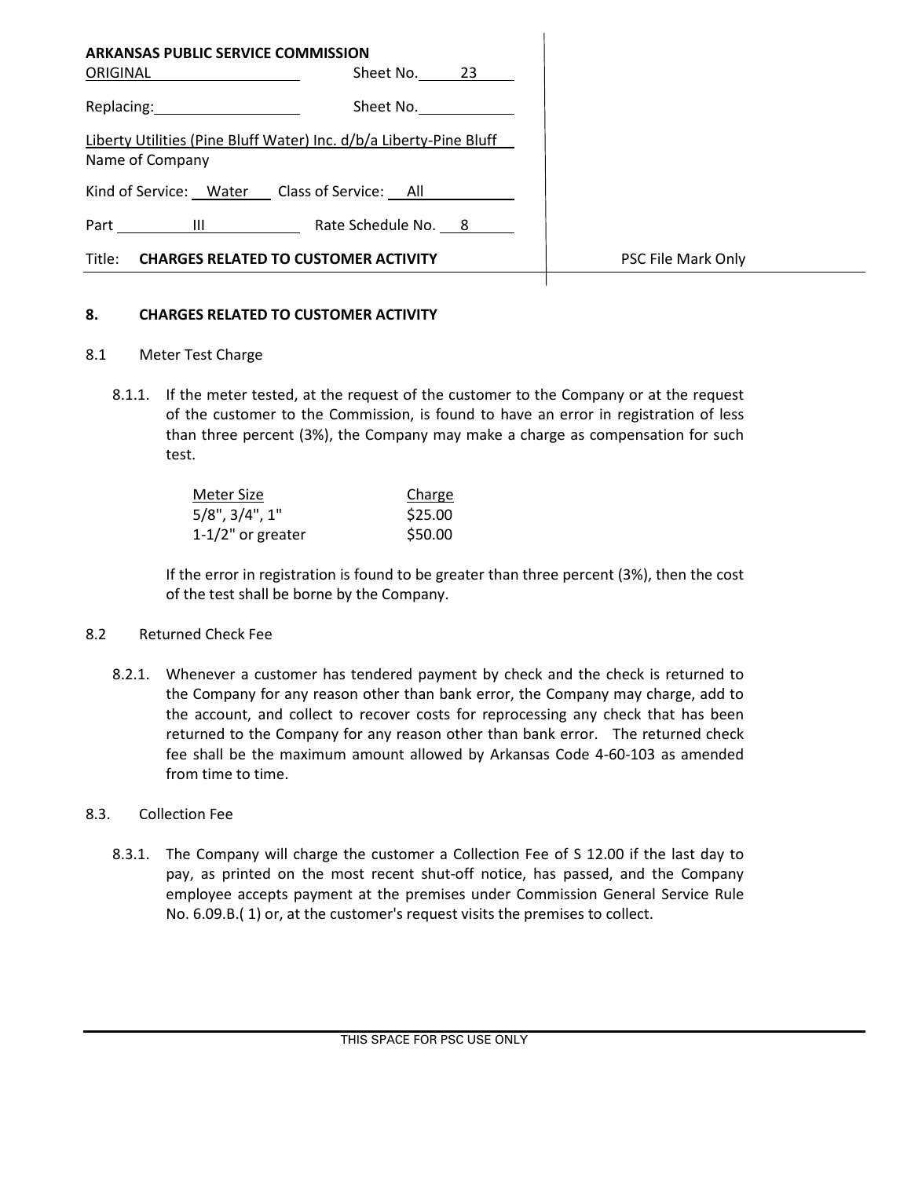**ARKANSAS PUBLIC SERVICE COMMISSION**

ORIGINAL Sheet No. 23

Replacing: Sheet No.

Liberty Utilities (Pine Bluff Water) Inc. d/b/a Liberty-Pine Bluff
Name of Company

Kind of Service: Water Class of Service: All

Part III Rate Schedule No. 8

Title: **CHARGES RELATED TO CUSTOMER ACTIVITY**

PSC File Mark Only

## 8. CHARGES RELATED TO CUSTOMER ACTIVITY

8.1 Meter Test Charge

8.1.1. If the meter tested, at the request of the customer to the Company or at the request of the customer to the Commission, is found to have an error in registration of less than three percent (3%), the Company may make a charge as compensation for such test.

| Meter Size | Charge |
|---|---|
| 5/8", 3/4", 1" | $25.00 |
| 1-1/2" or greater | $50.00 |

If the error in registration is found to be greater than three percent (3%), then the cost of the test shall be borne by the Company.

8.2 Returned Check Fee

8.2.1. Whenever a customer has tendered payment by check and the check is returned to the Company for any reason other than bank error, the Company may charge, add to the account, and collect to recover costs for reprocessing any check that has been returned to the Company for any reason other than bank error. The returned check fee shall be the maximum amount allowed by Arkansas Code 4-60-103 as amended from time to time.

8.3. Collection Fee

8.3.1. The Company will charge the customer a Collection Fee of S 12.00 if the last day to pay, as printed on the most recent shut-off notice, has passed, and the Company employee accepts payment at the premises under Commission General Service Rule No. 6.09.B.( 1) or, at the customer's request visits the premises to collect.

THIS SPACE FOR PSC USE ONLY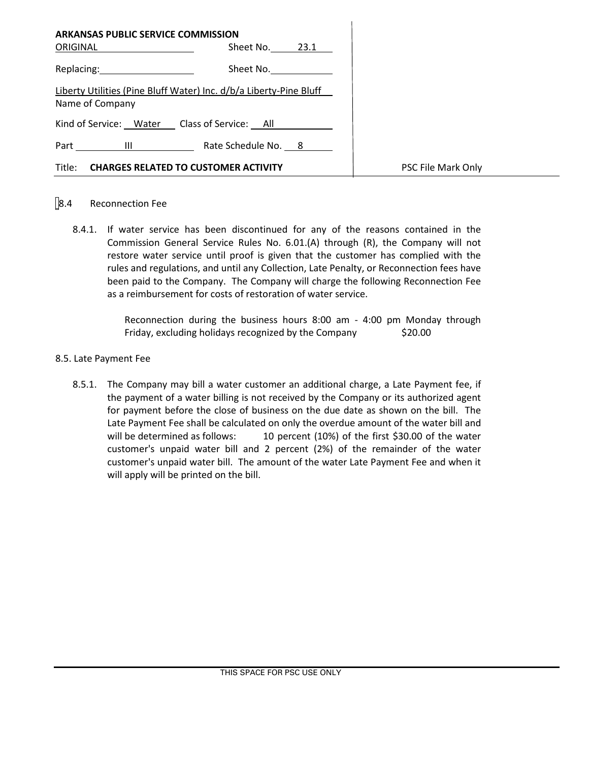| **ARKANSAS PUBLIC SERVICE COMMISSION** | | |
|---|---|---|
| ORIGINAL | Sheet No. 23.1 | |
| Replacing: | Sheet No. | |
| Liberty Utilities (Pine Bluff Water) Inc. d/b/a Liberty-Pine Bluff<br>Name of Company | | |
| Kind of Service: Water | Class of Service: All | |
| Part III | Rate Schedule No. 8 | |
| Title: **CHARGES RELATED TO CUSTOMER ACTIVITY** | | PSC File Mark Only |

8.4 Reconnection Fee

8.4.1. If water service has been discontinued for any of the reasons contained in the Commission General Service Rules No. 6.01.(A) through (R), the Company will not restore water service until proof is given that the customer has complied with the rules and regulations, and until any Collection, Late Penalty, or Reconnection fees have been paid to the Company. The Company will charge the following Reconnection Fee as a reimbursement for costs of restoration of water service.

Reconnection during the business hours 8:00 am - 4:00 pm Monday through Friday, excluding holidays recognized by the Company $20.00

8.5. Late Payment Fee

8.5.1. The Company may bill a water customer an additional charge, a Late Payment fee, if the payment of a water billing is not received by the Company or its authorized agent for payment before the close of business on the due date as shown on the bill. The Late Payment Fee shall be calculated on only the overdue amount of the water bill and will be determined as follows: 10 percent (10%) of the first $30.00 of the water customer's unpaid water bill and 2 percent (2%) of the remainder of the water customer's unpaid water bill. The amount of the water Late Payment Fee and when it will apply will be printed on the bill.

THIS SPACE FOR PSC USE ONLY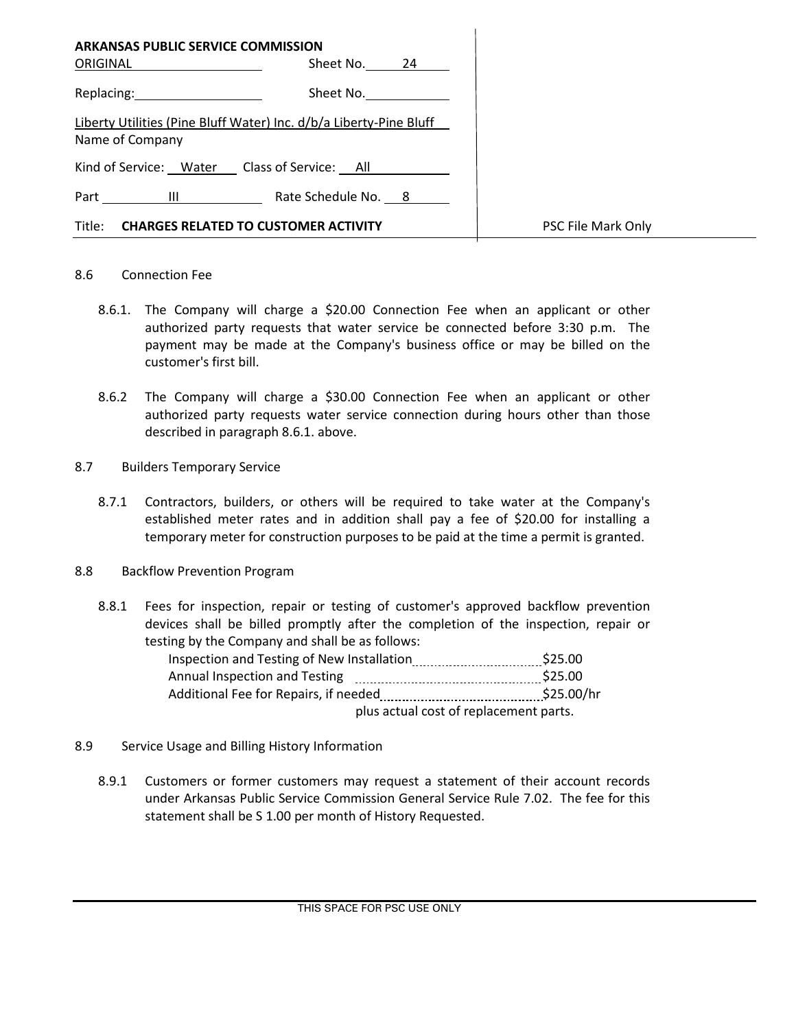**ARKANSAS PUBLIC SERVICE COMMISSION**

| | | |
|---|---|---|
| ORIGINAL | Sheet No. 24 | |
| Replacing: | Sheet No. | |
| Liberty Utilities (Pine Bluff Water) Inc. d/b/a Liberty-Pine Bluff | | |
| Name of Company | | |
| Kind of Service: Water | Class of Service: All | |
| Part III | Rate Schedule No. 8 | |
| Title: **CHARGES RELATED TO CUSTOMER ACTIVITY** | | PSC File Mark Only |

8.6 Connection Fee

8.6.1. The Company will charge a $20.00 Connection Fee when an applicant or other authorized party requests that water service be connected before 3:30 p.m. The payment may be made at the Company's business office or may be billed on the customer's first bill.

8.6.2 The Company will charge a $30.00 Connection Fee when an applicant or other authorized party requests water service connection during hours other than those described in paragraph 8.6.1. above.

8.7 Builders Temporary Service

8.7.1 Contractors, builders, or others will be required to take water at the Company's established meter rates and in addition shall pay a fee of $20.00 for installing a temporary meter for construction purposes to be paid at the time a permit is granted.

8.8 Backflow Prevention Program

8.8.1 Fees for inspection, repair or testing of customer's approved backflow prevention devices shall be billed promptly after the completion of the inspection, repair or testing by the Company and shall be as follows:

| | |
|---|---|
| Inspection and Testing of New Installation | $25.00 |
| Annual Inspection and Testing | $25.00 |
| Additional Fee for Repairs, if needed | $25.00/hr |

plus actual cost of replacement parts.

8.9 Service Usage and Billing History Information

8.9.1 Customers or former customers may request a statement of their account records under Arkansas Public Service Commission General Service Rule 7.02. The fee for this statement shall be S 1.00 per month of History Requested.

THIS SPACE FOR PSC USE ONLY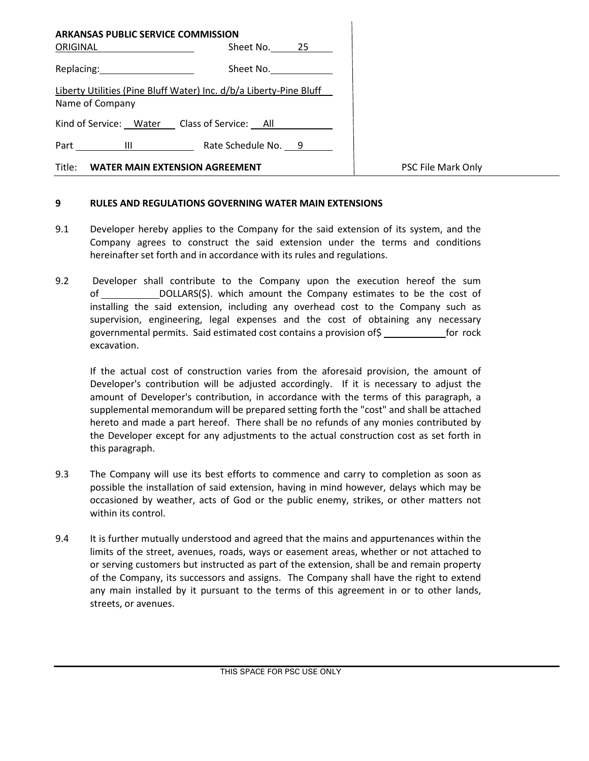**ARKANSAS PUBLIC SERVICE COMMISSION**

ORIGINAL Sheet No. 25

Replacing: Sheet No.

Liberty Utilities (Pine Bluff Water) Inc. d/b/a Liberty-Pine Bluff
Name of Company

Kind of Service: Water Class of Service: All

Part III Rate Schedule No. 9

Title: **WATER MAIN EXTENSION AGREEMENT**

PSC File Mark Only

**9 RULES AND REGULATIONS GOVERNING WATER MAIN EXTENSIONS**

9.1 Developer hereby applies to the Company for the said extension of its system, and the Company agrees to construct the said extension under the terms and conditions hereinafter set forth and in accordance with its rules and regulations.

9.2 Developer shall contribute to the Company upon the execution hereof the sum of ___________ DOLLARS($). which amount the Company estimates to be the cost of installing the said extension, including any overhead cost to the Company such as supervision, engineering, legal expenses and the cost of obtaining any necessary governmental permits. Said estimated cost contains a provision of$ ___________ for rock excavation.

If the actual cost of construction varies from the aforesaid provision, the amount of Developer's contribution will be adjusted accordingly. If it is necessary to adjust the amount of Developer's contribution, in accordance with the terms of this paragraph, a supplemental memorandum will be prepared setting forth the "cost" and shall be attached hereto and made a part hereof. There shall be no refunds of any monies contributed by the Developer except for any adjustments to the actual construction cost as set forth in this paragraph.

9.3 The Company will use its best efforts to commence and carry to completion as soon as possible the installation of said extension, having in mind however, delays which may be occasioned by weather, acts of God or the public enemy, strikes, or other matters not within its control.

9.4 It is further mutually understood and agreed that the mains and appurtenances within the limits of the street, avenues, roads, ways or easement areas, whether or not attached to or serving customers but instructed as part of the extension, shall be and remain property of the Company, its successors and assigns. The Company shall have the right to extend any main installed by it pursuant to the terms of this agreement in or to other lands, streets, or avenues.

THIS SPACE FOR PSC USE ONLY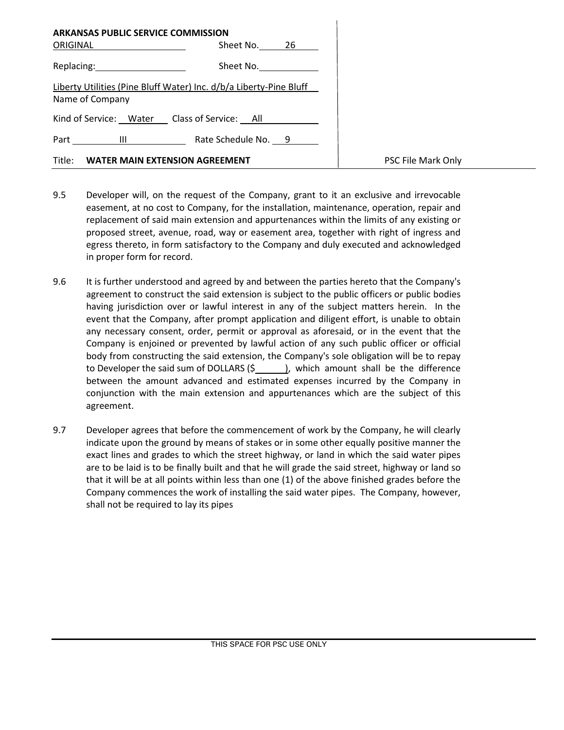**ARKANSAS PUBLIC SERVICE COMMISSION**

ORIGINAL Sheet No. 26

Replacing: Sheet No.

Liberty Utilities (Pine Bluff Water) Inc. d/b/a Liberty-Pine Bluff
Name of Company

Kind of Service: Water Class of Service: All

Part III Rate Schedule No. 9

Title: **WATER MAIN EXTENSION AGREEMENT**

PSC File Mark Only

9.5 Developer will, on the request of the Company, grant to it an exclusive and irrevocable easement, at no cost to Company, for the installation, maintenance, operation, repair and replacement of said main extension and appurtenances within the limits of any existing or proposed street, avenue, road, way or easement area, together with right of ingress and egress thereto, in form satisfactory to the Company and duly executed and acknowledged in proper form for record.

9.6 It is further understood and agreed by and between the parties hereto that the Company's agreement to construct the said extension is subject to the public officers or public bodies having jurisdiction over or lawful interest in any of the subject matters herein. In the event that the Company, after prompt application and diligent effort, is unable to obtain any necessary consent, order, permit or approval as aforesaid, or in the event that the Company is enjoined or prevented by lawful action of any such public officer or official body from constructing the said extension, the Company's sole obligation will be to repay to Developer the said sum of DOLLARS ($______), which amount shall be the difference between the amount advanced and estimated expenses incurred by the Company in conjunction with the main extension and appurtenances which are the subject of this agreement.

9.7 Developer agrees that before the commencement of work by the Company, he will clearly indicate upon the ground by means of stakes or in some other equally positive manner the exact lines and grades to which the street highway, or land in which the said water pipes are to be laid is to be finally built and that he will grade the said street, highway or land so that it will be at all points within less than one (1) of the above finished grades before the Company commences the work of installing the said water pipes. The Company, however, shall not be required to lay its pipes

THIS SPACE FOR PSC USE ONLY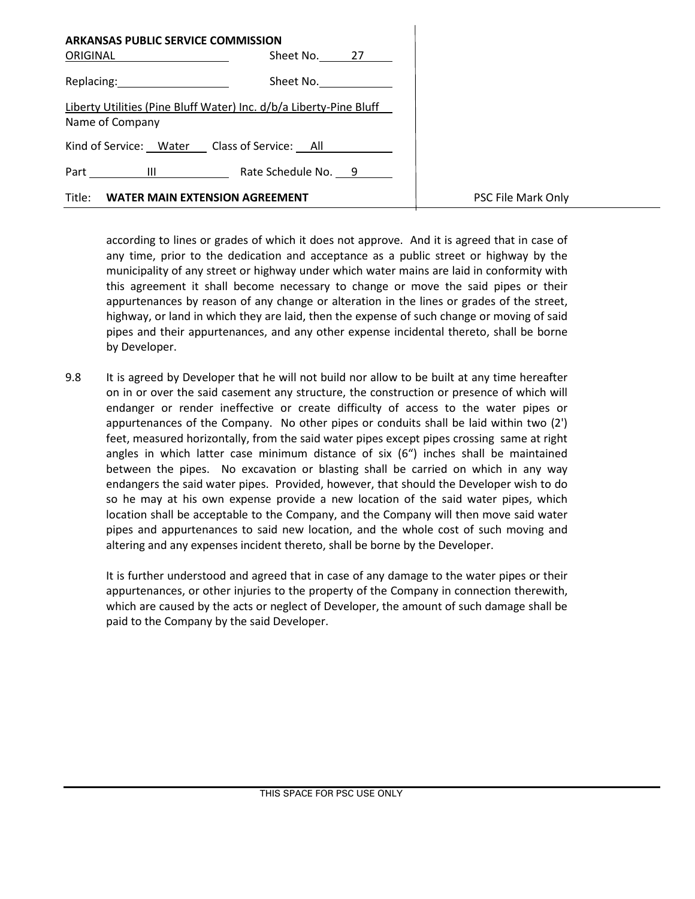according to lines or grades of which it does not approve. And it is agreed that in case of any time, prior to the dedication and acceptance as a public street or highway by the municipality of any street or highway under which water mains are laid in conformity with this agreement it shall become necessary to change or move the said pipes or their appurtenances by reason of any change or alteration in the lines or grades of the street, highway, or land in which they are laid, then the expense of such change or moving of said pipes and their appurtenances, and any other expense incidental thereto, shall be borne by Developer.

9.8 It is agreed by Developer that he will not build nor allow to be built at any time hereafter on in or over the said casement any structure, the construction or presence of which will endanger or render ineffective or create difficulty of access to the water pipes or appurtenances of the Company. No other pipes or conduits shall be laid within two (2') feet, measured horizontally, from the said water pipes except pipes crossing same at right angles in which latter case minimum distance of six (6") inches shall be maintained between the pipes. No excavation or blasting shall be carried on which in any way endangers the said water pipes. Provided, however, that should the Developer wish to do so he may at his own expense provide a new location of the said water pipes, which location shall be acceptable to the Company, and the Company will then move said water pipes and appurtenances to said new location, and the whole cost of such moving and altering and any expenses incident thereto, shall be borne by the Developer.

It is further understood and agreed that in case of any damage to the water pipes or their appurtenances, or other injuries to the property of the Company in connection therewith, which are caused by the acts or neglect of Developer, the amount of such damage shall be paid to the Company by the said Developer.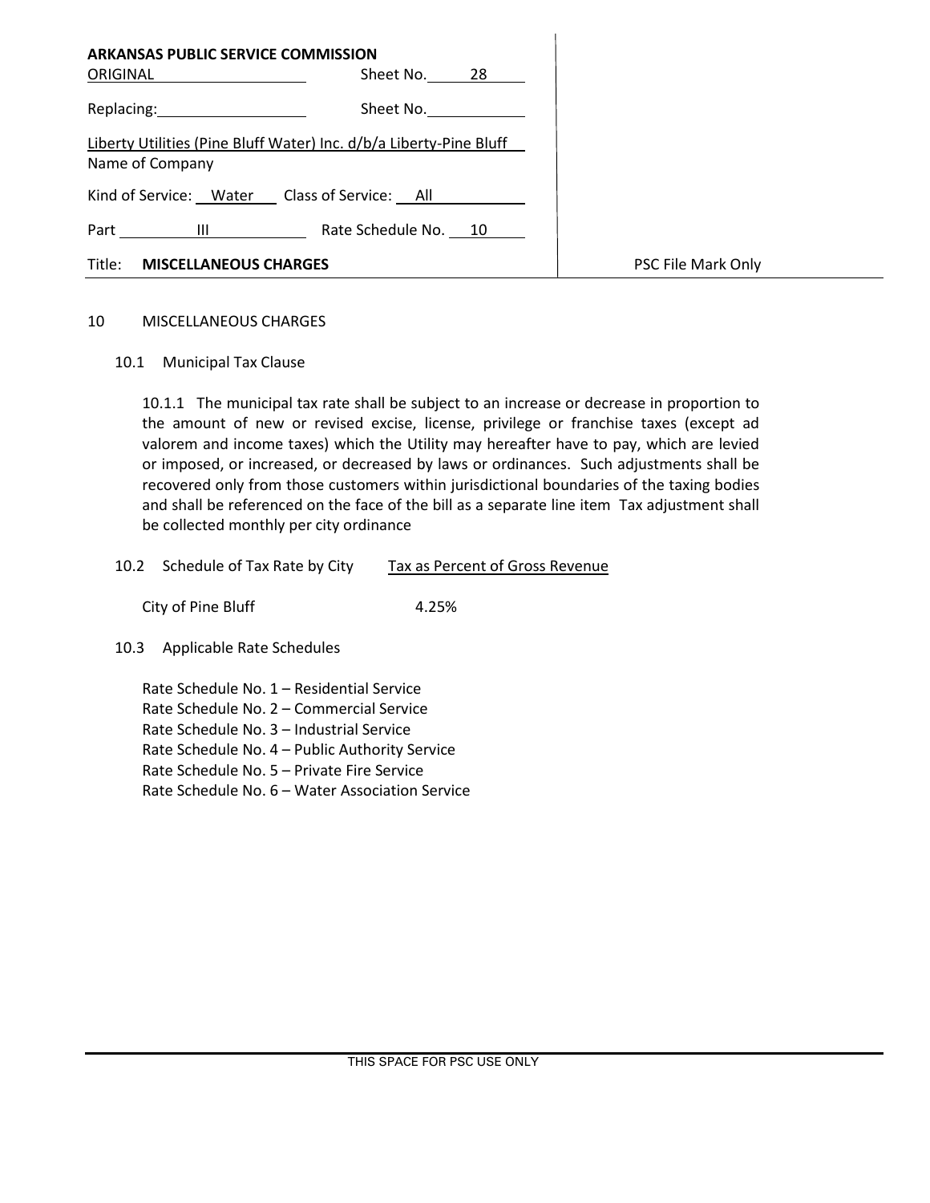**ARKANSAS PUBLIC SERVICE COMMISSION**

ORIGINAL Sheet No. 28

Replacing: Sheet No.

Liberty Utilities (Pine Bluff Water) Inc. d/b/a Liberty-Pine Bluff
Name of Company

Kind of Service: Water Class of Service: All

Part III Rate Schedule No. 10

Title: **MISCELLANEOUS CHARGES**

PSC File Mark Only

10 MISCELLANEOUS CHARGES

10.1 Municipal Tax Clause

10.1.1 The municipal tax rate shall be subject to an increase or decrease in proportion to the amount of new or revised excise, license, privilege or franchise taxes (except ad valorem and income taxes) which the Utility may hereafter have to pay, which are levied or imposed, or increased, or decreased by laws or ordinances. Such adjustments shall be recovered only from those customers within jurisdictional boundaries of the taxing bodies and shall be referenced on the face of the bill as a separate line item Tax adjustment shall be collected monthly per city ordinance

| 10.2 Schedule of Tax Rate by City | Tax as Percent of Gross Revenue |
|---|---|
| City of Pine Bluff | 4.25% |

10.3 Applicable Rate Schedules

Rate Schedule No. 1 – Residential Service
Rate Schedule No. 2 – Commercial Service
Rate Schedule No. 3 – Industrial Service
Rate Schedule No. 4 – Public Authority Service
Rate Schedule No. 5 – Private Fire Service
Rate Schedule No. 6 – Water Association Service

THIS SPACE FOR PSC USE ONLY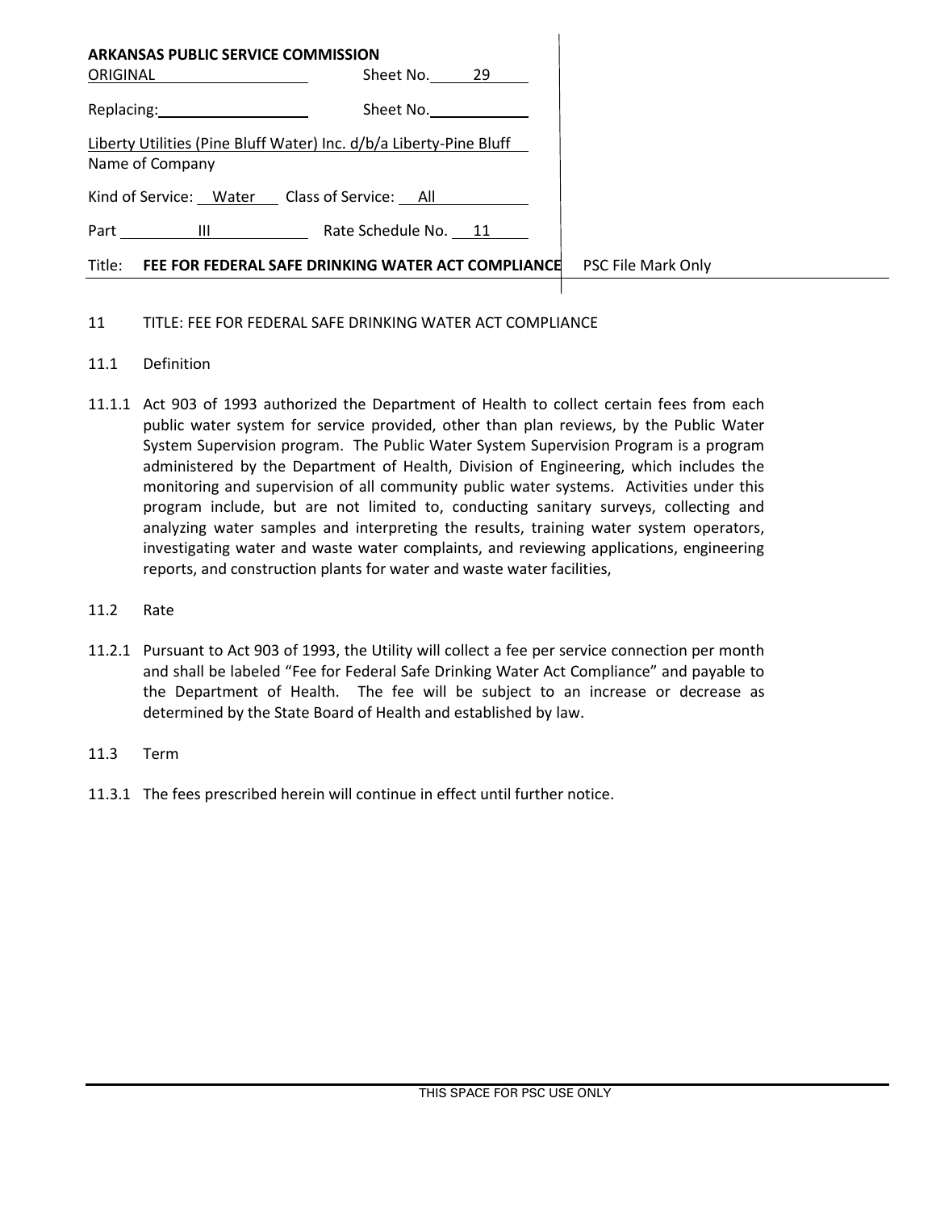**ARKANSAS PUBLIC SERVICE COMMISSION**

ORIGINAL Sheet No. 29

Replacing: Sheet No.

Liberty Utilities (Pine Bluff Water) Inc. d/b/a Liberty-Pine Bluff
Name of Company

Kind of Service: Water Class of Service: All

Part III Rate Schedule No. 11

Title: **FEE FOR FEDERAL SAFE DRINKING WATER ACT COMPLIANCE** PSC File Mark Only

11 TITLE: FEE FOR FEDERAL SAFE DRINKING WATER ACT COMPLIANCE

11.1 Definition

11.1.1 Act 903 of 1993 authorized the Department of Health to collect certain fees from each public water system for service provided, other than plan reviews, by the Public Water System Supervision program. The Public Water System Supervision Program is a program administered by the Department of Health, Division of Engineering, which includes the monitoring and supervision of all community public water systems. Activities under this program include, but are not limited to, conducting sanitary surveys, collecting and analyzing water samples and interpreting the results, training water system operators, investigating water and waste water complaints, and reviewing applications, engineering reports, and construction plants for water and waste water facilities,

11.2 Rate

11.2.1 Pursuant to Act 903 of 1993, the Utility will collect a fee per service connection per month and shall be labeled "Fee for Federal Safe Drinking Water Act Compliance" and payable to the Department of Health. The fee will be subject to an increase or decrease as determined by the State Board of Health and established by law.

11.3 Term

11.3.1 The fees prescribed herein will continue in effect until further notice.

THIS SPACE FOR PSC USE ONLY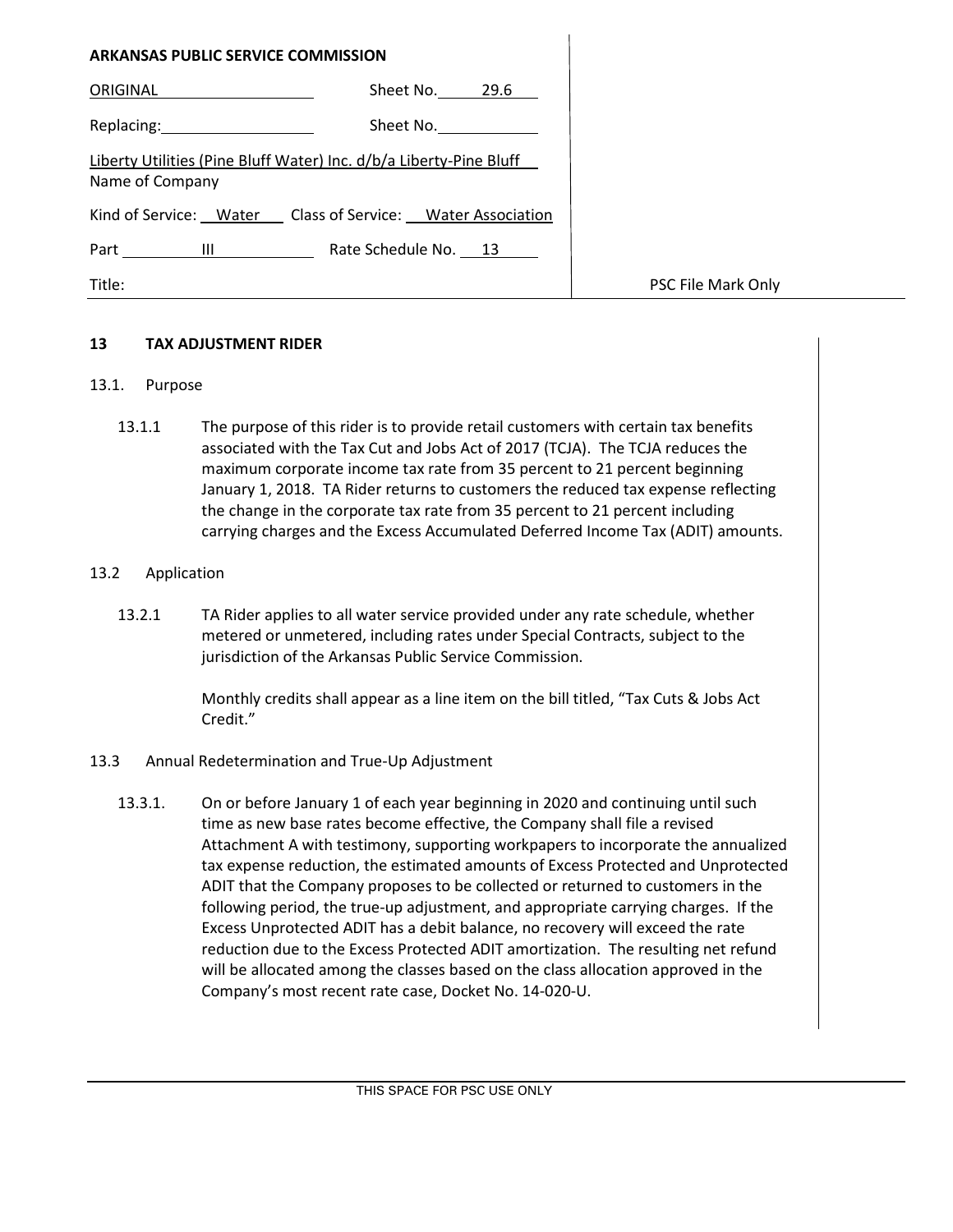**ARKANSAS PUBLIC SERVICE COMMISSION**

ORIGINAL Sheet No. 29.6

Replacing: Sheet No.

Liberty Utilities (Pine Bluff Water) Inc. d/b/a Liberty-Pine Bluff
Name of Company

Kind of Service: Water Class of Service: Water Association

Part III Rate Schedule No. 13

Title: PSC File Mark Only

## 13 TAX ADJUSTMENT RIDER

### 13.1. Purpose

13.1.1 The purpose of this rider is to provide retail customers with certain tax benefits associated with the Tax Cut and Jobs Act of 2017 (TCJA). The TCJA reduces the maximum corporate income tax rate from 35 percent to 21 percent beginning January 1, 2018. TA Rider returns to customers the reduced tax expense reflecting the change in the corporate tax rate from 35 percent to 21 percent including carrying charges and the Excess Accumulated Deferred Income Tax (ADIT) amounts.

### 13.2 Application

13.2.1 TA Rider applies to all water service provided under any rate schedule, whether metered or unmetered, including rates under Special Contracts, subject to the jurisdiction of the Arkansas Public Service Commission.

Monthly credits shall appear as a line item on the bill titled, "Tax Cuts & Jobs Act Credit."

### 13.3 Annual Redetermination and True-Up Adjustment

13.3.1. On or before January 1 of each year beginning in 2020 and continuing until such time as new base rates become effective, the Company shall file a revised Attachment A with testimony, supporting workpapers to incorporate the annualized tax expense reduction, the estimated amounts of Excess Protected and Unprotected ADIT that the Company proposes to be collected or returned to customers in the following period, the true-up adjustment, and appropriate carrying charges. If the Excess Unprotected ADIT has a debit balance, no recovery will exceed the rate reduction due to the Excess Protected ADIT amortization. The resulting net refund will be allocated among the classes based on the class allocation approved in the Company's most recent rate case, Docket No. 14-020-U.

THIS SPACE FOR PSC USE ONLY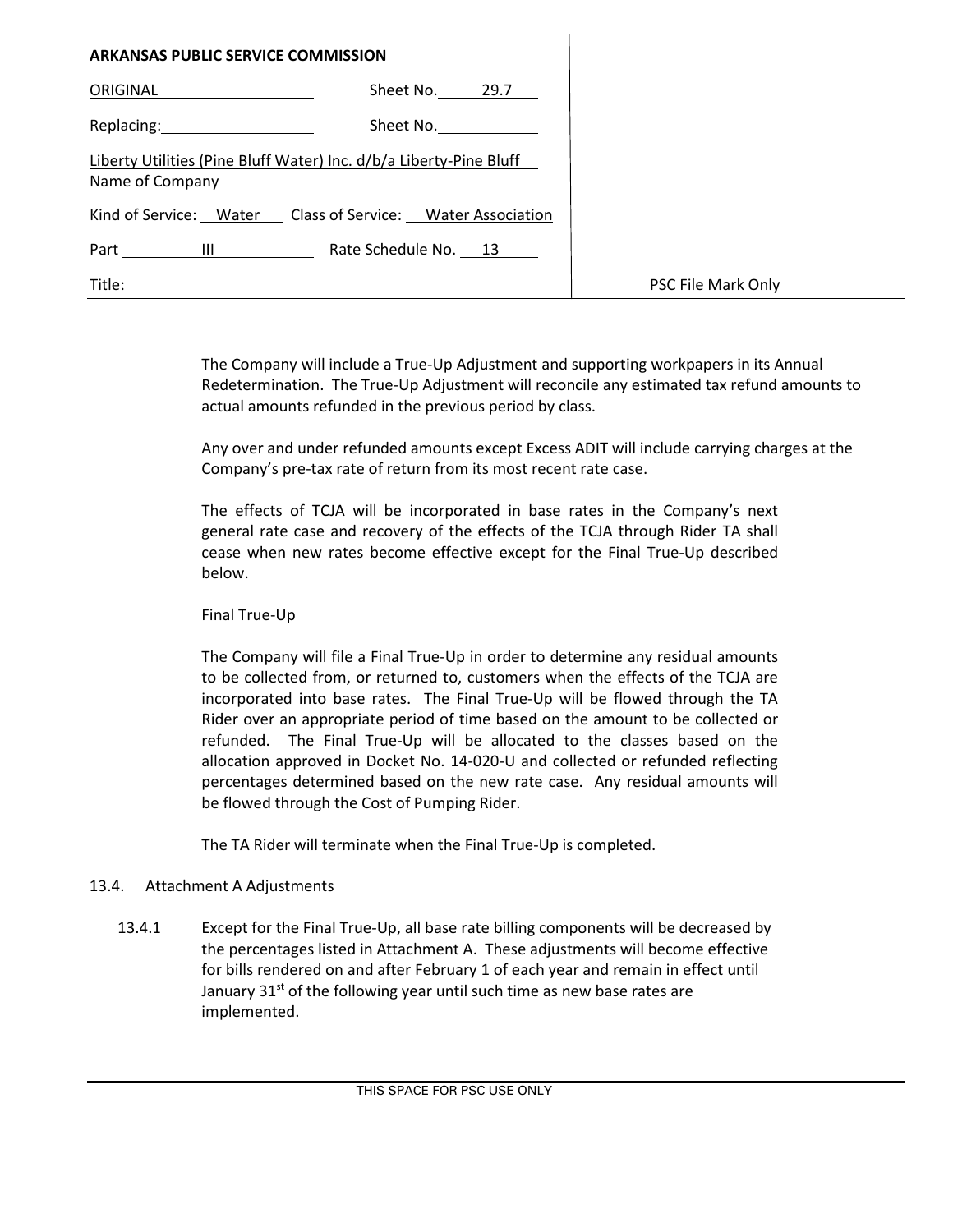**ARKANSAS PUBLIC SERVICE COMMISSION**

| | |
|---|---|
| ORIGINAL | Sheet No. 29.7 |
| Replacing: | Sheet No. |
| Liberty Utilities (Pine Bluff Water) Inc. d/b/a Liberty-Pine Bluff<br>Name of Company | |
| Kind of Service: Water | Class of Service: Water Association |
| Part III | Rate Schedule No. 13 |
| Title: | PSC File Mark Only |

The Company will include a True-Up Adjustment and supporting workpapers in its Annual Redetermination. The True-Up Adjustment will reconcile any estimated tax refund amounts to actual amounts refunded in the previous period by class.

Any over and under refunded amounts except Excess ADIT will include carrying charges at the Company's pre-tax rate of return from its most recent rate case.

The effects of TCJA will be incorporated in base rates in the Company's next general rate case and recovery of the effects of the TCJA through Rider TA shall cease when new rates become effective except for the Final True-Up described below.

Final True-Up

The Company will file a Final True-Up in order to determine any residual amounts to be collected from, or returned to, customers when the effects of the TCJA are incorporated into base rates. The Final True-Up will be flowed through the TA Rider over an appropriate period of time based on the amount to be collected or refunded. The Final True-Up will be allocated to the classes based on the allocation approved in Docket No. 14-020-U and collected or refunded reflecting percentages determined based on the new rate case. Any residual amounts will be flowed through the Cost of Pumping Rider.

The TA Rider will terminate when the Final True-Up is completed.

13.4. Attachment A Adjustments

13.4.1 Except for the Final True-Up, all base rate billing components will be decreased by the percentages listed in Attachment A. These adjustments will become effective for bills rendered on and after February 1 of each year and remain in effect until January 31st of the following year until such time as new base rates are implemented.

THIS SPACE FOR PSC USE ONLY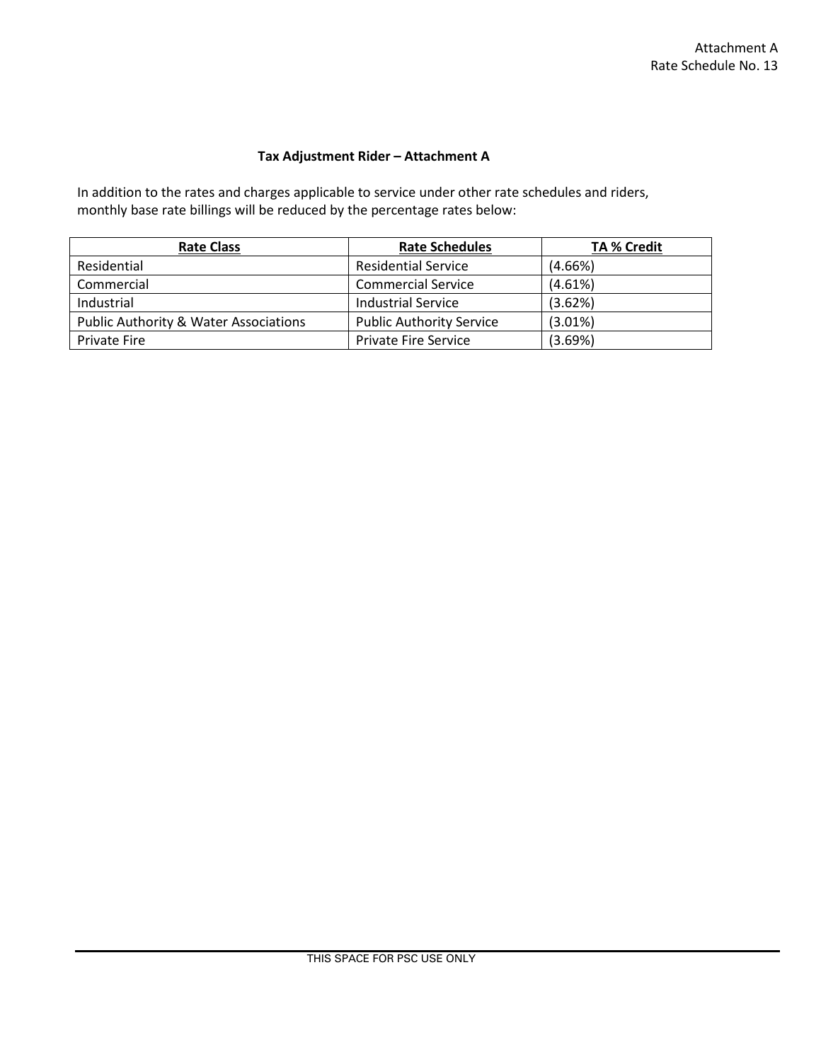Attachment A
Rate Schedule No. 13

## Tax Adjustment Rider – Attachment A

In addition to the rates and charges applicable to service under other rate schedules and riders, monthly base rate billings will be reduced by the percentage rates below:

| Rate Class | Rate Schedules | TA % Credit |
|---|---|---|
| Residential | Residential Service | (4.66%) |
| Commercial | Commercial Service | (4.61%) |
| Industrial | Industrial Service | (3.62%) |
| Public Authority & Water Associations | Public Authority Service | (3.01%) |
| Private Fire | Private Fire Service | (3.69%) |

THIS SPACE FOR PSC USE ONLY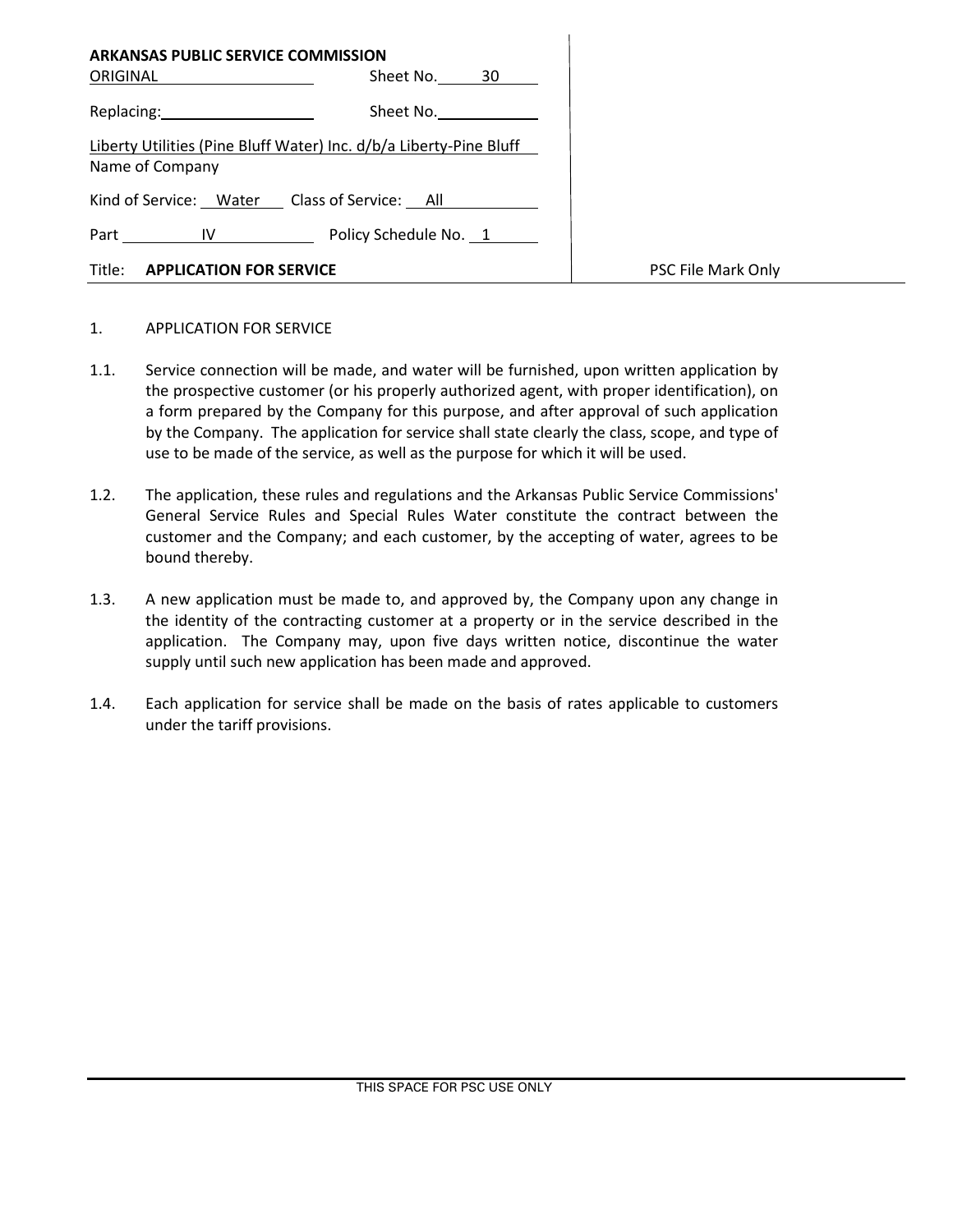**ARKANSAS PUBLIC SERVICE COMMISSION**

ORIGINAL Sheet No. 30

Replacing: Sheet No.

Liberty Utilities (Pine Bluff Water) Inc. d/b/a Liberty-Pine Bluff
Name of Company

Kind of Service: Water Class of Service: All

Part IV Policy Schedule No. 1

Title: **APPLICATION FOR SERVICE**

PSC File Mark Only

1. APPLICATION FOR SERVICE

1.1. Service connection will be made, and water will be furnished, upon written application by the prospective customer (or his properly authorized agent, with proper identification), on a form prepared by the Company for this purpose, and after approval of such application by the Company. The application for service shall state clearly the class, scope, and type of use to be made of the service, as well as the purpose for which it will be used.

1.2. The application, these rules and regulations and the Arkansas Public Service Commissions' General Service Rules and Special Rules Water constitute the contract between the customer and the Company; and each customer, by the accepting of water, agrees to be bound thereby.

1.3. A new application must be made to, and approved by, the Company upon any change in the identity of the contracting customer at a property or in the service described in the application. The Company may, upon five days written notice, discontinue the water supply until such new application has been made and approved.

1.4. Each application for service shall be made on the basis of rates applicable to customers under the tariff provisions.

THIS SPACE FOR PSC USE ONLY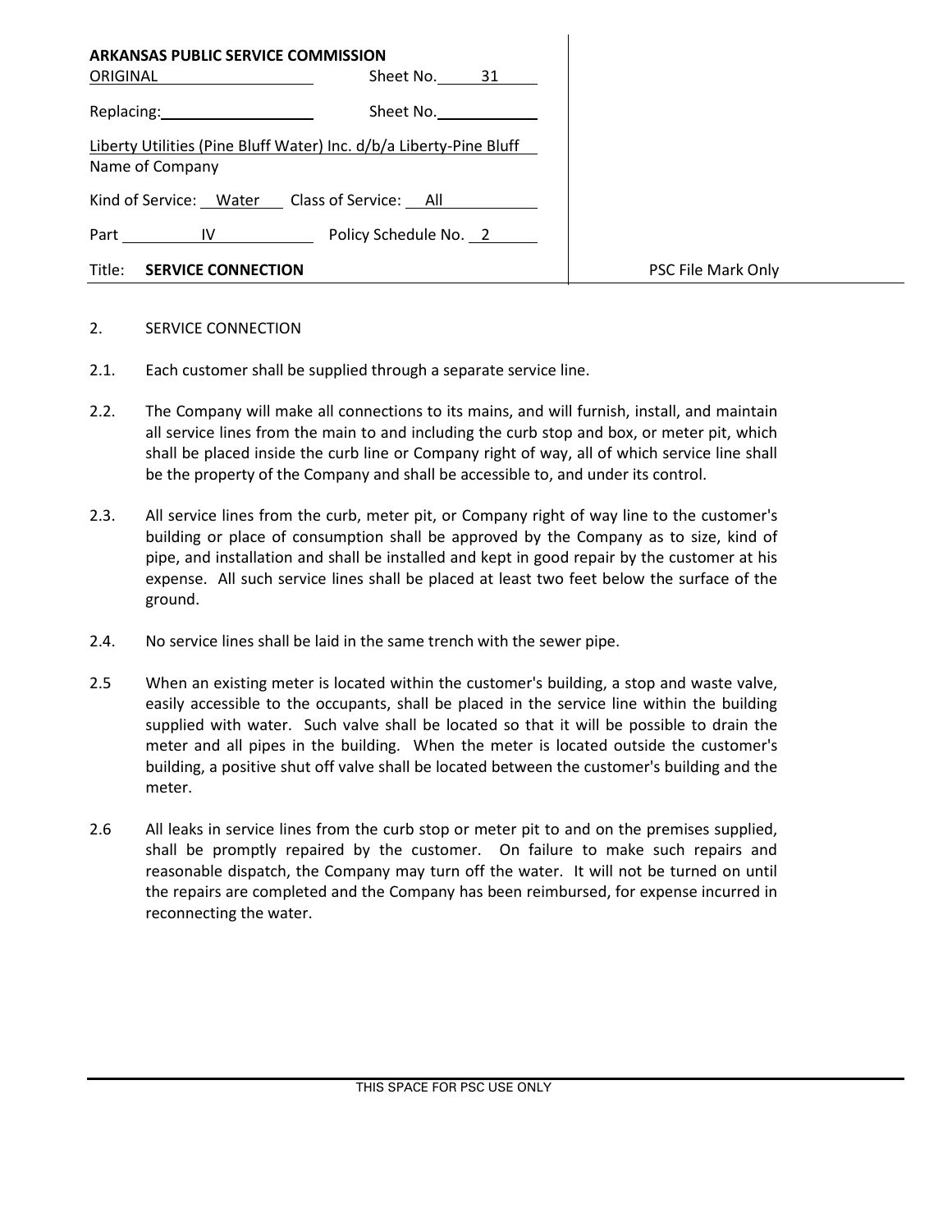**ARKANSAS PUBLIC SERVICE COMMISSION**

| | |
|---|---|
| ORIGINAL | Sheet No. 31 |
| Replacing: | Sheet No. |
| Liberty Utilities (Pine Bluff Water) Inc. d/b/a Liberty-Pine Bluff<br>Name of Company | |
| Kind of Service: Water | Class of Service: All |
| Part IV | Policy Schedule No. 2 |
| Title: **SERVICE CONNECTION** | PSC File Mark Only |

2. SERVICE CONNECTION

2.1. Each customer shall be supplied through a separate service line.

2.2. The Company will make all connections to its mains, and will furnish, install, and maintain all service lines from the main to and including the curb stop and box, or meter pit, which shall be placed inside the curb line or Company right of way, all of which service line shall be the property of the Company and shall be accessible to, and under its control.

2.3. All service lines from the curb, meter pit, or Company right of way line to the customer's building or place of consumption shall be approved by the Company as to size, kind of pipe, and installation and shall be installed and kept in good repair by the customer at his expense. All such service lines shall be placed at least two feet below the surface of the ground.

2.4. No service lines shall be laid in the same trench with the sewer pipe.

2.5 When an existing meter is located within the customer's building, a stop and waste valve, easily accessible to the occupants, shall be placed in the service line within the building supplied with water. Such valve shall be located so that it will be possible to drain the meter and all pipes in the building. When the meter is located outside the customer's building, a positive shut off valve shall be located between the customer's building and the meter.

2.6 All leaks in service lines from the curb stop or meter pit to and on the premises supplied, shall be promptly repaired by the customer. On failure to make such repairs and reasonable dispatch, the Company may turn off the water. It will not be turned on until the repairs are completed and the Company has been reimbursed, for expense incurred in reconnecting the water.

THIS SPACE FOR PSC USE ONLY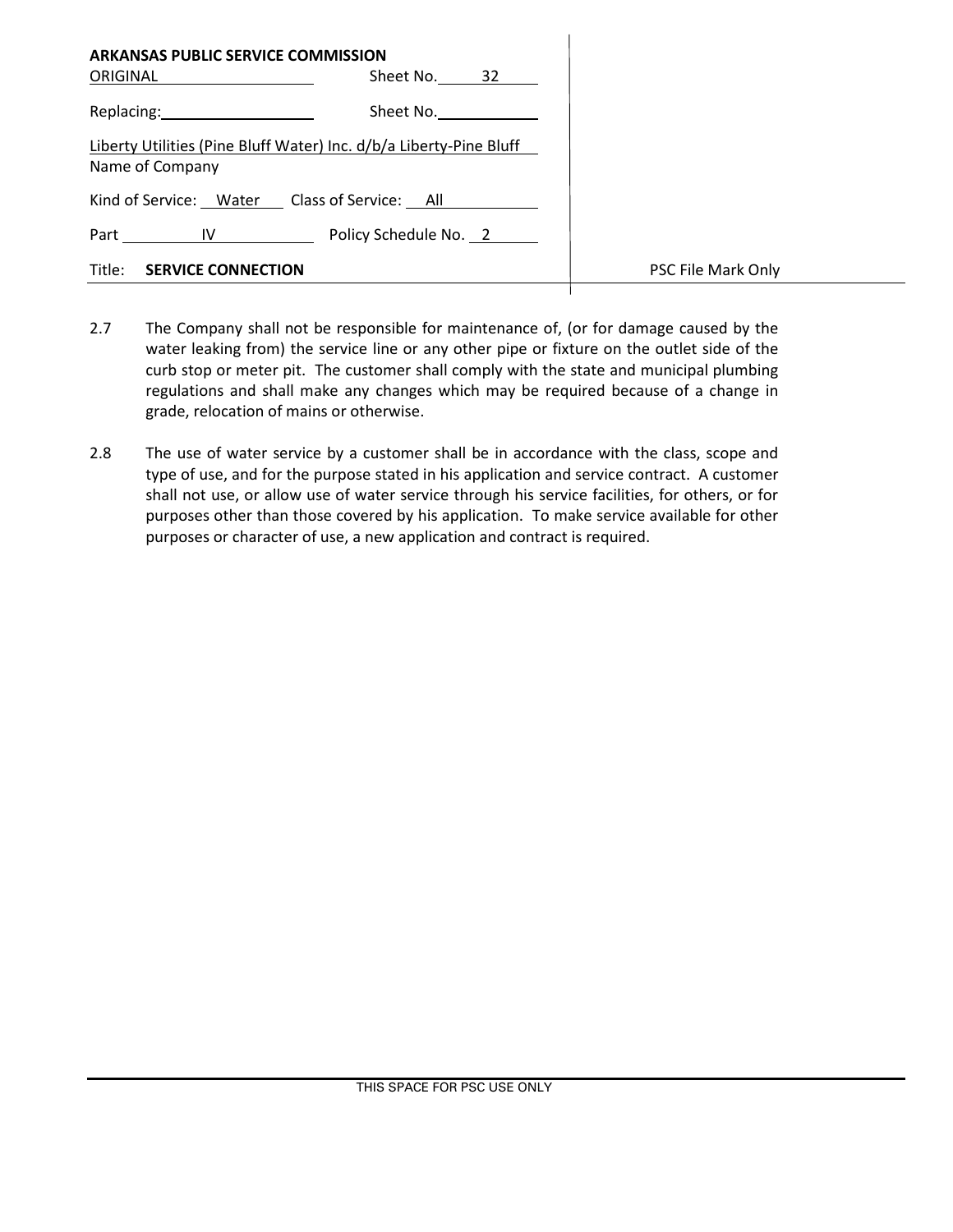**ARKANSAS PUBLIC SERVICE COMMISSION**

ORIGINAL Sheet No. 32

Replacing: Sheet No.

Liberty Utilities (Pine Bluff Water) Inc. d/b/a Liberty-Pine Bluff
Name of Company

Kind of Service: Water Class of Service: All

Part IV Policy Schedule No. 2

Title: **SERVICE CONNECTION**

PSC File Mark Only

2.7 The Company shall not be responsible for maintenance of, (or for damage caused by the water leaking from) the service line or any other pipe or fixture on the outlet side of the curb stop or meter pit. The customer shall comply with the state and municipal plumbing regulations and shall make any changes which may be required because of a change in grade, relocation of mains or otherwise.

2.8 The use of water service by a customer shall be in accordance with the class, scope and type of use, and for the purpose stated in his application and service contract. A customer shall not use, or allow use of water service through his service facilities, for others, or for purposes other than those covered by his application. To make service available for other purposes or character of use, a new application and contract is required.

THIS SPACE FOR PSC USE ONLY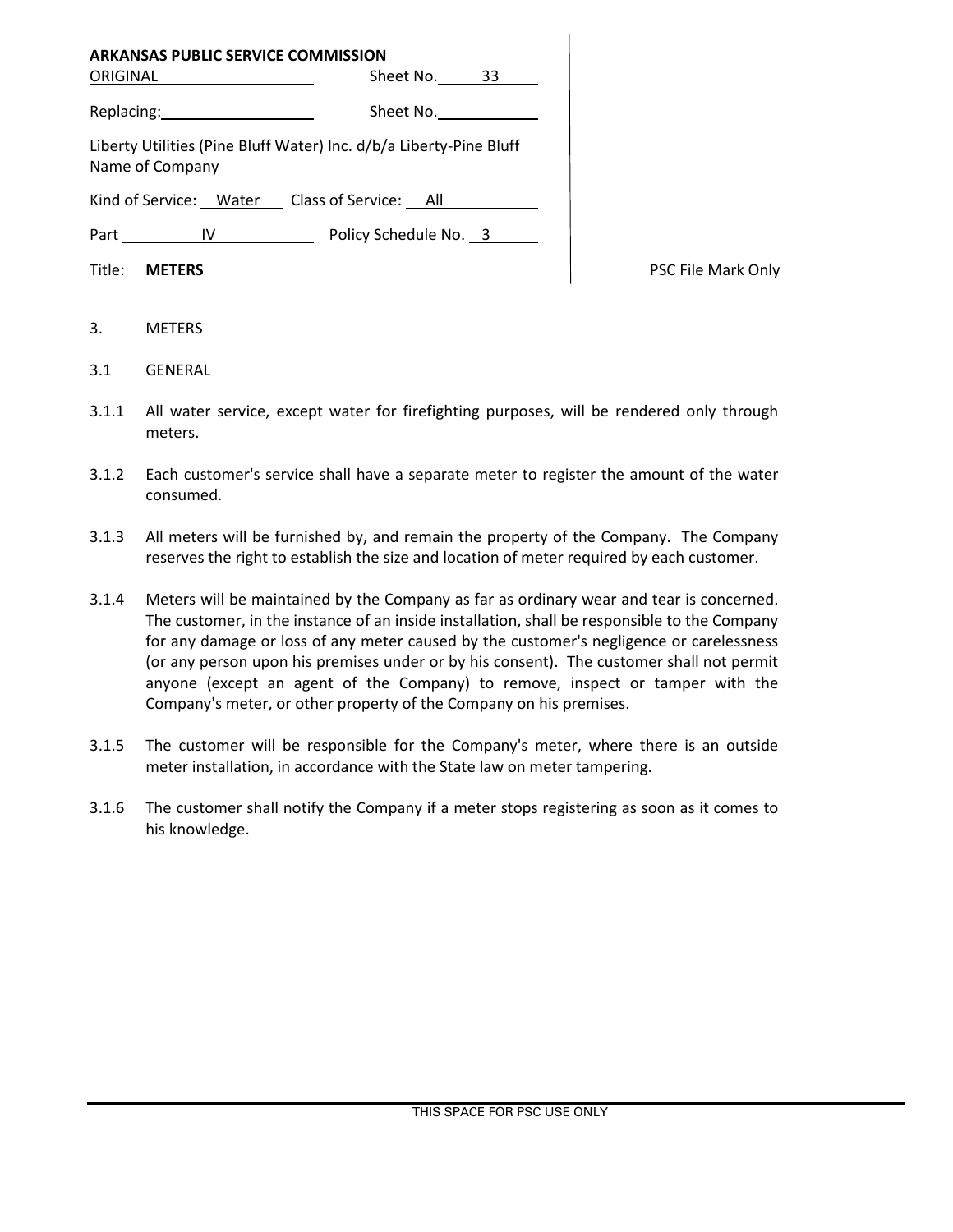**ARKANSAS PUBLIC SERVICE COMMISSION**

| | | |
|---|---|---|
| ORIGINAL | Sheet No. 33 | |
| Replacing: | Sheet No. | |
| Liberty Utilities (Pine Bluff Water) Inc. d/b/a Liberty-Pine Bluff<br>Name of Company | | |
| Kind of Service: Water | Class of Service: All | |
| Part IV | Policy Schedule No. 3 | |
| Title: **METERS** | | PSC File Mark Only |

3. METERS

3.1 GENERAL

3.1.1 All water service, except water for firefighting purposes, will be rendered only through meters.

3.1.2 Each customer's service shall have a separate meter to register the amount of the water consumed.

3.1.3 All meters will be furnished by, and remain the property of the Company. The Company reserves the right to establish the size and location of meter required by each customer.

3.1.4 Meters will be maintained by the Company as far as ordinary wear and tear is concerned. The customer, in the instance of an inside installation, shall be responsible to the Company for any damage or loss of any meter caused by the customer's negligence or carelessness (or any person upon his premises under or by his consent). The customer shall not permit anyone (except an agent of the Company) to remove, inspect or tamper with the Company's meter, or other property of the Company on his premises.

3.1.5 The customer will be responsible for the Company's meter, where there is an outside meter installation, in accordance with the State law on meter tampering.

3.1.6 The customer shall notify the Company if a meter stops registering as soon as it comes to his knowledge.

THIS SPACE FOR PSC USE ONLY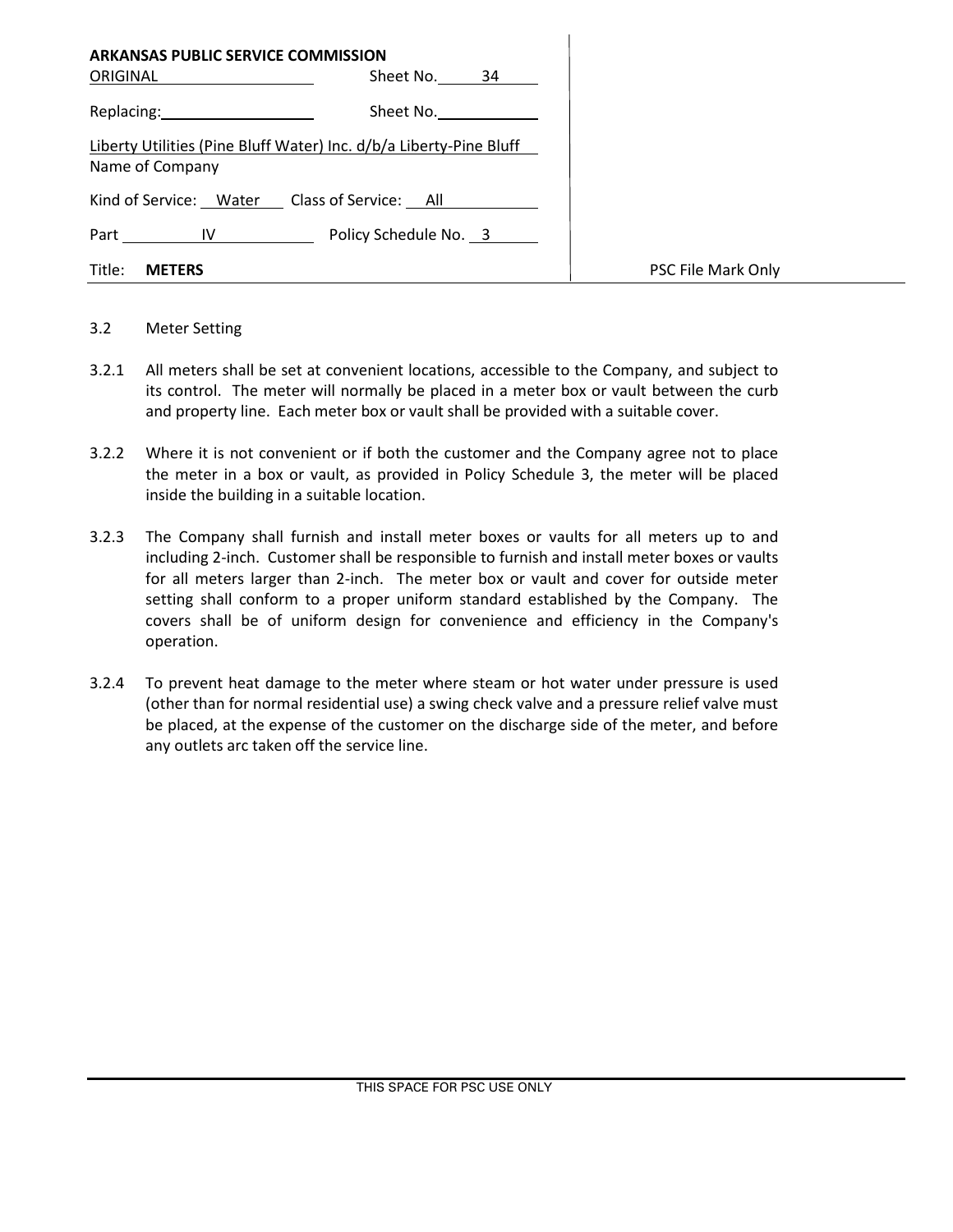| ARKANSAS PUBLIC SERVICE COMMISSION | | |
|---|---|---|
| ORIGINAL | Sheet No. 34 | |
| Replacing: | Sheet No. | |
| Liberty Utilities (Pine Bluff Water) Inc. d/b/a Liberty-Pine Bluff | | |
| Name of Company | | |
| Kind of Service: Water | Class of Service: All | |
| Part IV | Policy Schedule No. 3 | |
| Title: **METERS** | | PSC File Mark Only |

3.2 Meter Setting

3.2.1 All meters shall be set at convenient locations, accessible to the Company, and subject to its control. The meter will normally be placed in a meter box or vault between the curb and property line. Each meter box or vault shall be provided with a suitable cover.

3.2.2 Where it is not convenient or if both the customer and the Company agree not to place the meter in a box or vault, as provided in Policy Schedule 3, the meter will be placed inside the building in a suitable location.

3.2.3 The Company shall furnish and install meter boxes or vaults for all meters up to and including 2-inch. Customer shall be responsible to furnish and install meter boxes or vaults for all meters larger than 2-inch. The meter box or vault and cover for outside meter setting shall conform to a proper uniform standard established by the Company. The covers shall be of uniform design for convenience and efficiency in the Company's operation.

3.2.4 To prevent heat damage to the meter where steam or hot water under pressure is used (other than for normal residential use) a swing check valve and a pressure relief valve must be placed, at the expense of the customer on the discharge side of the meter, and before any outlets arc taken off the service line.

THIS SPACE FOR PSC USE ONLY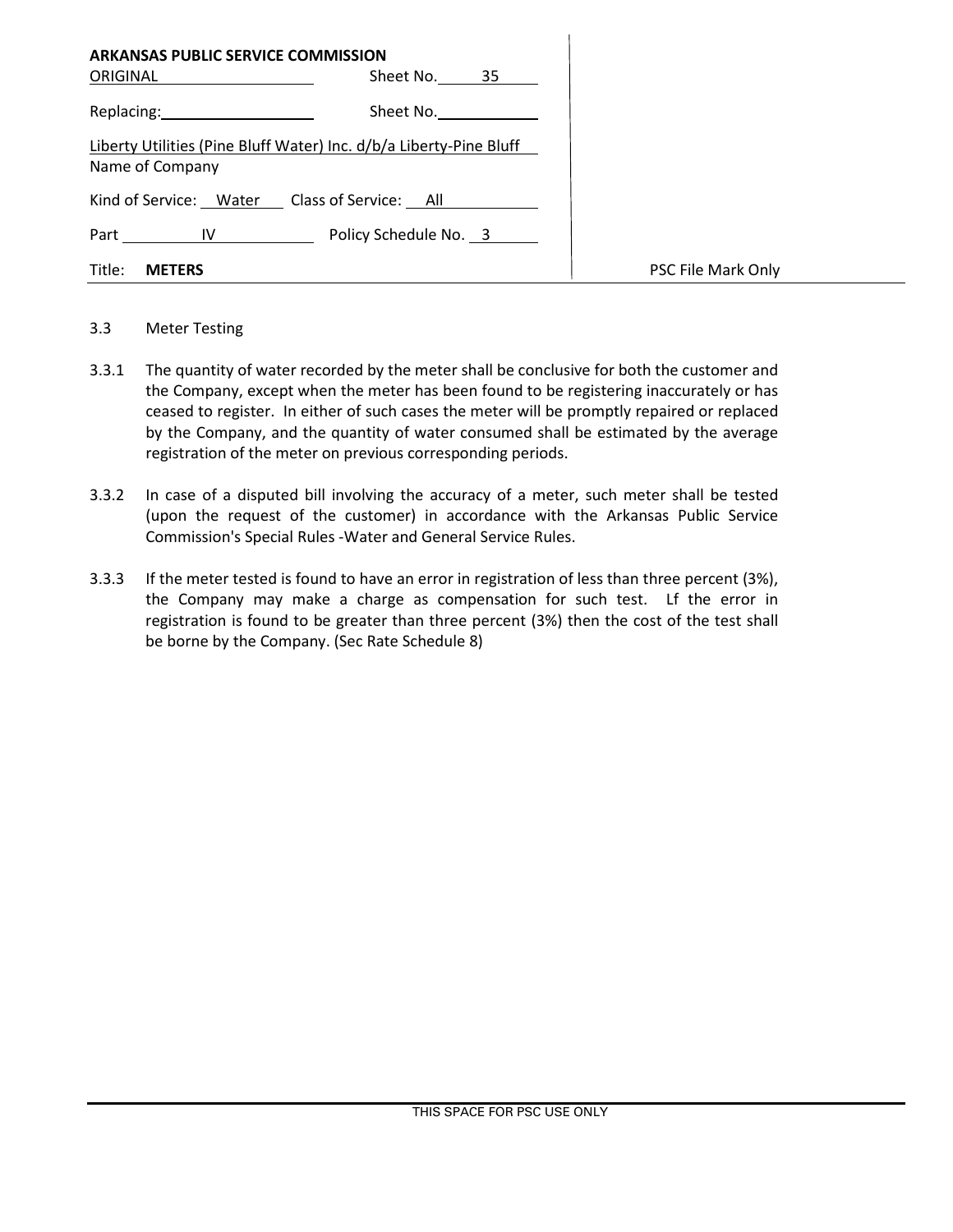**ARKANSAS PUBLIC SERVICE COMMISSION**

ORIGINAL Sheet No. 35

Replacing: Sheet No.

Liberty Utilities (Pine Bluff Water) Inc. d/b/a Liberty-Pine Bluff
Name of Company

Kind of Service: Water Class of Service: All

Part IV Policy Schedule No. 3

Title: **METERS**

PSC File Mark Only

3.3 Meter Testing

3.3.1 The quantity of water recorded by the meter shall be conclusive for both the customer and the Company, except when the meter has been found to be registering inaccurately or has ceased to register. In either of such cases the meter will be promptly repaired or replaced by the Company, and the quantity of water consumed shall be estimated by the average registration of the meter on previous corresponding periods.

3.3.2 In case of a disputed bill involving the accuracy of a meter, such meter shall be tested (upon the request of the customer) in accordance with the Arkansas Public Service Commission's Special Rules -Water and General Service Rules.

3.3.3 If the meter tested is found to have an error in registration of less than three percent (3%), the Company may make a charge as compensation for such test. Lf the error in registration is found to be greater than three percent (3%) then the cost of the test shall be borne by the Company. (Sec Rate Schedule 8)

THIS SPACE FOR PSC USE ONLY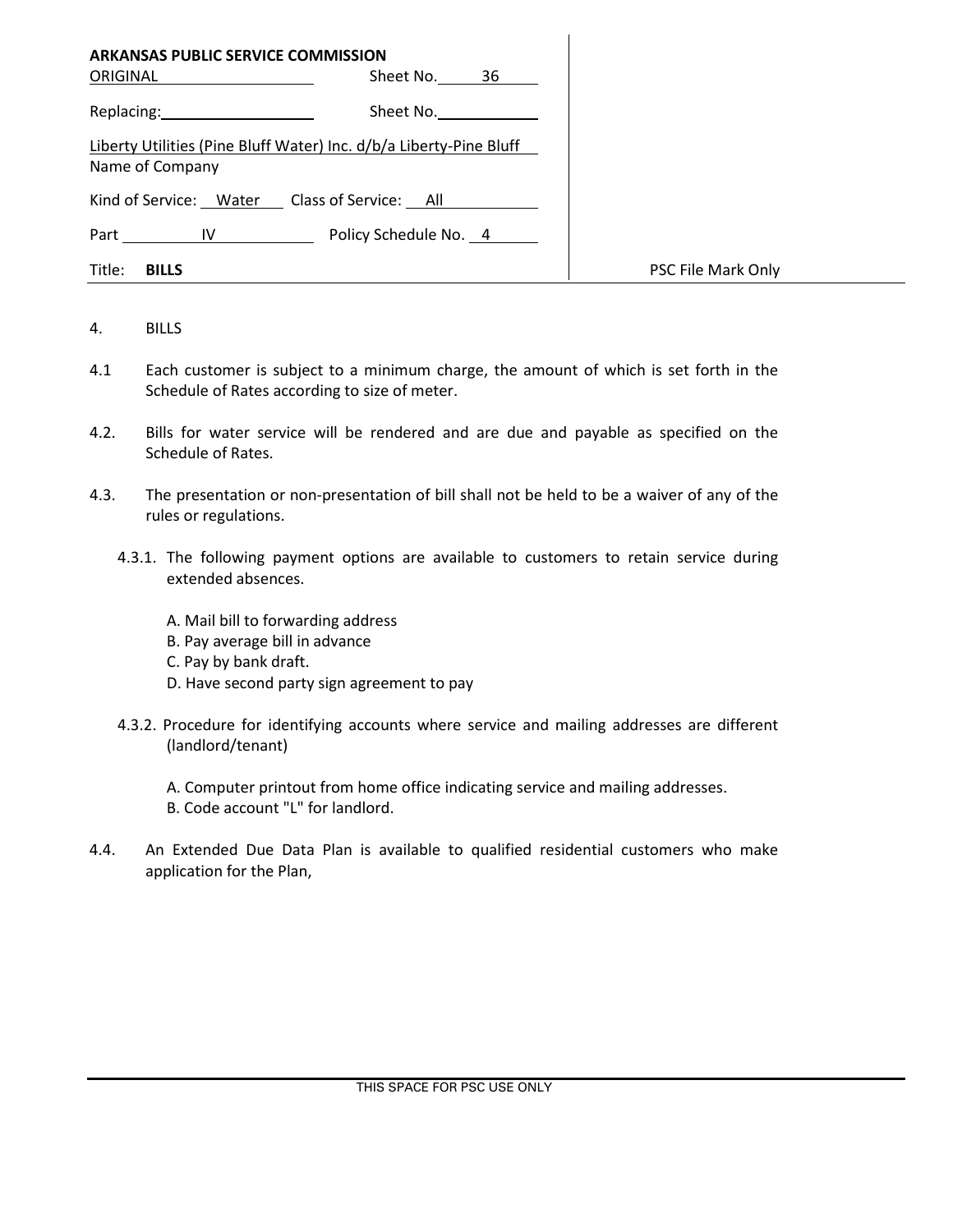**ARKANSAS PUBLIC SERVICE COMMISSION**

| | | |
|---|---|---|
| ORIGINAL | Sheet No. 36 | |
| Replacing: | Sheet No. | |
| Liberty Utilities (Pine Bluff Water) Inc. d/b/a Liberty-Pine Bluff | | |
| Name of Company | | |
| Kind of Service: Water | Class of Service: All | |
| Part IV | Policy Schedule No. 4 | |
| Title: **BILLS** | | PSC File Mark Only |

4. BILLS

4.1 Each customer is subject to a minimum charge, the amount of which is set forth in the Schedule of Rates according to size of meter.

4.2. Bills for water service will be rendered and are due and payable as specified on the Schedule of Rates.

4.3. The presentation or non-presentation of bill shall not be held to be a waiver of any of the rules or regulations.

4.3.1. The following payment options are available to customers to retain service during extended absences.

A. Mail bill to forwarding address
B. Pay average bill in advance
C. Pay by bank draft.
D. Have second party sign agreement to pay

4.3.2. Procedure for identifying accounts where service and mailing addresses are different (landlord/tenant)

A. Computer printout from home office indicating service and mailing addresses.
B. Code account "L" for landlord.

4.4. An Extended Due Data Plan is available to qualified residential customers who make application for the Plan,

THIS SPACE FOR PSC USE ONLY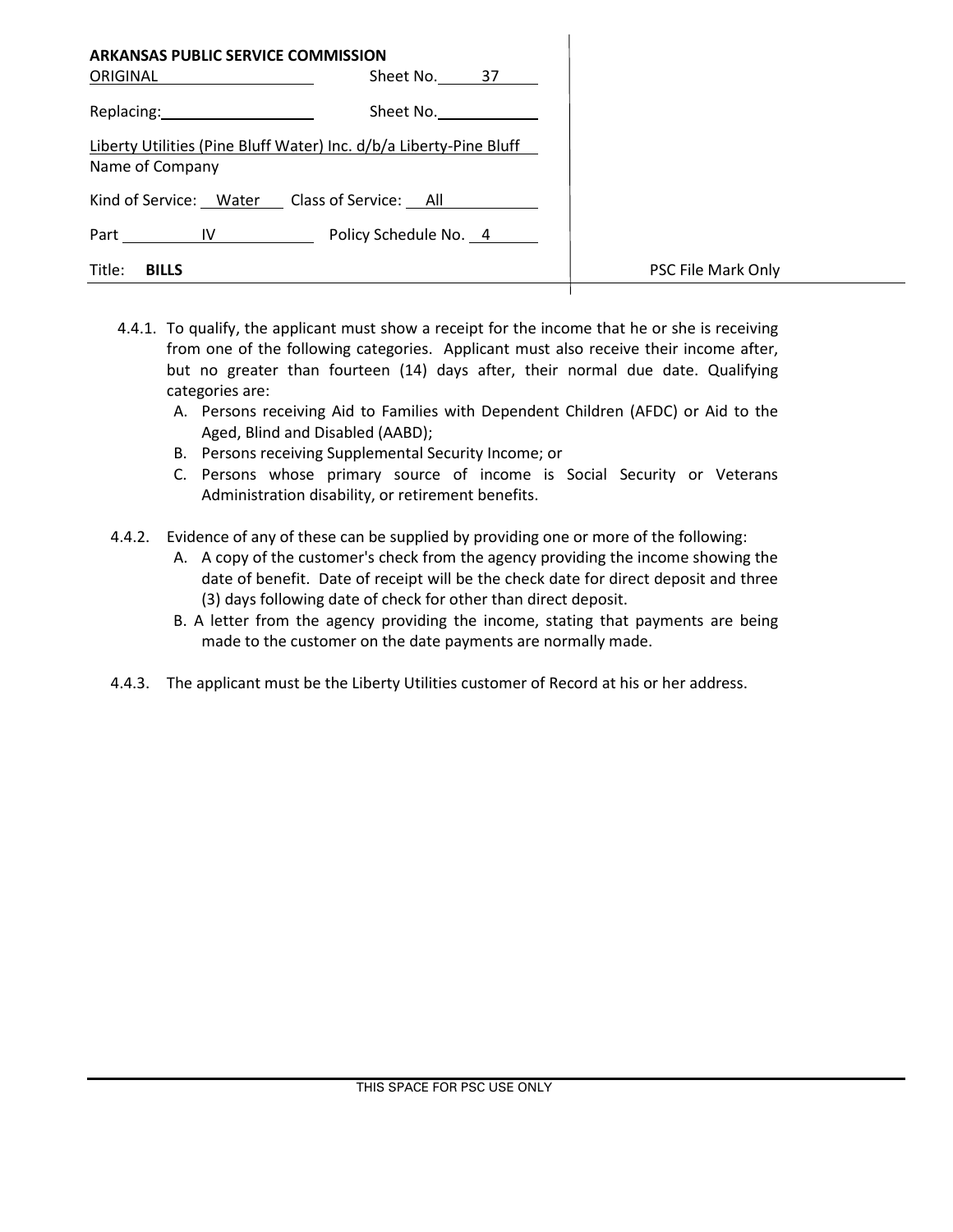**ARKANSAS PUBLIC SERVICE COMMISSION**

ORIGINAL Sheet No. 37

Replacing: Sheet No.

Liberty Utilities (Pine Bluff Water) Inc. d/b/a Liberty-Pine Bluff
Name of Company

Kind of Service: Water Class of Service: All

Part IV Policy Schedule No. 4

Title: **BILLS**

PSC File Mark Only

4.4.1. To qualify, the applicant must show a receipt for the income that he or she is receiving from one of the following categories. Applicant must also receive their income after, but no greater than fourteen (14) days after, their normal due date. Qualifying categories are:

A. Persons receiving Aid to Families with Dependent Children (AFDC) or Aid to the Aged, Blind and Disabled (AABD);
B. Persons receiving Supplemental Security Income; or
C. Persons whose primary source of income is Social Security or Veterans Administration disability, or retirement benefits.

4.4.2. Evidence of any of these can be supplied by providing one or more of the following:

A. A copy of the customer's check from the agency providing the income showing the date of benefit. Date of receipt will be the check date for direct deposit and three (3) days following date of check for other than direct deposit.
B. A letter from the agency providing the income, stating that payments are being made to the customer on the date payments are normally made.

4.4.3. The applicant must be the Liberty Utilities customer of Record at his or her address.

THIS SPACE FOR PSC USE ONLY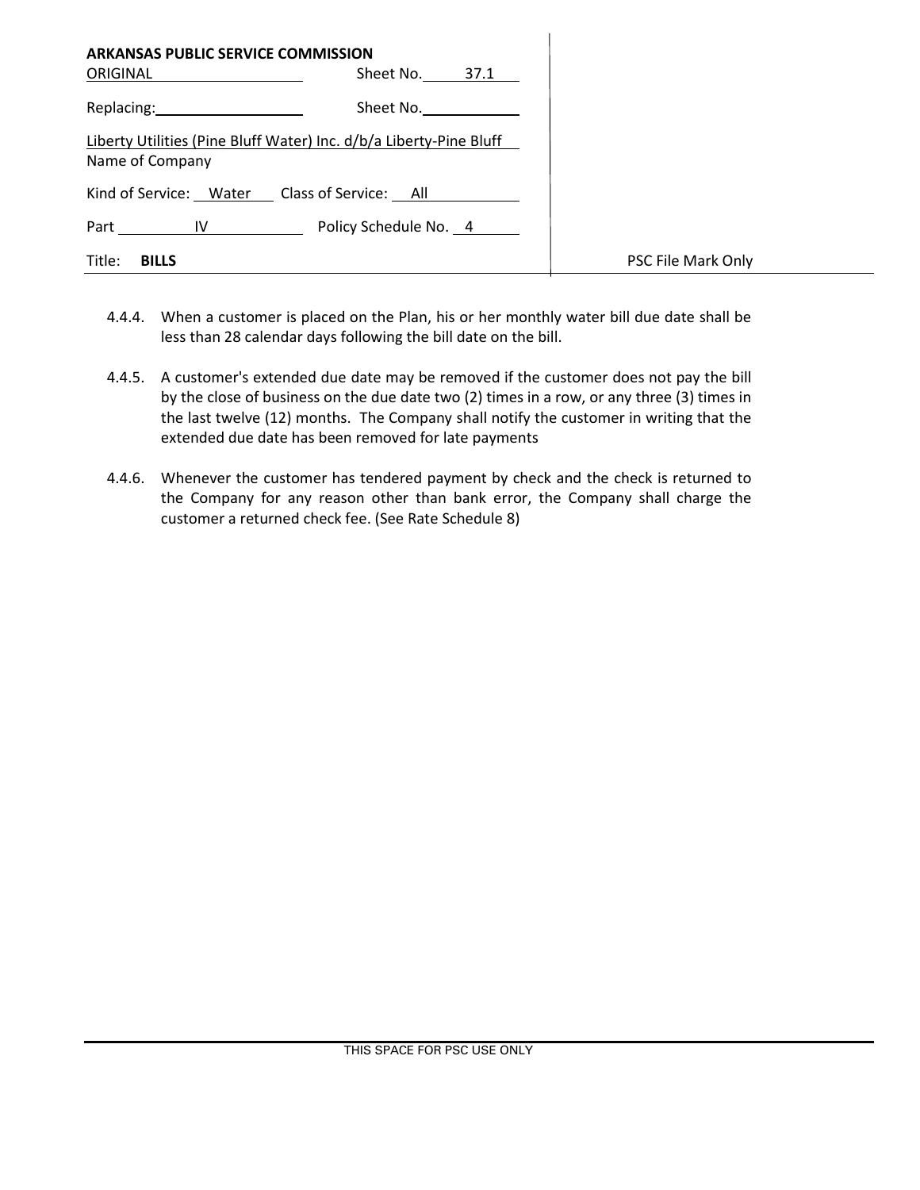**ARKANSAS PUBLIC SERVICE COMMISSION**

| | |
|---|---|
| ORIGINAL | Sheet No. 37.1 |
| Replacing: | Sheet No. |
| Liberty Utilities (Pine Bluff Water) Inc. d/b/a Liberty-Pine Bluff | |
| Name of Company | |
| Kind of Service: Water | Class of Service: All |
| Part IV | Policy Schedule No. 4 |
| Title: **BILLS** | |

PSC File Mark Only

4.4.4. When a customer is placed on the Plan, his or her monthly water bill due date shall be less than 28 calendar days following the bill date on the bill.

4.4.5. A customer's extended due date may be removed if the customer does not pay the bill by the close of business on the due date two (2) times in a row, or any three (3) times in the last twelve (12) months. The Company shall notify the customer in writing that the extended due date has been removed for late payments

4.4.6. Whenever the customer has tendered payment by check and the check is returned to the Company for any reason other than bank error, the Company shall charge the customer a returned check fee. (See Rate Schedule 8)

THIS SPACE FOR PSC USE ONLY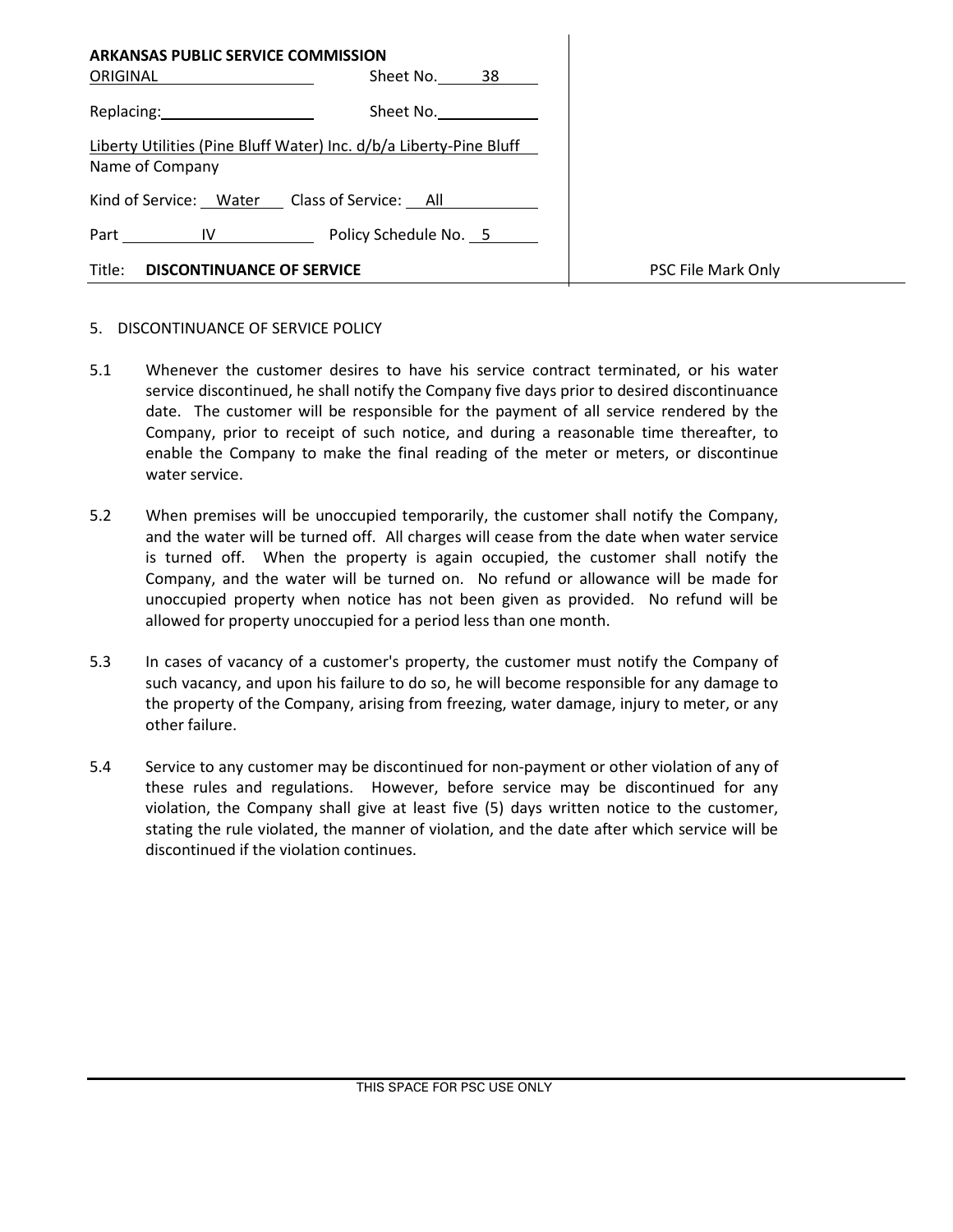| **ARKANSAS PUBLIC SERVICE COMMISSION** | | |
|---|---|---|
| ORIGINAL | Sheet No. 38 | |
| Replacing: | Sheet No. | |
| Liberty Utilities (Pine Bluff Water) Inc. d/b/a Liberty-Pine Bluff<br>Name of Company | | |
| Kind of Service: Water | Class of Service: All | |
| Part IV | Policy Schedule No. 5 | |
| Title: **DISCONTINUANCE OF SERVICE** | | PSC File Mark Only |

5. DISCONTINUANCE OF SERVICE POLICY

5.1 Whenever the customer desires to have his service contract terminated, or his water service discontinued, he shall notify the Company five days prior to desired discontinuance date. The customer will be responsible for the payment of all service rendered by the Company, prior to receipt of such notice, and during a reasonable time thereafter, to enable the Company to make the final reading of the meter or meters, or discontinue water service.

5.2 When premises will be unoccupied temporarily, the customer shall notify the Company, and the water will be turned off. All charges will cease from the date when water service is turned off. When the property is again occupied, the customer shall notify the Company, and the water will be turned on. No refund or allowance will be made for unoccupied property when notice has not been given as provided. No refund will be allowed for property unoccupied for a period less than one month.

5.3 In cases of vacancy of a customer's property, the customer must notify the Company of such vacancy, and upon his failure to do so, he will become responsible for any damage to the property of the Company, arising from freezing, water damage, injury to meter, or any other failure.

5.4 Service to any customer may be discontinued for non-payment or other violation of any of these rules and regulations. However, before service may be discontinued for any violation, the Company shall give at least five (5) days written notice to the customer, stating the rule violated, the manner of violation, and the date after which service will be discontinued if the violation continues.

THIS SPACE FOR PSC USE ONLY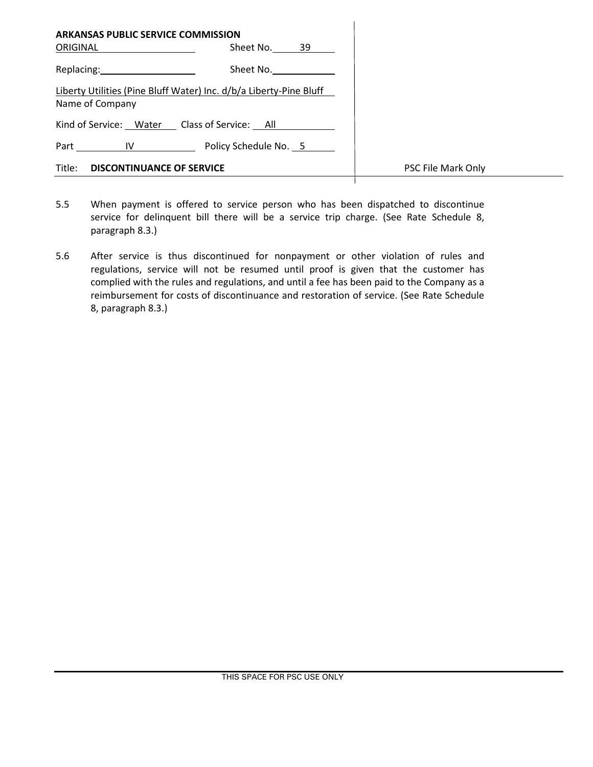**ARKANSAS PUBLIC SERVICE COMMISSION**

| | |
|---|---|
| ORIGINAL | Sheet No. 39 |
| Replacing: | Sheet No. |

Liberty Utilities (Pine Bluff Water) Inc. d/b/a Liberty-Pine Bluff
Name of Company

Kind of Service: Water  Class of Service: All

Part IV  Policy Schedule No. 5

Title: **DISCONTINUANCE OF SERVICE**  PSC File Mark Only

5.5 When payment is offered to service person who has been dispatched to discontinue service for delinquent bill there will be a service trip charge. (See Rate Schedule 8, paragraph 8.3.)

5.6 After service is thus discontinued for nonpayment or other violation of rules and regulations, service will not be resumed until proof is given that the customer has complied with the rules and regulations, and until a fee has been paid to the Company as a reimbursement for costs of discontinuance and restoration of service. (See Rate Schedule 8, paragraph 8.3.)

THIS SPACE FOR PSC USE ONLY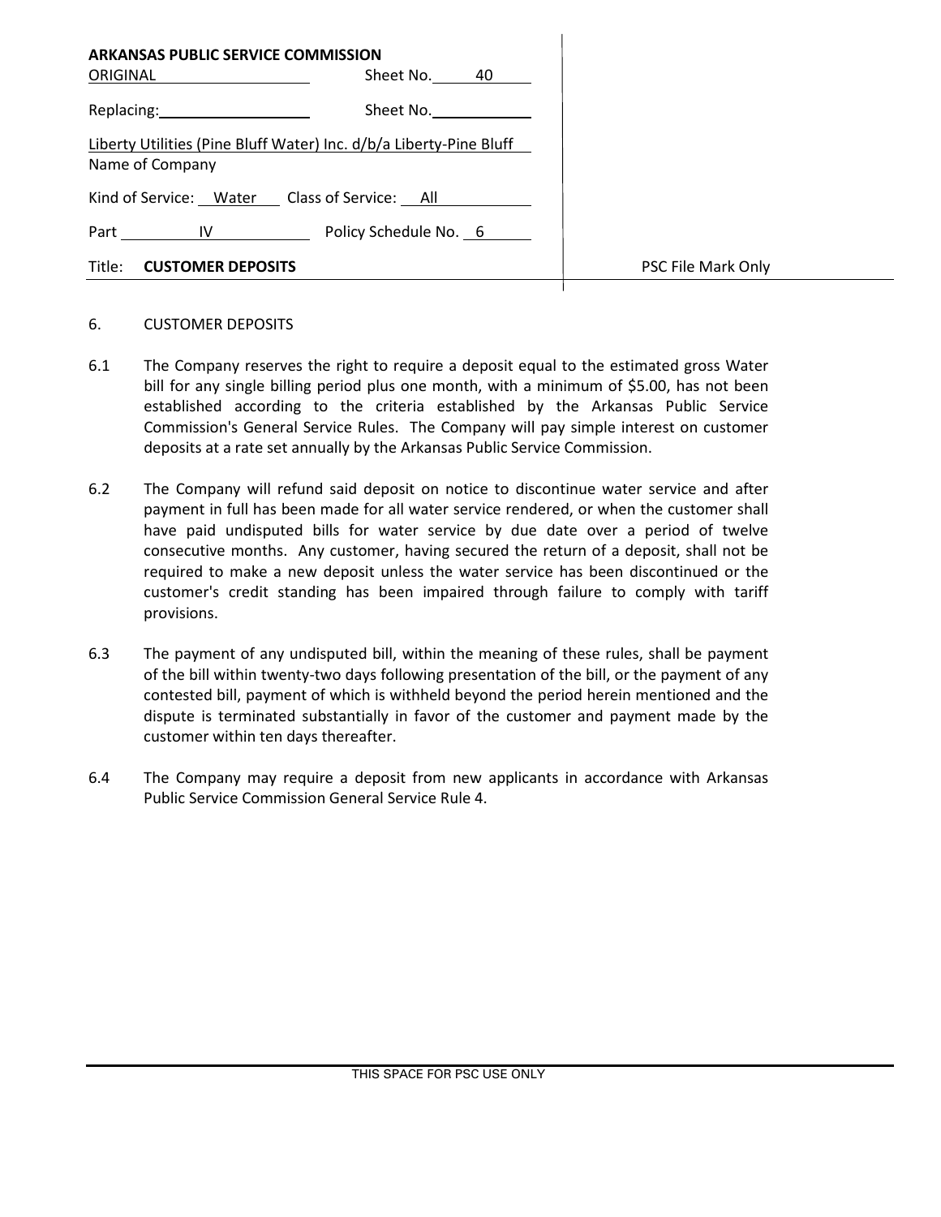**ARKANSAS PUBLIC SERVICE COMMISSION**

| | |
|---|---|
| ORIGINAL | Sheet No. 40 |
| Replacing: | Sheet No. |
| Liberty Utilities (Pine Bluff Water) Inc. d/b/a Liberty-Pine Bluff<br>Name of Company | |
| Kind of Service: Water | Class of Service: All |
| Part IV | Policy Schedule No. 6 |
| Title: **CUSTOMER DEPOSITS** | PSC File Mark Only |

6. CUSTOMER DEPOSITS

6.1 The Company reserves the right to require a deposit equal to the estimated gross Water bill for any single billing period plus one month, with a minimum of $5.00, has not been established according to the criteria established by the Arkansas Public Service Commission's General Service Rules. The Company will pay simple interest on customer deposits at a rate set annually by the Arkansas Public Service Commission.

6.2 The Company will refund said deposit on notice to discontinue water service and after payment in full has been made for all water service rendered, or when the customer shall have paid undisputed bills for water service by due date over a period of twelve consecutive months. Any customer, having secured the return of a deposit, shall not be required to make a new deposit unless the water service has been discontinued or the customer's credit standing has been impaired through failure to comply with tariff provisions.

6.3 The payment of any undisputed bill, within the meaning of these rules, shall be payment of the bill within twenty-two days following presentation of the bill, or the payment of any contested bill, payment of which is withheld beyond the period herein mentioned and the dispute is terminated substantially in favor of the customer and payment made by the customer within ten days thereafter.

6.4 The Company may require a deposit from new applicants in accordance with Arkansas Public Service Commission General Service Rule 4.

THIS SPACE FOR PSC USE ONLY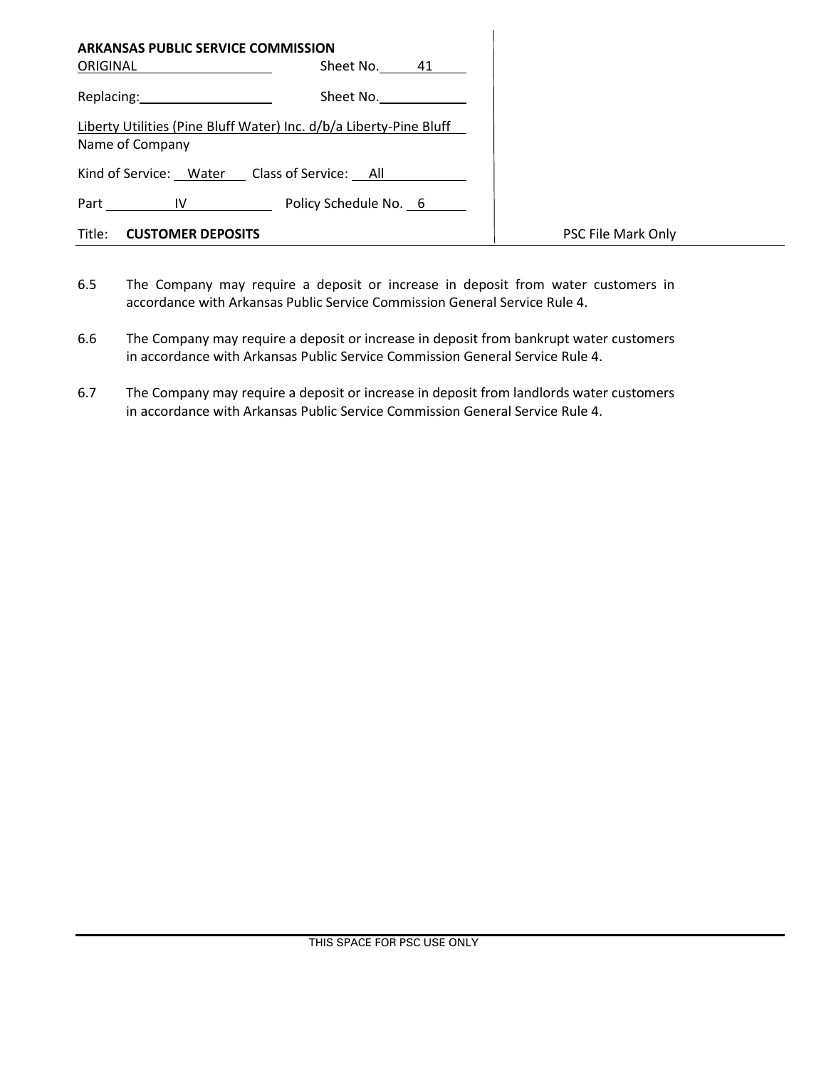**ARKANSAS PUBLIC SERVICE COMMISSION**

ORIGINAL Sheet No. 41

Replacing: Sheet No.

Liberty Utilities (Pine Bluff Water) Inc. d/b/a Liberty-Pine Bluff
Name of Company

Kind of Service: Water Class of Service: All

Part IV Policy Schedule No. 6

Title: **CUSTOMER DEPOSITS**

PSC File Mark Only

6.5 The Company may require a deposit or increase in deposit from water customers in accordance with Arkansas Public Service Commission General Service Rule 4.

6.6 The Company may require a deposit or increase in deposit from bankrupt water customers in accordance with Arkansas Public Service Commission General Service Rule 4.

6.7 The Company may require a deposit or increase in deposit from landlords water customers in accordance with Arkansas Public Service Commission General Service Rule 4.

THIS SPACE FOR PSC USE ONLY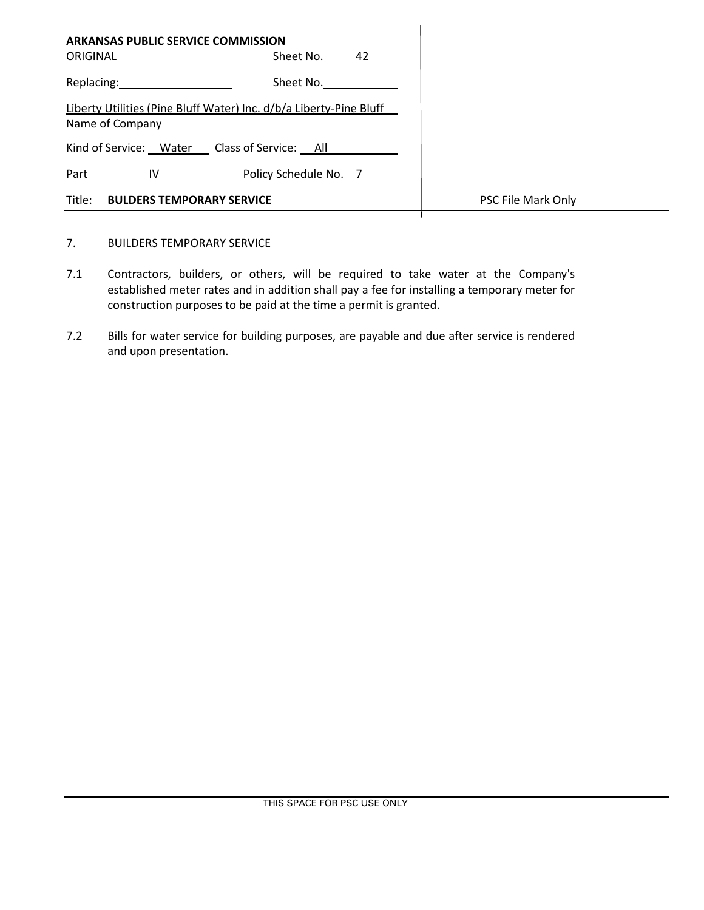**ARKANSAS PUBLIC SERVICE COMMISSION**

ORIGINAL Sheet No. 42

Replacing: Sheet No.

Liberty Utilities (Pine Bluff Water) Inc. d/b/a Liberty-Pine Bluff
Name of Company

Kind of Service: Water Class of Service: All

Part IV Policy Schedule No. 7

Title: **BULDERS TEMPORARY SERVICE**

PSC File Mark Only

7. BUILDERS TEMPORARY SERVICE

7.1 Contractors, builders, or others, will be required to take water at the Company's established meter rates and in addition shall pay a fee for installing a temporary meter for construction purposes to be paid at the time a permit is granted.

7.2 Bills for water service for building purposes, are payable and due after service is rendered and upon presentation.

THIS SPACE FOR PSC USE ONLY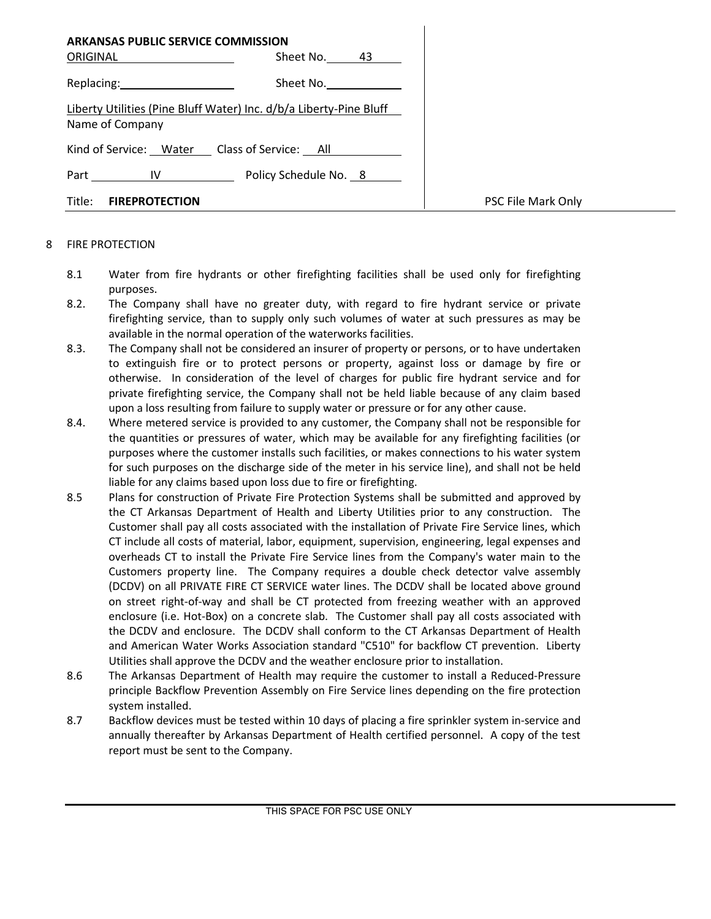**ARKANSAS PUBLIC SERVICE COMMISSION**

| | |
|---|---|
| ORIGINAL | Sheet No. 43 |
| Replacing: | Sheet No. |
| Liberty Utilities (Pine Bluff Water) Inc. d/b/a Liberty-Pine Bluff<br>Name of Company | |
| Kind of Service: Water | Class of Service: All |
| Part IV | Policy Schedule No. 8 |
| Title: **FIREPROTECTION** | |

PSC File Mark Only

8 FIRE PROTECTION

8.1 Water from fire hydrants or other firefighting facilities shall be used only for firefighting purposes.

8.2. The Company shall have no greater duty, with regard to fire hydrant service or private firefighting service, than to supply only such volumes of water at such pressures as may be available in the normal operation of the waterworks facilities.

8.3. The Company shall not be considered an insurer of property or persons, or to have undertaken to extinguish fire or to protect persons or property, against loss or damage by fire or otherwise. In consideration of the level of charges for public fire hydrant service and for private firefighting service, the Company shall not be held liable because of any claim based upon a loss resulting from failure to supply water or pressure or for any other cause.

8.4. Where metered service is provided to any customer, the Company shall not be responsible for the quantities or pressures of water, which may be available for any firefighting facilities (or purposes where the customer installs such facilities, or makes connections to his water system for such purposes on the discharge side of the meter in his service line), and shall not be held liable for any claims based upon loss due to fire or firefighting.

8.5 Plans for construction of Private Fire Protection Systems shall be submitted and approved by the CT Arkansas Department of Health and Liberty Utilities prior to any construction. The Customer shall pay all costs associated with the installation of Private Fire Service lines, which CT include all costs of material, labor, equipment, supervision, engineering, legal expenses and overheads CT to install the Private Fire Service lines from the Company's water main to the Customers property line. The Company requires a double check detector valve assembly (DCDV) on all PRIVATE FIRE CT SERVICE water lines. The DCDV shall be located above ground on street right-of-way and shall be CT protected from freezing weather with an approved enclosure (i.e. Hot-Box) on a concrete slab. The Customer shall pay all costs associated with the DCDV and enclosure. The DCDV shall conform to the CT Arkansas Department of Health and American Water Works Association standard "C510" for backflow CT prevention. Liberty Utilities shall approve the DCDV and the weather enclosure prior to installation.

8.6 The Arkansas Department of Health may require the customer to install a Reduced-Pressure principle Backflow Prevention Assembly on Fire Service lines depending on the fire protection system installed.

8.7 Backflow devices must be tested within 10 days of placing a fire sprinkler system in-service and annually thereafter by Arkansas Department of Health certified personnel. A copy of the test report must be sent to the Company.

THIS SPACE FOR PSC USE ONLY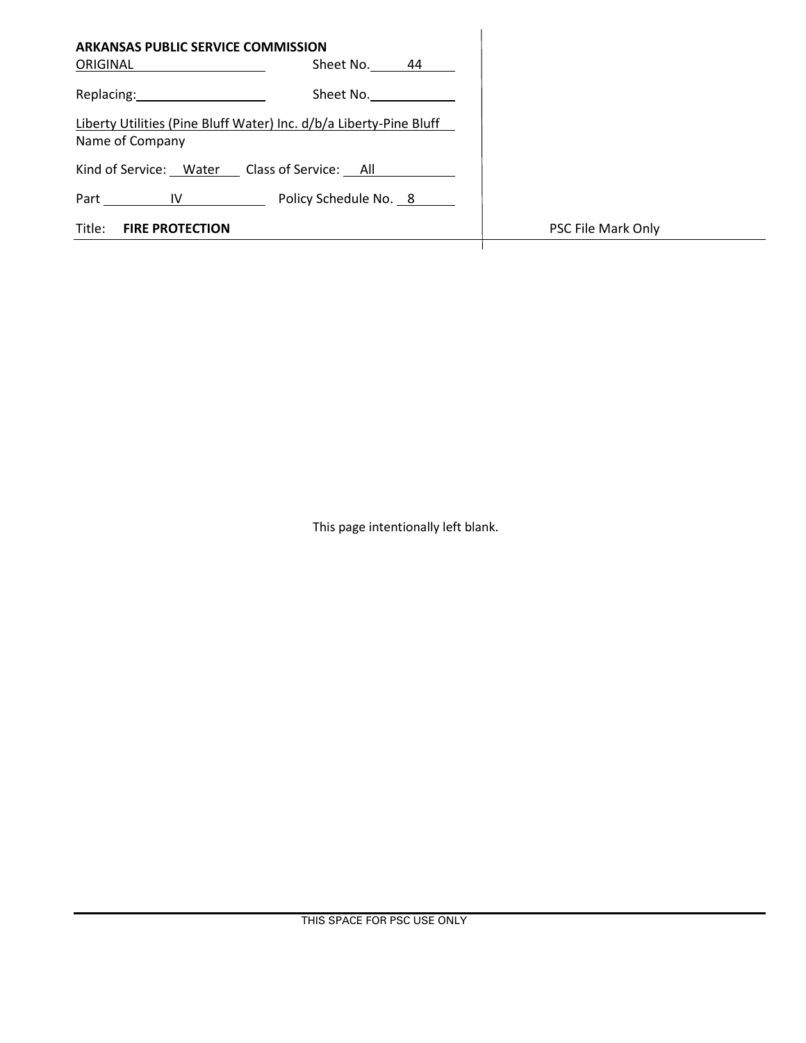**ARKANSAS PUBLIC SERVICE COMMISSION**

| | | |
|---|---|---|
| ORIGINAL | Sheet No. 44 | |
| Replacing: | Sheet No. | |
| Liberty Utilities (Pine Bluff Water) Inc. d/b/a Liberty-Pine Bluff<br>Name of Company | | |
| Kind of Service: Water | Class of Service: All | |
| Part IV | Policy Schedule No. 8 | |
| Title: **FIRE PROTECTION** | | PSC File Mark Only |

This page intentionally left blank.

THIS SPACE FOR PSC USE ONLY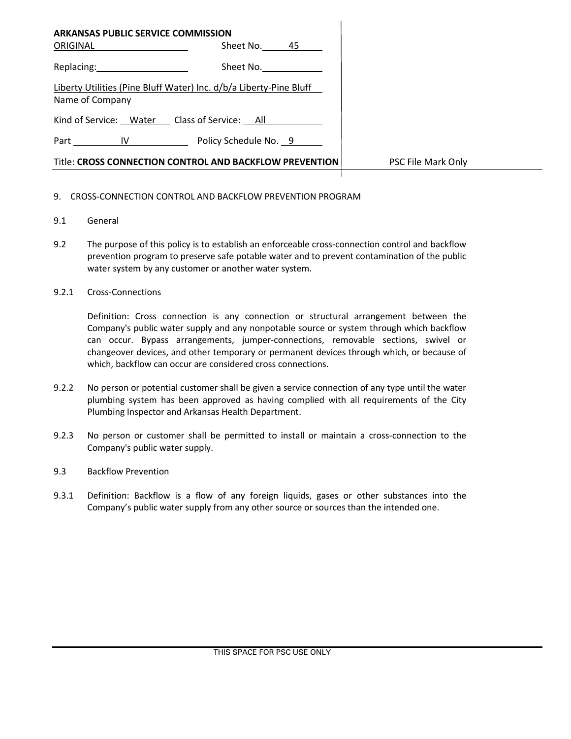**ARKANSAS PUBLIC SERVICE COMMISSION**

ORIGINAL Sheet No. 45

Replacing: Sheet No.

Liberty Utilities (Pine Bluff Water) Inc. d/b/a Liberty-Pine Bluff
Name of Company

Kind of Service: Water Class of Service: All

Part IV Policy Schedule No. 9

Title: **CROSS CONNECTION CONTROL AND BACKFLOW PREVENTION**

PSC File Mark Only

9. CROSS-CONNECTION CONTROL AND BACKFLOW PREVENTION PROGRAM

9.1 General

9.2 The purpose of this policy is to establish an enforceable cross-connection control and backflow prevention program to preserve safe potable water and to prevent contamination of the public water system by any customer or another water system.

9.2.1 Cross-Connections

Definition: Cross connection is any connection or structural arrangement between the Company's public water supply and any nonpotable source or system through which backflow can occur. Bypass arrangements, jumper-connections, removable sections, swivel or changeover devices, and other temporary or permanent devices through which, or because of which, backflow can occur are considered cross connections.

9.2.2 No person or potential customer shall be given a service connection of any type until the water plumbing system has been approved as having complied with all requirements of the City Plumbing Inspector and Arkansas Health Department.

9.2.3 No person or customer shall be permitted to install or maintain a cross-connection to the Company's public water supply.

9.3 Backflow Prevention

9.3.1 Definition: Backflow is a flow of any foreign liquids, gases or other substances into the Company's public water supply from any other source or sources than the intended one.

THIS SPACE FOR PSC USE ONLY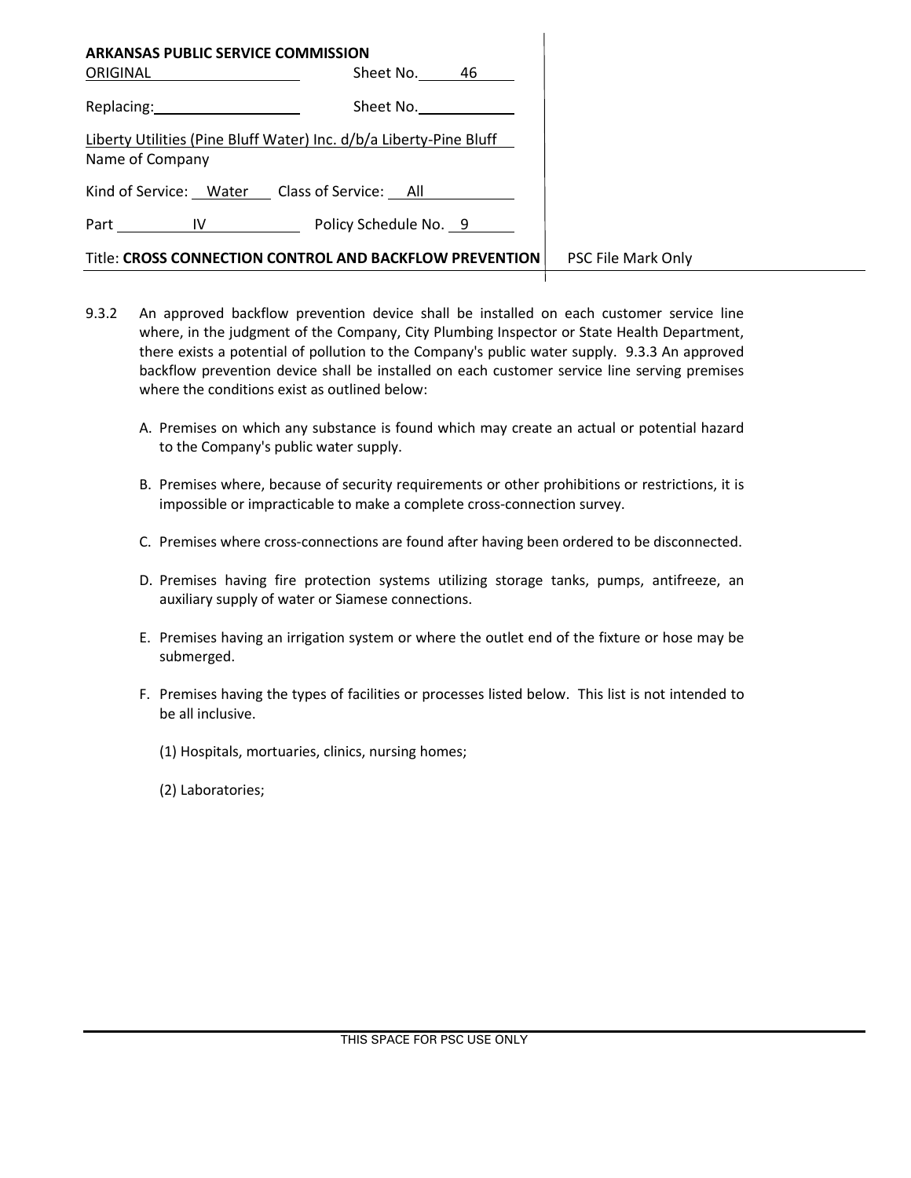**ARKANSAS PUBLIC SERVICE COMMISSION**

| | | |
|---|---|---|
| ORIGINAL | Sheet No. 46 | |
| Replacing: | Sheet No. | |
| Liberty Utilities (Pine Bluff Water) Inc. d/b/a Liberty-Pine Bluff | | |
| Name of Company | | |
| Kind of Service: Water | Class of Service: All | |
| Part IV | Policy Schedule No. 9 | |
| Title: **CROSS CONNECTION CONTROL AND BACKFLOW PREVENTION** | | PSC File Mark Only |

9.3.2 An approved backflow prevention device shall be installed on each customer service line where, in the judgment of the Company, City Plumbing Inspector or State Health Department, there exists a potential of pollution to the Company's public water supply. 9.3.3 An approved backflow prevention device shall be installed on each customer service line serving premises where the conditions exist as outlined below:

A. Premises on which any substance is found which may create an actual or potential hazard to the Company's public water supply.

B. Premises where, because of security requirements or other prohibitions or restrictions, it is impossible or impracticable to make a complete cross-connection survey.

C. Premises where cross-connections are found after having been ordered to be disconnected.

D. Premises having fire protection systems utilizing storage tanks, pumps, antifreeze, an auxiliary supply of water or Siamese connections.

E. Premises having an irrigation system or where the outlet end of the fixture or hose may be submerged.

F. Premises having the types of facilities or processes listed below. This list is not intended to be all inclusive.

(1) Hospitals, mortuaries, clinics, nursing homes;

(2) Laboratories;

THIS SPACE FOR PSC USE ONLY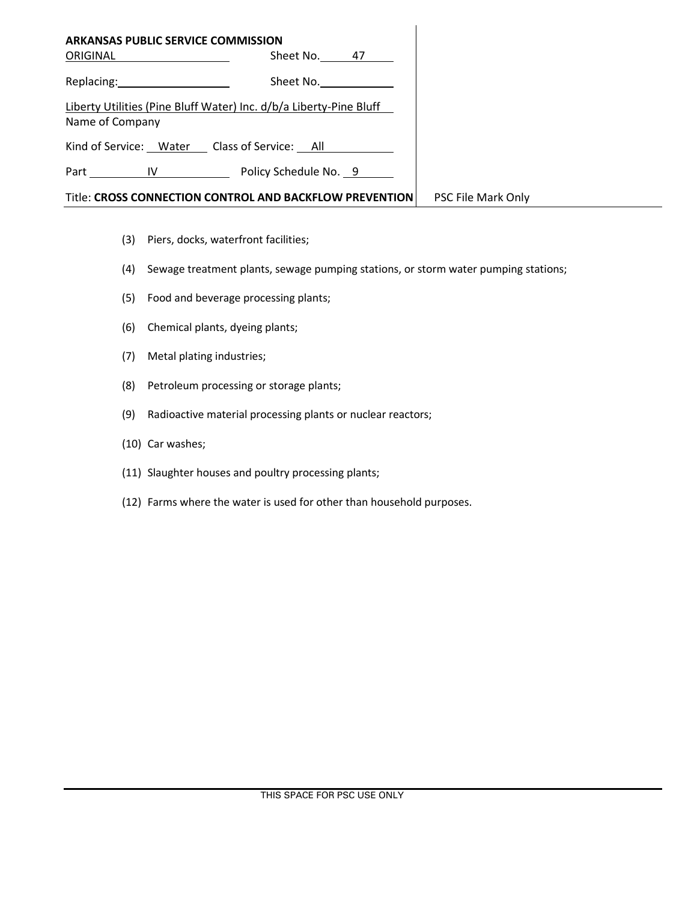**ARKANSAS PUBLIC SERVICE COMMISSION**

ORIGINAL Sheet No. 47

Replacing: Sheet No.

Liberty Utilities (Pine Bluff Water) Inc. d/b/a Liberty-Pine Bluff
Name of Company

Kind of Service: Water Class of Service: All

Part IV Policy Schedule No. 9

Title: **CROSS CONNECTION CONTROL AND BACKFLOW PREVENTION** PSC File Mark Only

(3) Piers, docks, waterfront facilities;

(4) Sewage treatment plants, sewage pumping stations, or storm water pumping stations;

(5) Food and beverage processing plants;

(6) Chemical plants, dyeing plants;

(7) Metal plating industries;

(8) Petroleum processing or storage plants;

(9) Radioactive material processing plants or nuclear reactors;

(10) Car washes;

(11) Slaughter houses and poultry processing plants;

(12) Farms where the water is used for other than household purposes.

THIS SPACE FOR PSC USE ONLY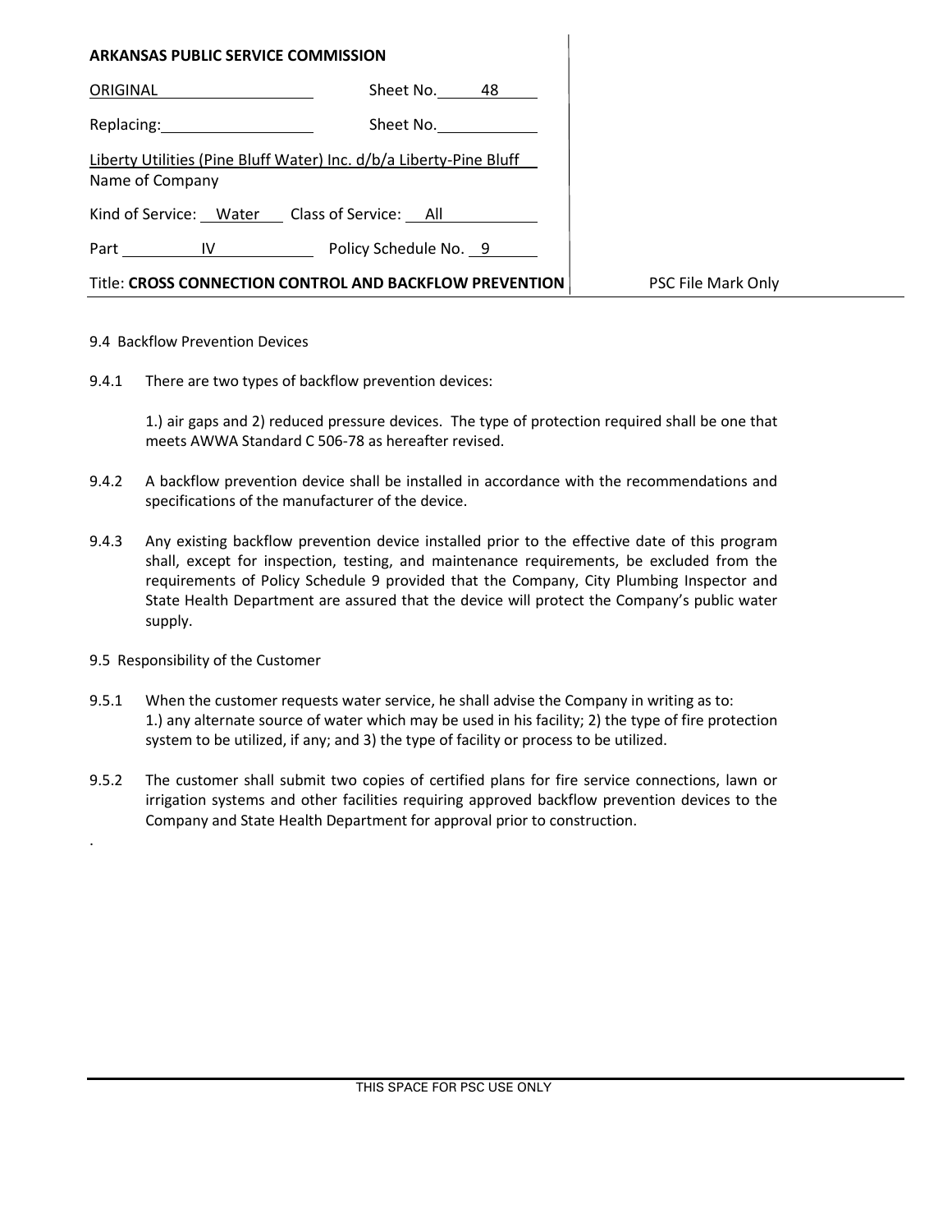**ARKANSAS PUBLIC SERVICE COMMISSION**

ORIGINAL Sheet No. 48

Replacing: Sheet No.

Liberty Utilities (Pine Bluff Water) Inc. d/b/a Liberty-Pine Bluff
Name of Company

Kind of Service: Water Class of Service: All

Part IV Policy Schedule No. 9

Title: **CROSS CONNECTION CONTROL AND BACKFLOW PREVENTION** PSC File Mark Only

9.4 Backflow Prevention Devices

9.4.1 There are two types of backflow prevention devices:

1.) air gaps and 2) reduced pressure devices. The type of protection required shall be one that meets AWWA Standard C 506-78 as hereafter revised.

9.4.2 A backflow prevention device shall be installed in accordance with the recommendations and specifications of the manufacturer of the device.

9.4.3 Any existing backflow prevention device installed prior to the effective date of this program shall, except for inspection, testing, and maintenance requirements, be excluded from the requirements of Policy Schedule 9 provided that the Company, City Plumbing Inspector and State Health Department are assured that the device will protect the Company's public water supply.

9.5 Responsibility of the Customer

9.5.1 When the customer requests water service, he shall advise the Company in writing as to: 1.) any alternate source of water which may be used in his facility; 2) the type of fire protection system to be utilized, if any; and 3) the type of facility or process to be utilized.

9.5.2 The customer shall submit two copies of certified plans for fire service connections, lawn or irrigation systems and other facilities requiring approved backflow prevention devices to the Company and State Health Department for approval prior to construction.

.

THIS SPACE FOR PSC USE ONLY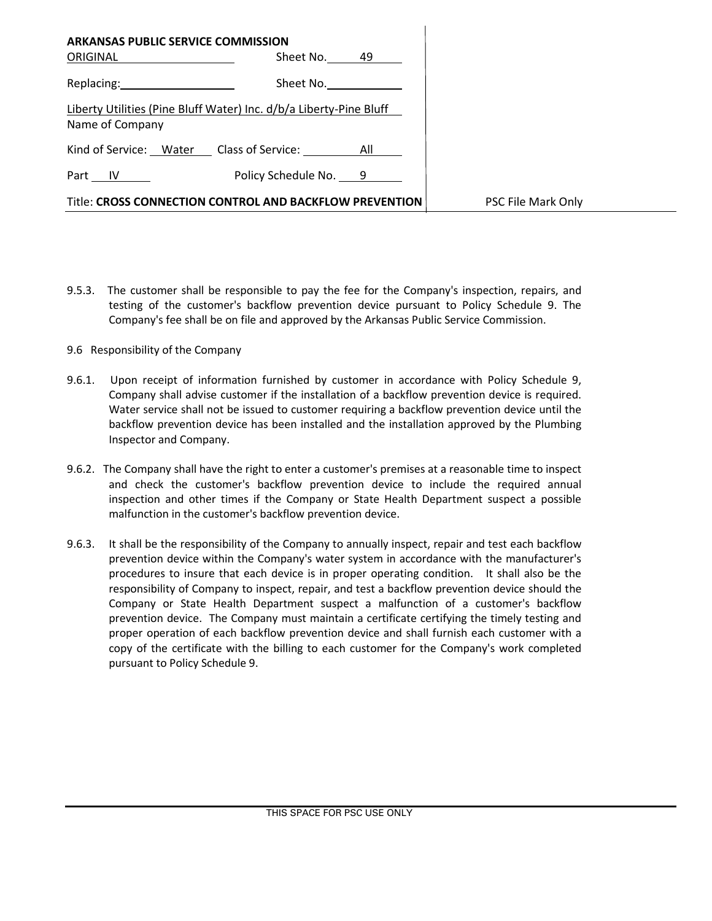**ARKANSAS PUBLIC SERVICE COMMISSION**

| | |
|---|---|
| ORIGINAL | Sheet No. 49 |
| Replacing: | Sheet No. |

Liberty Utilities (Pine Bluff Water) Inc. d/b/a Liberty-Pine Bluff
Name of Company

Kind of Service: Water Class of Service: All

Part IV Policy Schedule No. 9

Title: **CROSS CONNECTION CONTROL AND BACKFLOW PREVENTION**

PSC File Mark Only

9.5.3. The customer shall be responsible to pay the fee for the Company's inspection, repairs, and testing of the customer's backflow prevention device pursuant to Policy Schedule 9. The Company's fee shall be on file and approved by the Arkansas Public Service Commission.

9.6 Responsibility of the Company

9.6.1. Upon receipt of information furnished by customer in accordance with Policy Schedule 9, Company shall advise customer if the installation of a backflow prevention device is required. Water service shall not be issued to customer requiring a backflow prevention device until the backflow prevention device has been installed and the installation approved by the Plumbing Inspector and Company.

9.6.2. The Company shall have the right to enter a customer's premises at a reasonable time to inspect and check the customer's backflow prevention device to include the required annual inspection and other times if the Company or State Health Department suspect a possible malfunction in the customer's backflow prevention device.

9.6.3. It shall be the responsibility of the Company to annually inspect, repair and test each backflow prevention device within the Company's water system in accordance with the manufacturer's procedures to insure that each device is in proper operating condition. It shall also be the responsibility of Company to inspect, repair, and test a backflow prevention device should the Company or State Health Department suspect a malfunction of a customer's backflow prevention device. The Company must maintain a certificate certifying the timely testing and proper operation of each backflow prevention device and shall furnish each customer with a copy of the certificate with the billing to each customer for the Company's work completed pursuant to Policy Schedule 9.

THIS SPACE FOR PSC USE ONLY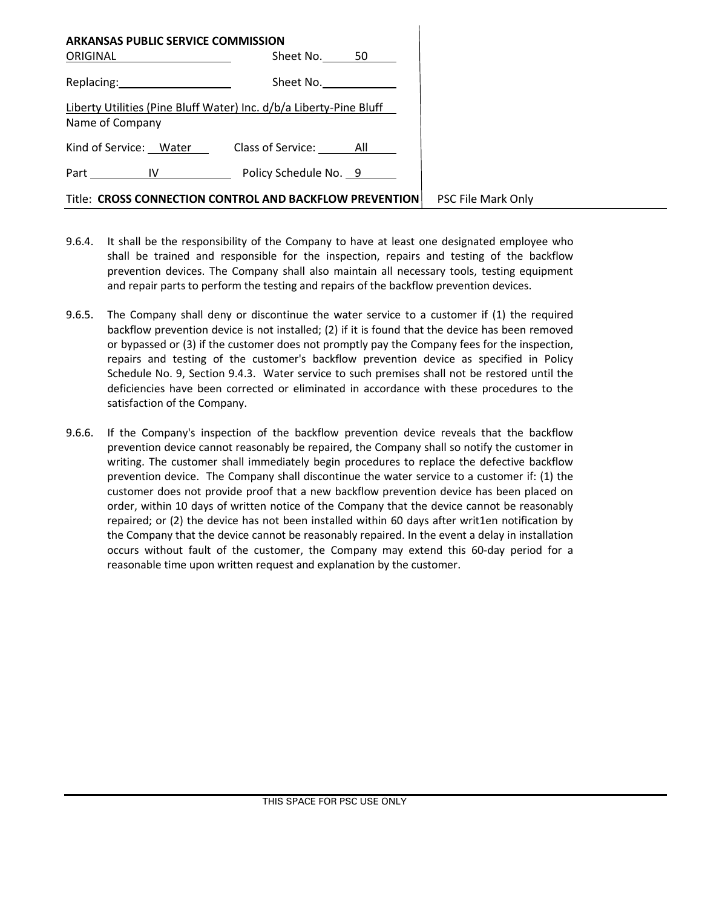**ARKANSAS PUBLIC SERVICE COMMISSION**

| | |
|---|---|
| ORIGINAL | Sheet No. 50 |
| Replacing: | Sheet No. |

Liberty Utilities (Pine Bluff Water) Inc. d/b/a Liberty-Pine Bluff
Name of Company

| | |
|---|---|
| Kind of Service: Water | Class of Service: All |
| Part IV | Policy Schedule No. 9 |

Title: **CROSS CONNECTION CONTROL AND BACKFLOW PREVENTION**

PSC File Mark Only

9.6.4. It shall be the responsibility of the Company to have at least one designated employee who shall be trained and responsible for the inspection, repairs and testing of the backflow prevention devices. The Company shall also maintain all necessary tools, testing equipment and repair parts to perform the testing and repairs of the backflow prevention devices.

9.6.5. The Company shall deny or discontinue the water service to a customer if (1) the required backflow prevention device is not installed; (2) if it is found that the device has been removed or bypassed or (3) if the customer does not promptly pay the Company fees for the inspection, repairs and testing of the customer's backflow prevention device as specified in Policy Schedule No. 9, Section 9.4.3. Water service to such premises shall not be restored until the deficiencies have been corrected or eliminated in accordance with these procedures to the satisfaction of the Company.

9.6.6. If the Company's inspection of the backflow prevention device reveals that the backflow prevention device cannot reasonably be repaired, the Company shall so notify the customer in writing. The customer shall immediately begin procedures to replace the defective backflow prevention device. The Company shall discontinue the water service to a customer if: (1) the customer does not provide proof that a new backflow prevention device has been placed on order, within 10 days of written notice of the Company that the device cannot be reasonably repaired; or (2) the device has not been installed within 60 days after writ1en notification by the Company that the device cannot be reasonably repaired. In the event a delay in installation occurs without fault of the customer, the Company may extend this 60-day period for a reasonable time upon written request and explanation by the customer.

THIS SPACE FOR PSC USE ONLY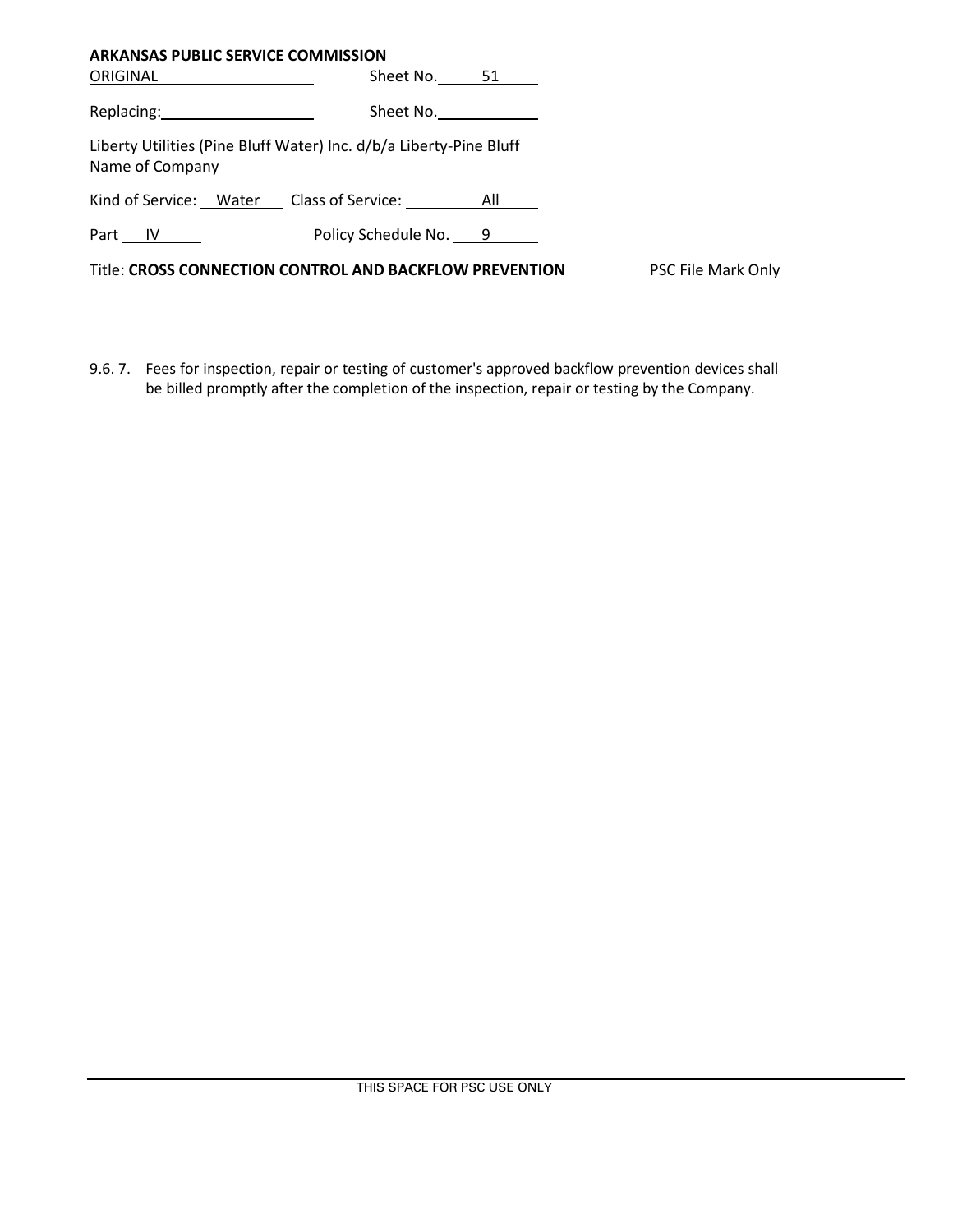**ARKANSAS PUBLIC SERVICE COMMISSION**

ORIGINAL Sheet No. 51

Replacing: Sheet No.

Liberty Utilities (Pine Bluff Water) Inc. d/b/a Liberty-Pine Bluff
Name of Company

Kind of Service: Water Class of Service: All

Part IV Policy Schedule No. 9

Title: **CROSS CONNECTION CONTROL AND BACKFLOW PREVENTION**

PSC File Mark Only

9.6. 7. Fees for inspection, repair or testing of customer's approved backflow prevention devices shall be billed promptly after the completion of the inspection, repair or testing by the Company.

THIS SPACE FOR PSC USE ONLY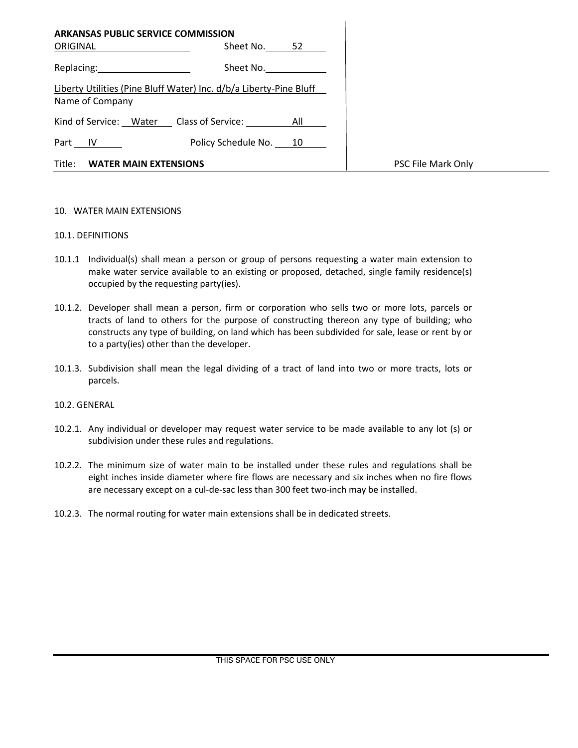**ARKANSAS PUBLIC SERVICE COMMISSION**

| | |
|---|---|
| ORIGINAL | Sheet No. 52 |
| Replacing: | Sheet No. |

Liberty Utilities (Pine Bluff Water) Inc. d/b/a Liberty-Pine Bluff
Name of Company

Kind of Service: Water Class of Service: All

Part IV Policy Schedule No. 10

Title: **WATER MAIN EXTENSIONS**

PSC File Mark Only

10. WATER MAIN EXTENSIONS

10.1. DEFINITIONS

10.1.1 Individual(s) shall mean a person or group of persons requesting a water main extension to make water service available to an existing or proposed, detached, single family residence(s) occupied by the requesting party(ies).

10.1.2. Developer shall mean a person, firm or corporation who sells two or more lots, parcels or tracts of land to others for the purpose of constructing thereon any type of building; who constructs any type of building, on land which has been subdivided for sale, lease or rent by or to a party(ies) other than the developer.

10.1.3. Subdivision shall mean the legal dividing of a tract of land into two or more tracts, lots or parcels.

10.2. GENERAL

10.2.1. Any individual or developer may request water service to be made available to any lot (s) or subdivision under these rules and regulations.

10.2.2. The minimum size of water main to be installed under these rules and regulations shall be eight inches inside diameter where fire flows are necessary and six inches when no fire flows are necessary except on a cul-de-sac less than 300 feet two-inch may be installed.

10.2.3. The normal routing for water main extensions shall be in dedicated streets.

THIS SPACE FOR PSC USE ONLY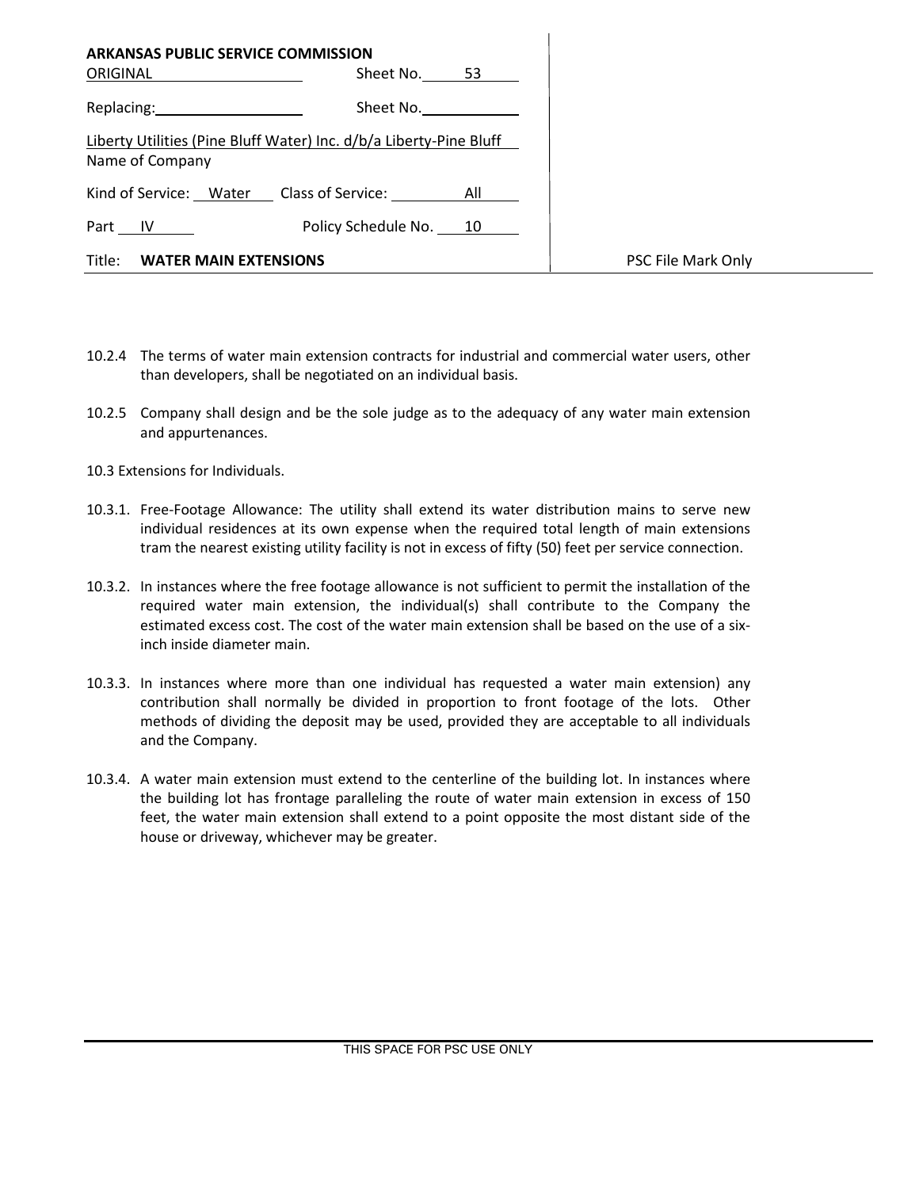**ARKANSAS PUBLIC SERVICE COMMISSION**

| | |
|---|---|
| ORIGINAL | Sheet No. 53 |
| Replacing: | Sheet No. |

Liberty Utilities (Pine Bluff Water) Inc. d/b/a Liberty-Pine Bluff
Name of Company

Kind of Service: Water Class of Service: All

Part IV Policy Schedule No. 10

Title: **WATER MAIN EXTENSIONS**

PSC File Mark Only

10.2.4 The terms of water main extension contracts for industrial and commercial water users, other than developers, shall be negotiated on an individual basis.

10.2.5 Company shall design and be the sole judge as to the adequacy of any water main extension and appurtenances.

10.3 Extensions for Individuals.

10.3.1. Free-Footage Allowance: The utility shall extend its water distribution mains to serve new individual residences at its own expense when the required total length of main extensions tram the nearest existing utility facility is not in excess of fifty (50) feet per service connection.

10.3.2. In instances where the free footage allowance is not sufficient to permit the installation of the required water main extension, the individual(s) shall contribute to the Company the estimated excess cost. The cost of the water main extension shall be based on the use of a six-inch inside diameter main.

10.3.3. In instances where more than one individual has requested a water main extension) any contribution shall normally be divided in proportion to front footage of the lots. Other methods of dividing the deposit may be used, provided they are acceptable to all individuals and the Company.

10.3.4. A water main extension must extend to the centerline of the building lot. In instances where the building lot has frontage paralleling the route of water main extension in excess of 150 feet, the water main extension shall extend to a point opposite the most distant side of the house or driveway, whichever may be greater.

THIS SPACE FOR PSC USE ONLY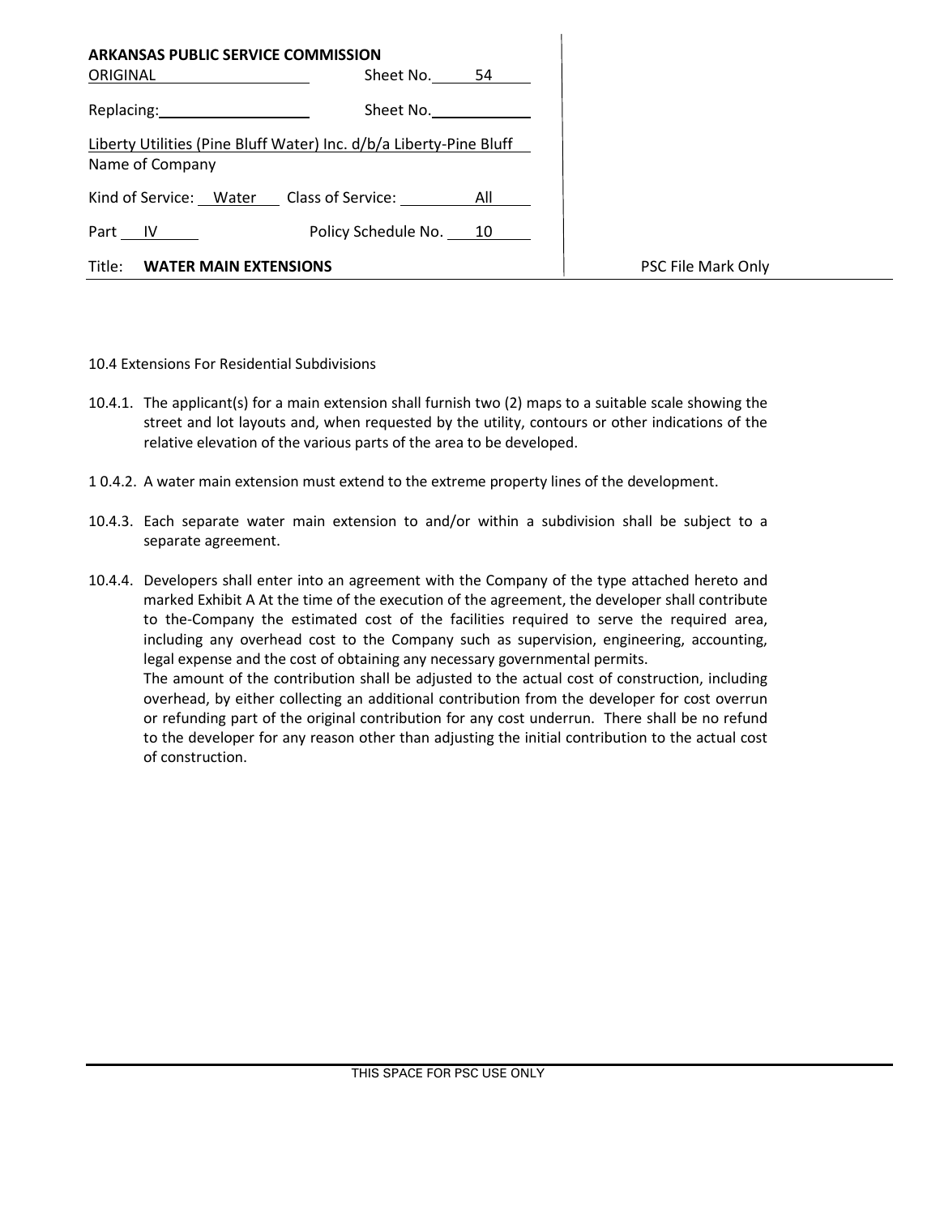**ARKANSAS PUBLIC SERVICE COMMISSION**

ORIGINAL Sheet No. 54

Replacing: Sheet No.

Liberty Utilities (Pine Bluff Water) Inc. d/b/a Liberty-Pine Bluff
Name of Company

Kind of Service: Water Class of Service: All

Part IV Policy Schedule No. 10

Title: **WATER MAIN EXTENSIONS** PSC File Mark Only

10.4 Extensions For Residential Subdivisions

10.4.1. The applicant(s) for a main extension shall furnish two (2) maps to a suitable scale showing the street and lot layouts and, when requested by the utility, contours or other indications of the relative elevation of the various parts of the area to be developed.

1 0.4.2. A water main extension must extend to the extreme property lines of the development.

10.4.3. Each separate water main extension to and/or within a subdivision shall be subject to a separate agreement.

10.4.4. Developers shall enter into an agreement with the Company of the type attached hereto and marked Exhibit A At the time of the execution of the agreement, the developer shall contribute to the-Company the estimated cost of the facilities required to serve the required area, including any overhead cost to the Company such as supervision, engineering, accounting, legal expense and the cost of obtaining any necessary governmental permits.
The amount of the contribution shall be adjusted to the actual cost of construction, including overhead, by either collecting an additional contribution from the developer for cost overrun or refunding part of the original contribution for any cost underrun. There shall be no refund to the developer for any reason other than adjusting the initial contribution to the actual cost of construction.

THIS SPACE FOR PSC USE ONLY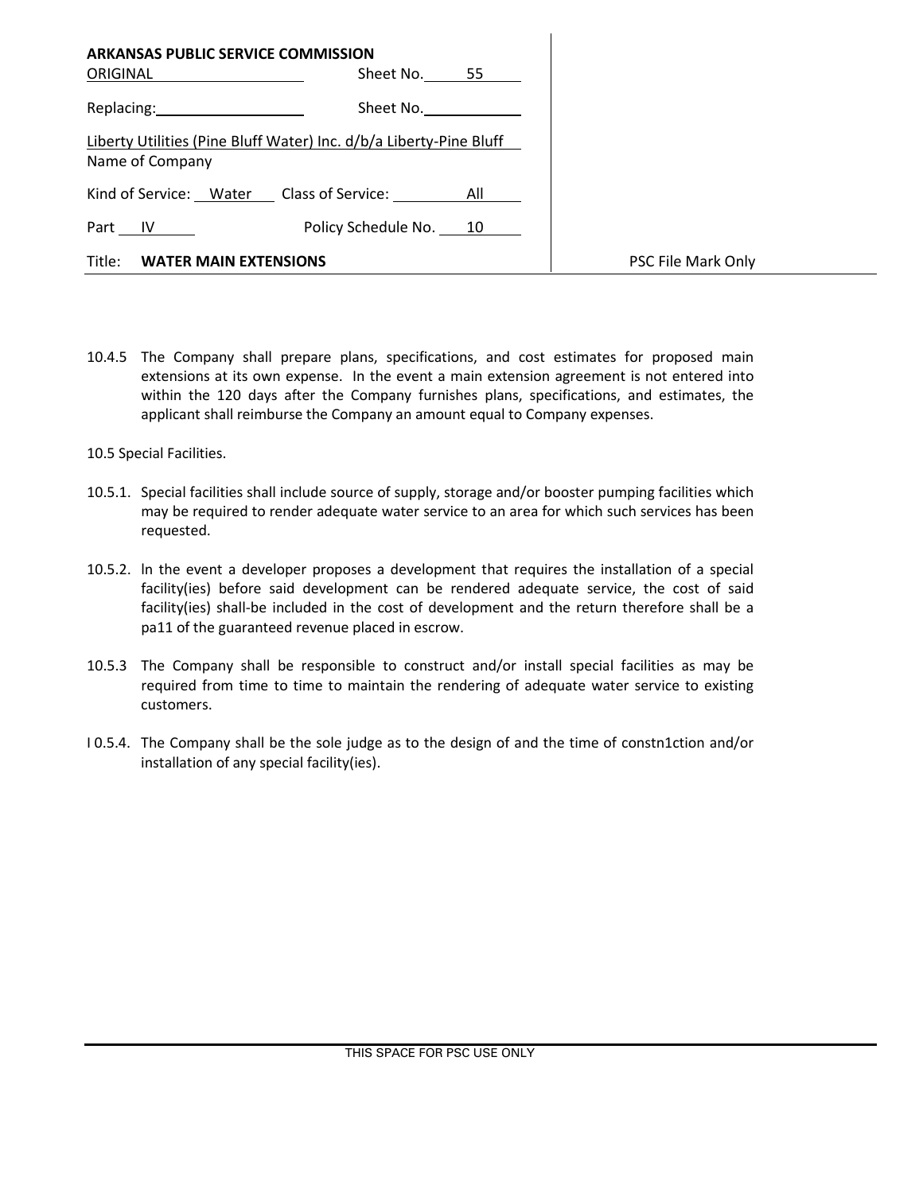**ARKANSAS PUBLIC SERVICE COMMISSION**

ORIGINAL Sheet No. 55

Replacing: Sheet No.

Liberty Utilities (Pine Bluff Water) Inc. d/b/a Liberty-Pine Bluff
Name of Company

Kind of Service: Water Class of Service: All

Part IV Policy Schedule No. 10

Title: **WATER MAIN EXTENSIONS**

PSC File Mark Only

10.4.5 The Company shall prepare plans, specifications, and cost estimates for proposed main extensions at its own expense. In the event a main extension agreement is not entered into within the 120 days after the Company furnishes plans, specifications, and estimates, the applicant shall reimburse the Company an amount equal to Company expenses.

10.5 Special Facilities.

10.5.1. Special facilities shall include source of supply, storage and/or booster pumping facilities which may be required to render adequate water service to an area for which such services has been requested.

10.5.2. ln the event a developer proposes a development that requires the installation of a special facility(ies) before said development can be rendered adequate service, the cost of said facility(ies) shall-be included in the cost of development and the return therefore shall be a pa11 of the guaranteed revenue placed in escrow.

10.5.3 The Company shall be responsible to construct and/or install special facilities as may be required from time to time to maintain the rendering of adequate water service to existing customers.

I 0.5.4. The Company shall be the sole judge as to the design of and the time of constn1ction and/or installation of any special facility(ies).

THIS SPACE FOR PSC USE ONLY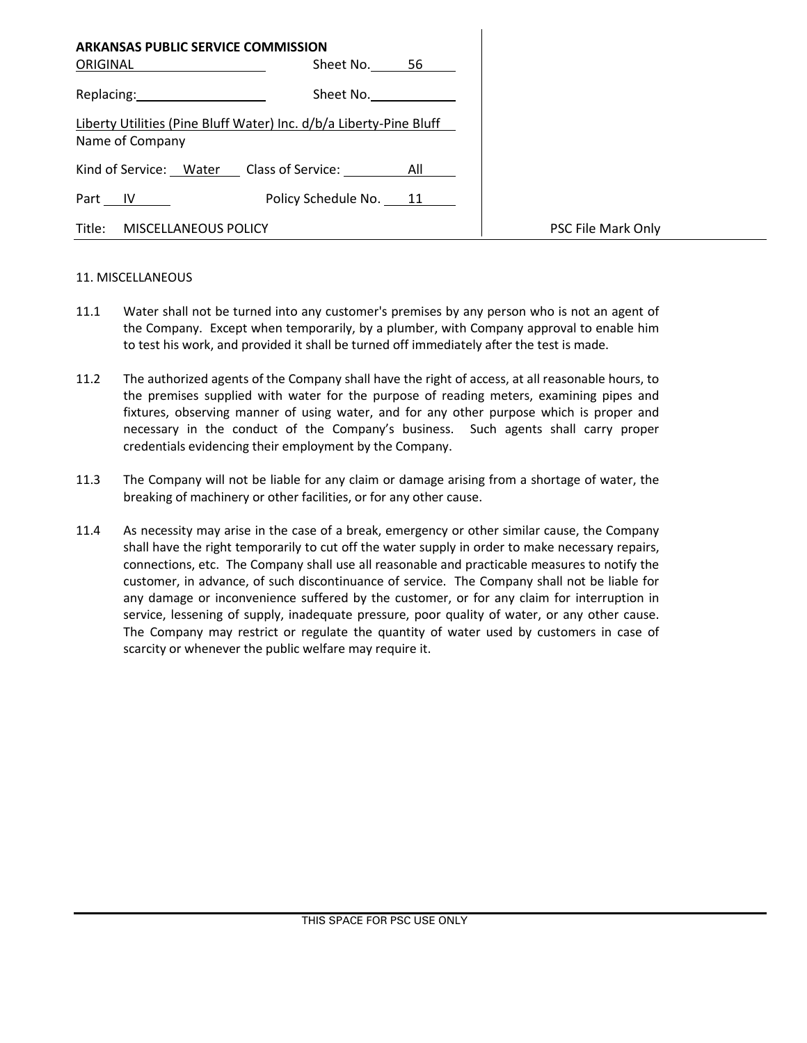**ARKANSAS PUBLIC SERVICE COMMISSION**

ORIGINAL Sheet No. 56

Replacing: Sheet No.

Liberty Utilities (Pine Bluff Water) Inc. d/b/a Liberty-Pine Bluff
Name of Company

Kind of Service: Water Class of Service: All

Part IV Policy Schedule No. 11

Title: MISCELLANEOUS POLICY

PSC File Mark Only

11. MISCELLANEOUS

11.1 Water shall not be turned into any customer's premises by any person who is not an agent of the Company. Except when temporarily, by a plumber, with Company approval to enable him to test his work, and provided it shall be turned off immediately after the test is made.

11.2 The authorized agents of the Company shall have the right of access, at all reasonable hours, to the premises supplied with water for the purpose of reading meters, examining pipes and fixtures, observing manner of using water, and for any other purpose which is proper and necessary in the conduct of the Company's business. Such agents shall carry proper credentials evidencing their employment by the Company.

11.3 The Company will not be liable for any claim or damage arising from a shortage of water, the breaking of machinery or other facilities, or for any other cause.

11.4 As necessity may arise in the case of a break, emergency or other similar cause, the Company shall have the right temporarily to cut off the water supply in order to make necessary repairs, connections, etc. The Company shall use all reasonable and practicable measures to notify the customer, in advance, of such discontinuance of service. The Company shall not be liable for any damage or inconvenience suffered by the customer, or for any claim for interruption in service, lessening of supply, inadequate pressure, poor quality of water, or any other cause. The Company may restrict or regulate the quantity of water used by customers in case of scarcity or whenever the public welfare may require it.

THIS SPACE FOR PSC USE ONLY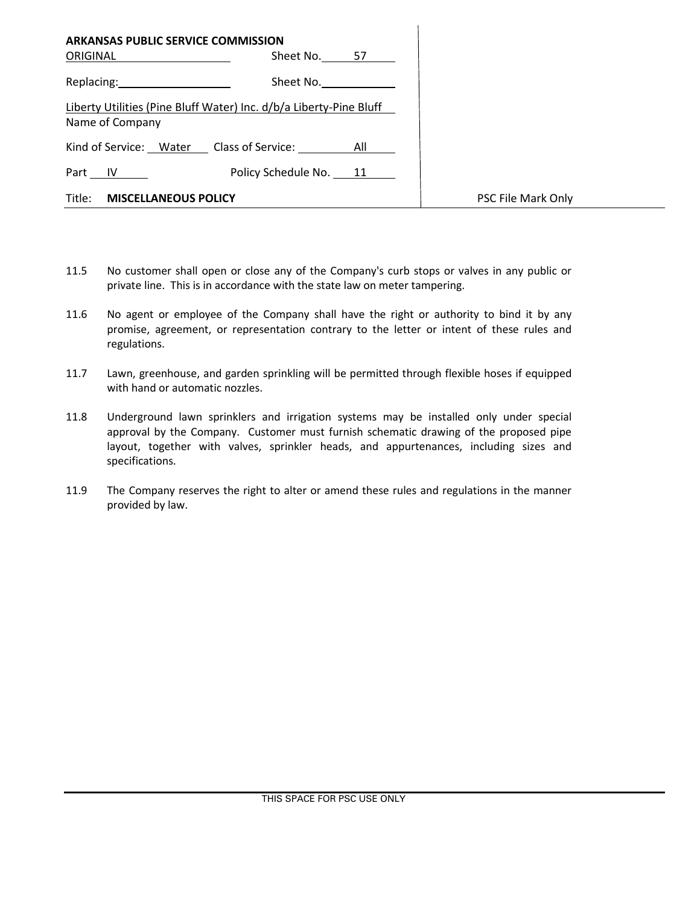**ARKANSAS PUBLIC SERVICE COMMISSION**

| | | |
|---|---|---|
| ORIGINAL | Sheet No. 57 | |
| Replacing: | Sheet No. | |
| Liberty Utilities (Pine Bluff Water) Inc. d/b/a Liberty-Pine Bluff<br>Name of Company | | |
| Kind of Service: Water | Class of Service: All | |
| Part IV | Policy Schedule No. 11 | |
| Title: **MISCELLANEOUS POLICY** | | PSC File Mark Only |

11.5 No customer shall open or close any of the Company's curb stops or valves in any public or private line. This is in accordance with the state law on meter tampering.

11.6 No agent or employee of the Company shall have the right or authority to bind it by any promise, agreement, or representation contrary to the letter or intent of these rules and regulations.

11.7 Lawn, greenhouse, and garden sprinkling will be permitted through flexible hoses if equipped with hand or automatic nozzles.

11.8 Underground lawn sprinklers and irrigation systems may be installed only under special approval by the Company. Customer must furnish schematic drawing of the proposed pipe layout, together with valves, sprinkler heads, and appurtenances, including sizes and specifications.

11.9 The Company reserves the right to alter or amend these rules and regulations in the manner provided by law.

THIS SPACE FOR PSC USE ONLY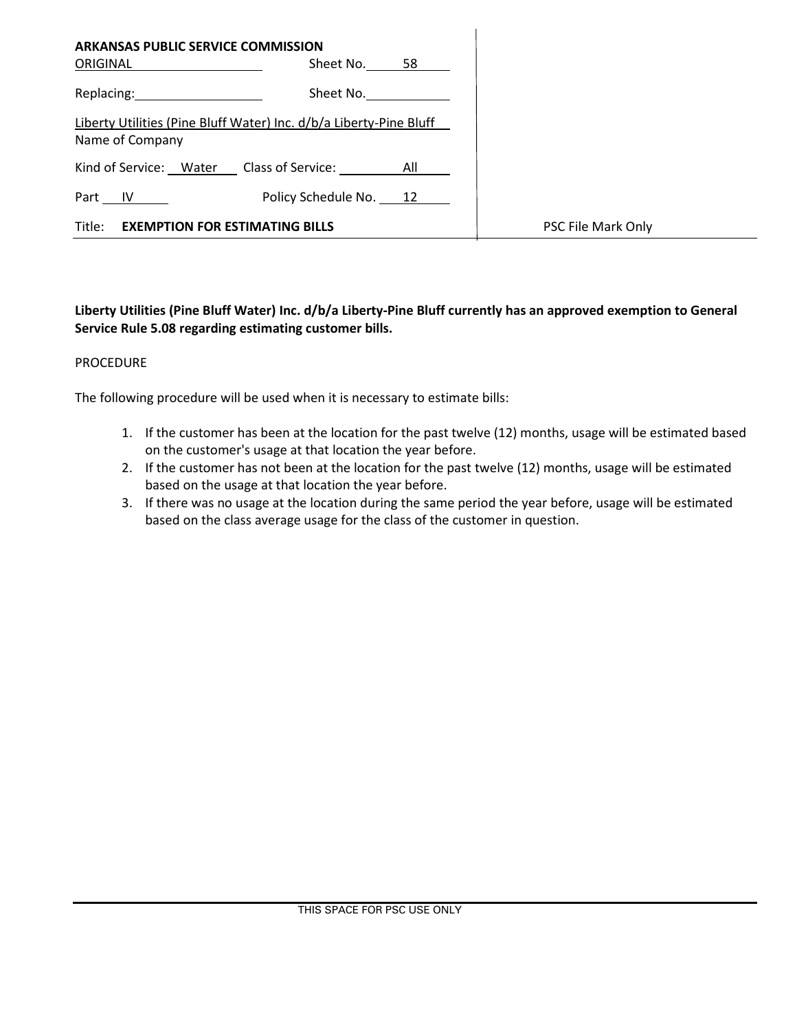**ARKANSAS PUBLIC SERVICE COMMISSION**

ORIGINAL Sheet No. 58

Replacing: Sheet No.

Liberty Utilities (Pine Bluff Water) Inc. d/b/a Liberty-Pine Bluff
Name of Company

Kind of Service: Water Class of Service: All

Part IV Policy Schedule No. 12

Title: **EXEMPTION FOR ESTIMATING BILLS**

PSC File Mark Only

**Liberty Utilities (Pine Bluff Water) Inc. d/b/a Liberty-Pine Bluff currently has an approved exemption to General Service Rule 5.08 regarding estimating customer bills.**

PROCEDURE

The following procedure will be used when it is necessary to estimate bills:

1. If the customer has been at the location for the past twelve (12) months, usage will be estimated based on the customer's usage at that location the year before.
2. If the customer has not been at the location for the past twelve (12) months, usage will be estimated based on the usage at that location the year before.
3. If there was no usage at the location during the same period the year before, usage will be estimated based on the class average usage for the class of the customer in question.

THIS SPACE FOR PSC USE ONLY